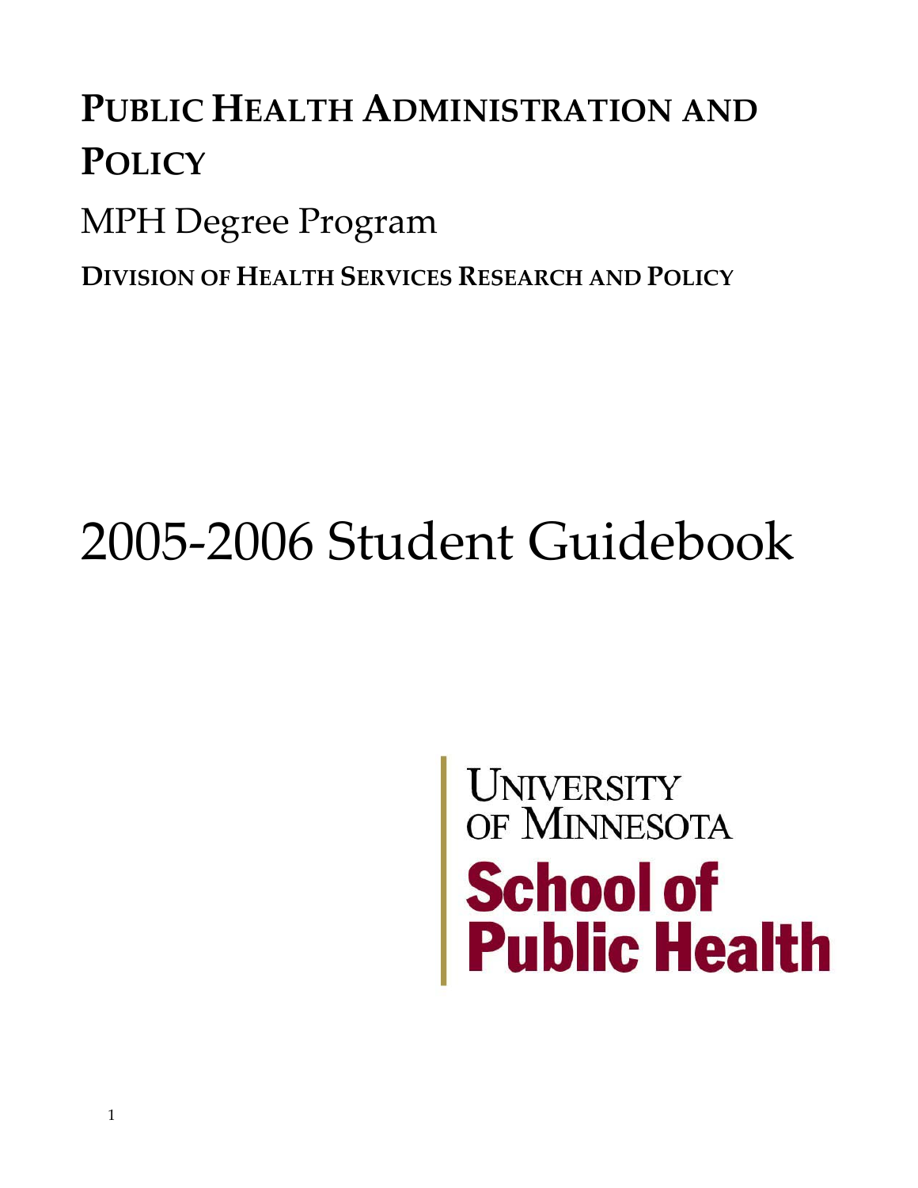# PUBLIC HEALTH ADMINISTRATION AND POLICY

## MPH Degree Program

### DIVISION OF HEALTH SERVICES RESEARCH AND POLICY

# 2005-2006 Student Guidebook

UNIVERSITY OF MINNESOTA

**School of Public Health**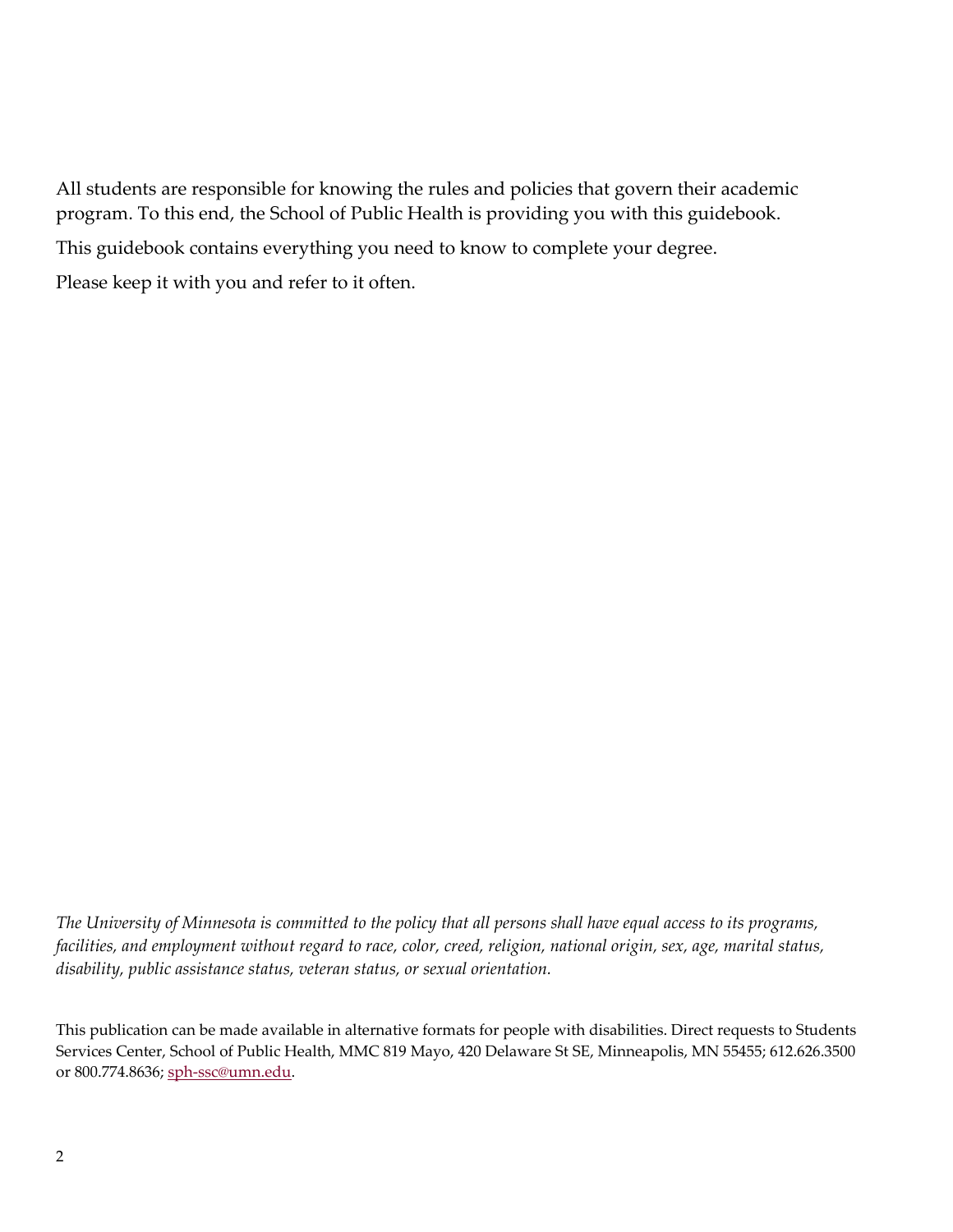All students are responsible for knowing the rules and policies that govern their academic program. To this end, the School of Public Health is providing you with this guidebook.

This guidebook contains everything you need to know to complete your degree.

Please keep it with you and refer to it often.

*The University of Minnesota is committed to the policy that all persons shall have equal access to its programs, facilities, and employment without regard to race, color, creed, religion, national origin, sex, age, marital status, disability, public assistance status, veteran status, or sexual orientation.*

This publication can be made available in alternative formats for people with disabilities. Direct requests to Students Services Center, School of Public Health, MMC 819 Mayo, 420 Delaware St SE, Minneapolis, MN 55455; 612.626.3500 or 800.774.8636; sph-ssc@umn.edu.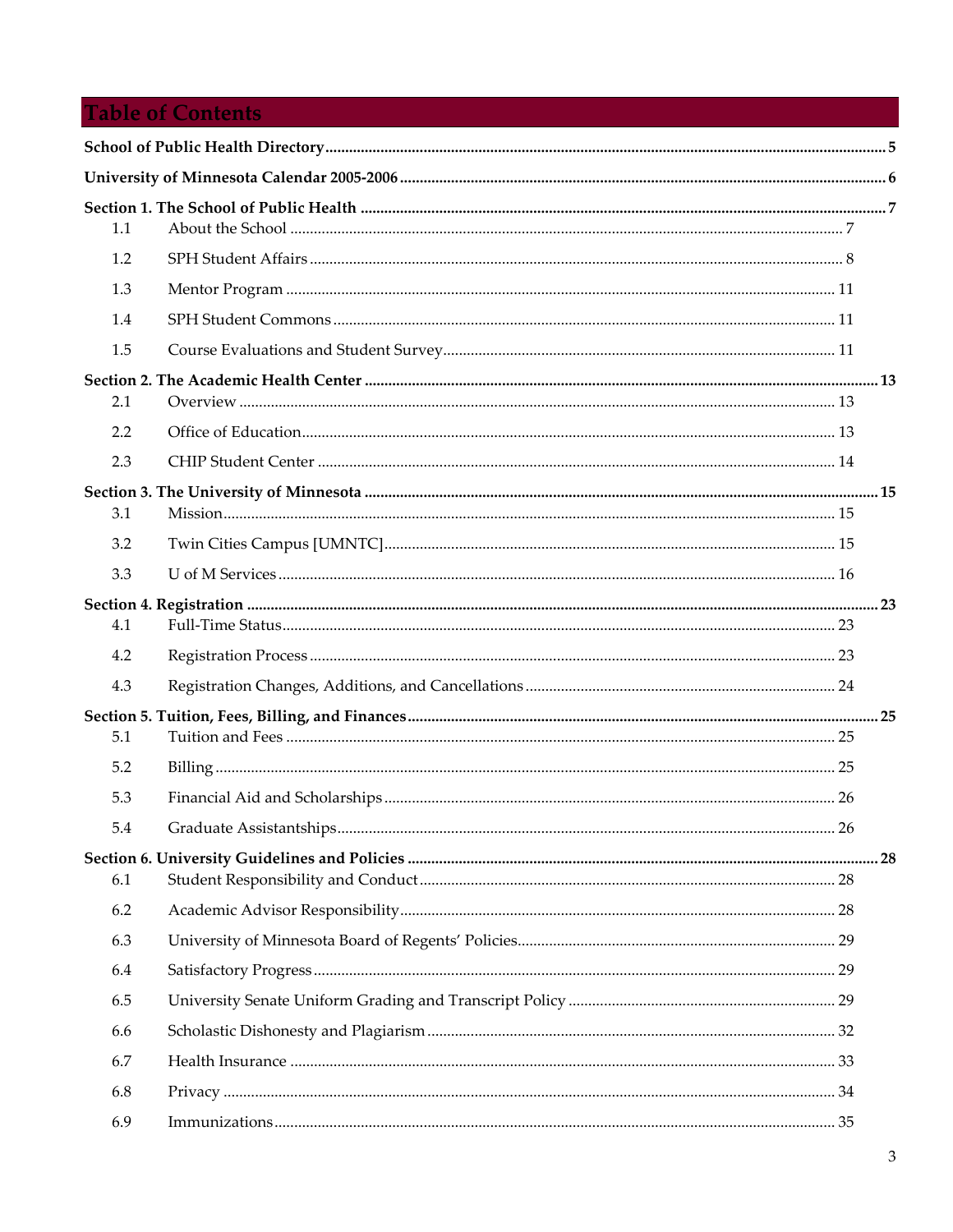# Table of Contents

**School of Public Health Directory** ... 5

**University of Minnesota Calendar 2005-2006** ... 6

**Section 1. The School of Public Health** ... 7

- 1.1 About the School ... 7
- 1.2 SPH Student Affairs ... 8
- 1.3 Mentor Program ... 11
- 1.4 SPH Student Commons ... 11
- 1.5 Course Evaluations and Student Survey ... 11

**Section 2. The Academic Health Center** ... 13

- 2.1 Overview ... 13
- 2.2 Office of Education ... 13
- 2.3 CHIP Student Center ... 14

**Section 3. The University of Minnesota** ... 15

- 3.1 Mission ... 15
- 3.2 Twin Cities Campus [UMNTC] ... 15
- 3.3 U of M Services ... 16

**Section 4. Registration** ... 23

- 4.1 Full-Time Status ... 23
- 4.2 Registration Process ... 23
- 4.3 Registration Changes, Additions, and Cancellations ... 24

**Section 5. Tuition, Fees, Billing, and Finances** ... 25

- 5.1 Tuition and Fees ... 25
- 5.2 Billing ... 25
- 5.3 Financial Aid and Scholarships ... 26
- 5.4 Graduate Assistantships ... 26

**Section 6. University Guidelines and Policies** ... 28

- 6.1 Student Responsibility and Conduct ... 28
- 6.2 Academic Advisor Responsibility ... 28
- 6.3 University of Minnesota Board of Regents' Policies ... 29
- 6.4 Satisfactory Progress ... 29
- 6.5 University Senate Uniform Grading and Transcript Policy ... 29
- 6.6 Scholastic Dishonesty and Plagiarism ... 32
- 6.7 Health Insurance ... 33
- 6.8 Privacy ... 34
- 6.9 Immunizations ... 35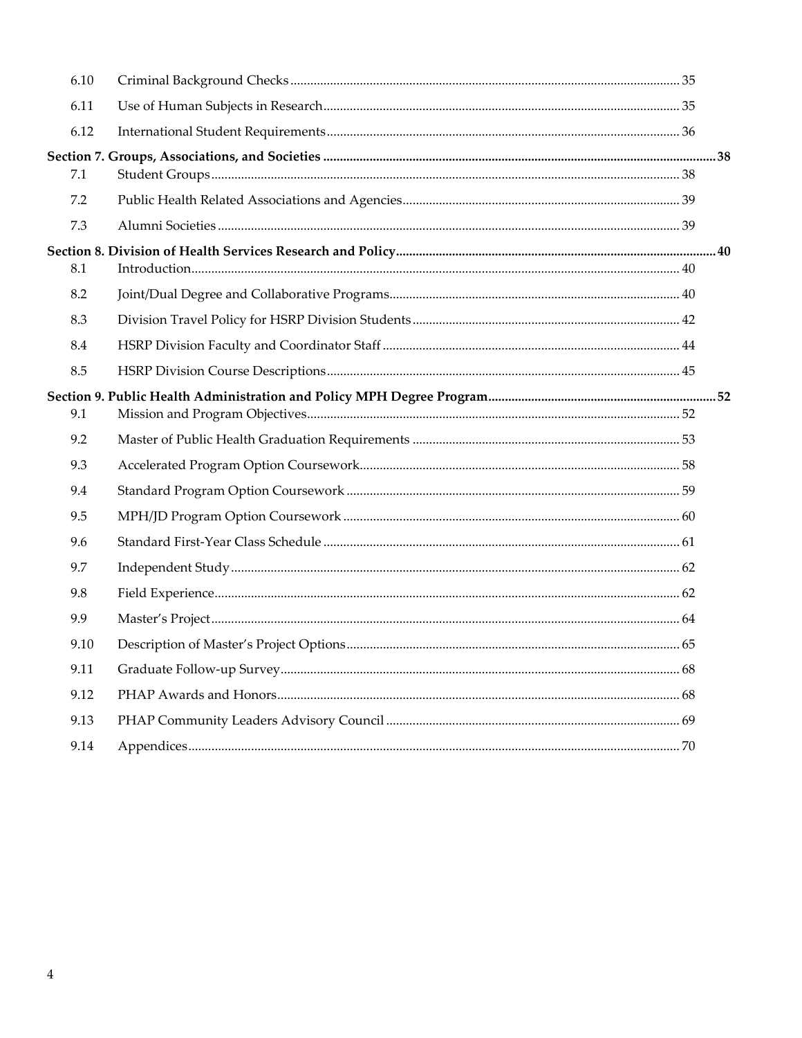| | | |
|---|---|---|
| 6.10 | Criminal Background Checks | 35 |
| 6.11 | Use of Human Subjects in Research | 35 |
| 6.12 | International Student Requirements | 36 |
| **Section 7. Groups, Associations, and Societies** | | **38** |
| 7.1 | Student Groups | 38 |
| 7.2 | Public Health Related Associations and Agencies | 39 |
| 7.3 | Alumni Societies | 39 |
| **Section 8. Division of Health Services Research and Policy** | | **40** |
| 8.1 | Introduction | 40 |
| 8.2 | Joint/Dual Degree and Collaborative Programs | 40 |
| 8.3 | Division Travel Policy for HSRP Division Students | 42 |
| 8.4 | HSRP Division Faculty and Coordinator Staff | 44 |
| 8.5 | HSRP Division Course Descriptions | 45 |
| **Section 9. Public Health Administration and Policy MPH Degree Program** | | **52** |
| 9.1 | Mission and Program Objectives | 52 |
| 9.2 | Master of Public Health Graduation Requirements | 53 |
| 9.3 | Accelerated Program Option Coursework | 58 |
| 9.4 | Standard Program Option Coursework | 59 |
| 9.5 | MPH/JD Program Option Coursework | 60 |
| 9.6 | Standard First-Year Class Schedule | 61 |
| 9.7 | Independent Study | 62 |
| 9.8 | Field Experience | 62 |
| 9.9 | Master's Project | 64 |
| 9.10 | Description of Master's Project Options | 65 |
| 9.11 | Graduate Follow-up Survey | 68 |
| 9.12 | PHAP Awards and Honors | 68 |
| 9.13 | PHAP Community Leaders Advisory Council | 69 |
| 9.14 | Appendices | 70 |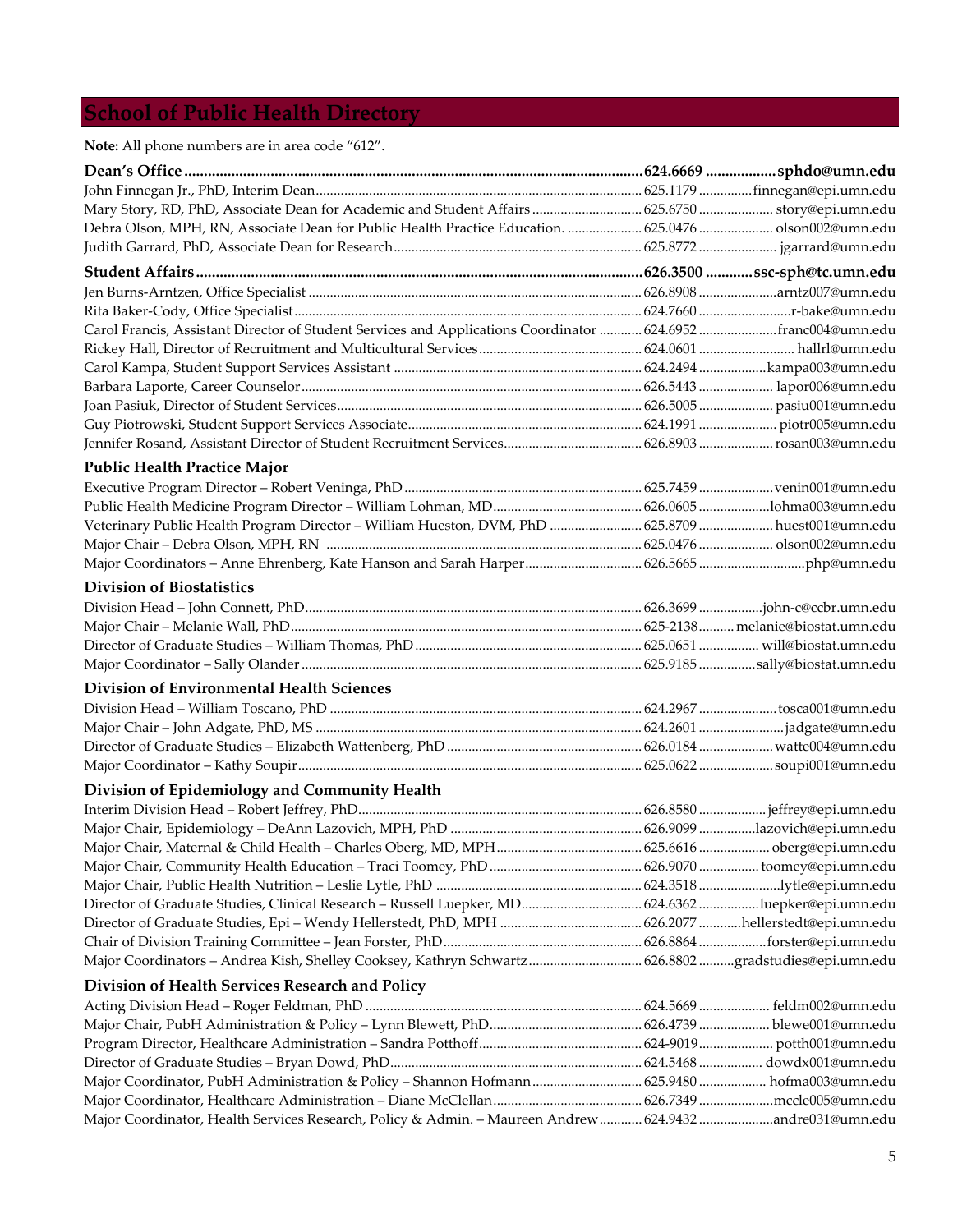# School of Public Health Directory

**Note:** All phone numbers are in area code "612".

| Name | Phone | Email |
|---|---|---|
| **Dean's Office** | **624.6669** | **sphdo@umn.edu** |
| John Finnegan Jr., PhD, Interim Dean | 625.1179 | finnegan@epi.umn.edu |
| Mary Story, RD, PhD, Associate Dean for Academic and Student Affairs | 625.6750 | story@epi.umn.edu |
| Debra Olson, MPH, RN, Associate Dean for Public Health Practice Education. | 625.0476 | olson002@umn.edu |
| Judith Garrard, PhD, Associate Dean for Research | 625.8772 | jgarrard@umn.edu |
| **Student Affairs** | **626.3500** | **ssc-sph@tc.umn.edu** |
| Jen Burns-Arntzen, Office Specialist | 626.8908 | arntz007@umn.edu |
| Rita Baker-Cody, Office Specialist | 624.7660 | r-bake@umn.edu |
| Carol Francis, Assistant Director of Student Services and Applications Coordinator | 624.6952 | franc004@umn.edu |
| Rickey Hall, Director of Recruitment and Multicultural Services | 624.0601 | hallrl@umn.edu |
| Carol Kampa, Student Support Services Assistant | 624.2494 | kampa003@umn.edu |
| Barbara Laporte, Career Counselor | 626.5443 | lapor006@umn.edu |
| Joan Pasiuk, Director of Student Services | 626.5005 | pasiu001@umn.edu |
| Guy Piotrowski, Student Support Services Associate | 624.1991 | piotr005@umn.edu |
| Jennifer Rosand, Assistant Director of Student Recruitment Services | 626.8903 | rosan003@umn.edu |

### Public Health Practice Major

| Name | Phone | Email |
|---|---|---|
| Executive Program Director – Robert Veninga, PhD | 625.7459 | venin001@umn.edu |
| Public Health Medicine Program Director – William Lohman, MD | 626.0605 | lohma003@umn.edu |
| Veterinary Public Health Program Director – William Hueston, DVM, PhD | 625.8709 | huest001@umn.edu |
| Major Chair – Debra Olson, MPH, RN | 625.0476 | olson002@umn.edu |
| Major Coordinators – Anne Ehrenberg, Kate Hanson and Sarah Harper | 626.5665 | php@umn.edu |

### Division of Biostatistics

| Name | Phone | Email |
|---|---|---|
| Division Head – John Connett, PhD | 626.3699 | john-c@ccbr.umn.edu |
| Major Chair – Melanie Wall, PhD | 625-2138 | melanie@biostat.umn.edu |
| Director of Graduate Studies – William Thomas, PhD | 625.0651 | will@biostat.umn.edu |
| Major Coordinator – Sally Olander | 625.9185 | sally@biostat.umn.edu |

### Division of Environmental Health Sciences

| Name | Phone | Email |
|---|---|---|
| Division Head – William Toscano, PhD | 624.2967 | tosca001@umn.edu |
| Major Chair – John Adgate, PhD, MS | 624.2601 | jadgate@umn.edu |
| Director of Graduate Studies – Elizabeth Wattenberg, PhD | 626.0184 | watte004@umn.edu |
| Major Coordinator – Kathy Soupir | 625.0622 | soupi001@umn.edu |

### Division of Epidemiology and Community Health

| Name | Phone | Email |
|---|---|---|
| Interim Division Head – Robert Jeffrey, PhD | 626.8580 | jeffrey@epi.umn.edu |
| Major Chair, Epidemiology – DeAnn Lazovich, MPH, PhD | 626.9099 | lazovich@epi.umn.edu |
| Major Chair, Maternal & Child Health – Charles Oberg, MD, MPH | 625.6616 | oberg@epi.umn.edu |
| Major Chair, Community Health Education – Traci Toomey, PhD | 626.9070 | toomey@epi.umn.edu |
| Major Chair, Public Health Nutrition – Leslie Lytle, PhD | 624.3518 | lytle@epi.umn.edu |
| Director of Graduate Studies, Clinical Research – Russell Luepker, MD | 624.6362 | luepker@epi.umn.edu |
| Director of Graduate Studies, Epi – Wendy Hellerstedt, PhD, MPH | 626.2077 | hellerstedt@epi.umn.edu |
| Chair of Division Training Committee – Jean Forster, PhD | 626.8864 | forster@epi.umn.edu |
| Major Coordinators – Andrea Kish, Shelley Cooksey, Kathryn Schwartz | 626.8802 | gradstudies@epi.umn.edu |

### Division of Health Services Research and Policy

| Name | Phone | Email |
|---|---|---|
| Acting Division Head – Roger Feldman, PhD | 624.5669 | feldm002@umn.edu |
| Major Chair, PubH Administration & Policy – Lynn Blewett, PhD | 626.4739 | blewe001@umn.edu |
| Program Director, Healthcare Administration – Sandra Potthoff | 624-9019 | potth001@umn.edu |
| Director of Graduate Studies – Bryan Dowd, PhD | 624.5468 | dowdx001@umn.edu |
| Major Coordinator, PubH Administration & Policy – Shannon Hofmann | 625.9480 | hofma003@umn.edu |
| Major Coordinator, Healthcare Administration – Diane McClellan | 626.7349 | mccle005@umn.edu |
| Major Coordinator, Health Services Research, Policy & Admin. – Maureen Andrew | 624.9432 | andre031@umn.edu |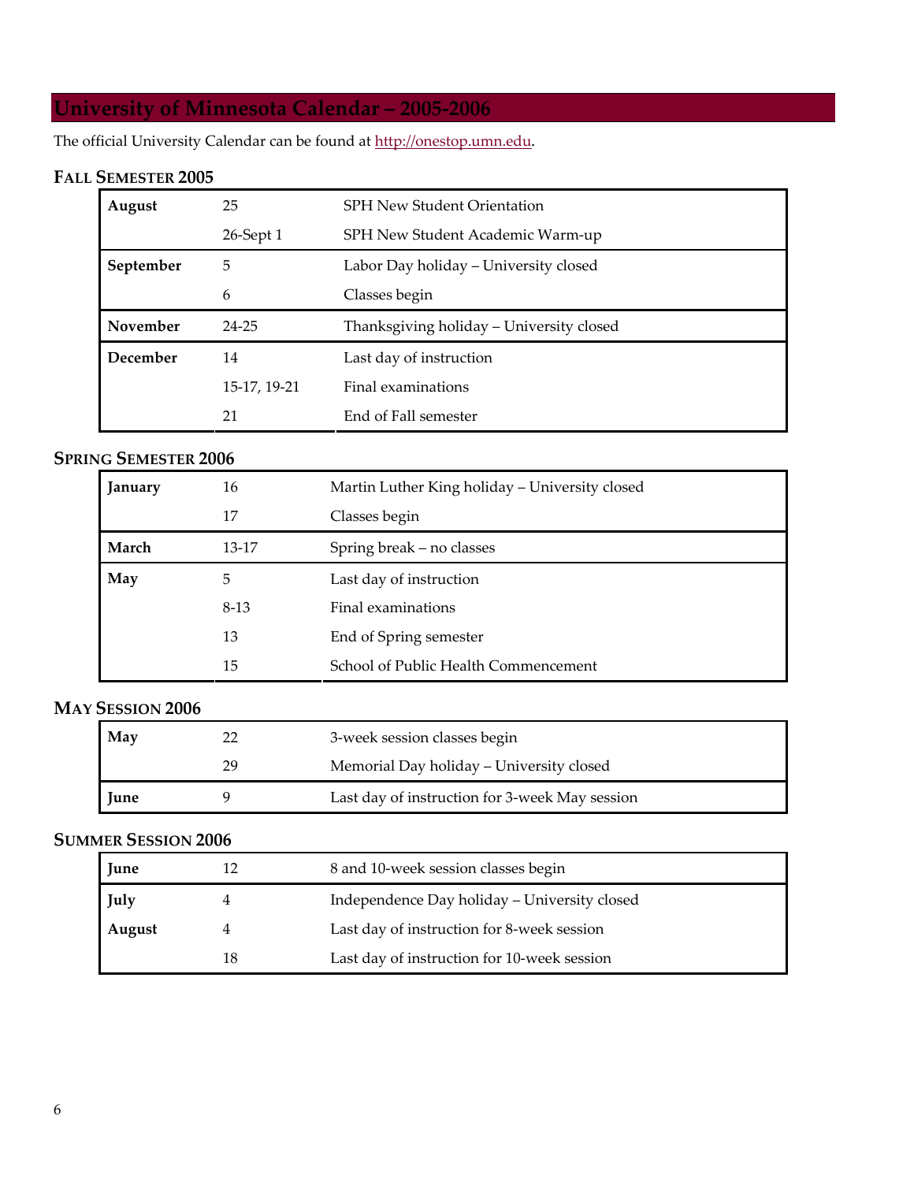# University of Minnesota Calendar – 2005-2006

The official University Calendar can be found at http://onestop.umn.edu.

### Fall Semester 2005

| | | |
|---|---|---|
| **August** | 25 | SPH New Student Orientation |
| | 26-Sept 1 | SPH New Student Academic Warm-up |
| **September** | 5 | Labor Day holiday – University closed |
| | 6 | Classes begin |
| **November** | 24-25 | Thanksgiving holiday – University closed |
| **December** | 14 | Last day of instruction |
| | 15-17, 19-21 | Final examinations |
| | 21 | End of Fall semester |

### Spring Semester 2006

| | | |
|---|---|---|
| **January** | 16 | Martin Luther King holiday – University closed |
| | 17 | Classes begin |
| **March** | 13-17 | Spring break – no classes |
| **May** | 5 | Last day of instruction |
| | 8-13 | Final examinations |
| | 13 | End of Spring semester |
| | 15 | School of Public Health Commencement |

### May Session 2006

| | | |
|---|---|---|
| **May** | 22 | 3-week session classes begin |
| | 29 | Memorial Day holiday – University closed |
| **June** | 9 | Last day of instruction for 3-week May session |

### Summer Session 2006

| | | |
|---|---|---|
| **June** | 12 | 8 and 10-week session classes begin |
| **July** | 4 | Independence Day holiday – University closed |
| **August** | 4 | Last day of instruction for 8-week session |
| | 18 | Last day of instruction for 10-week session |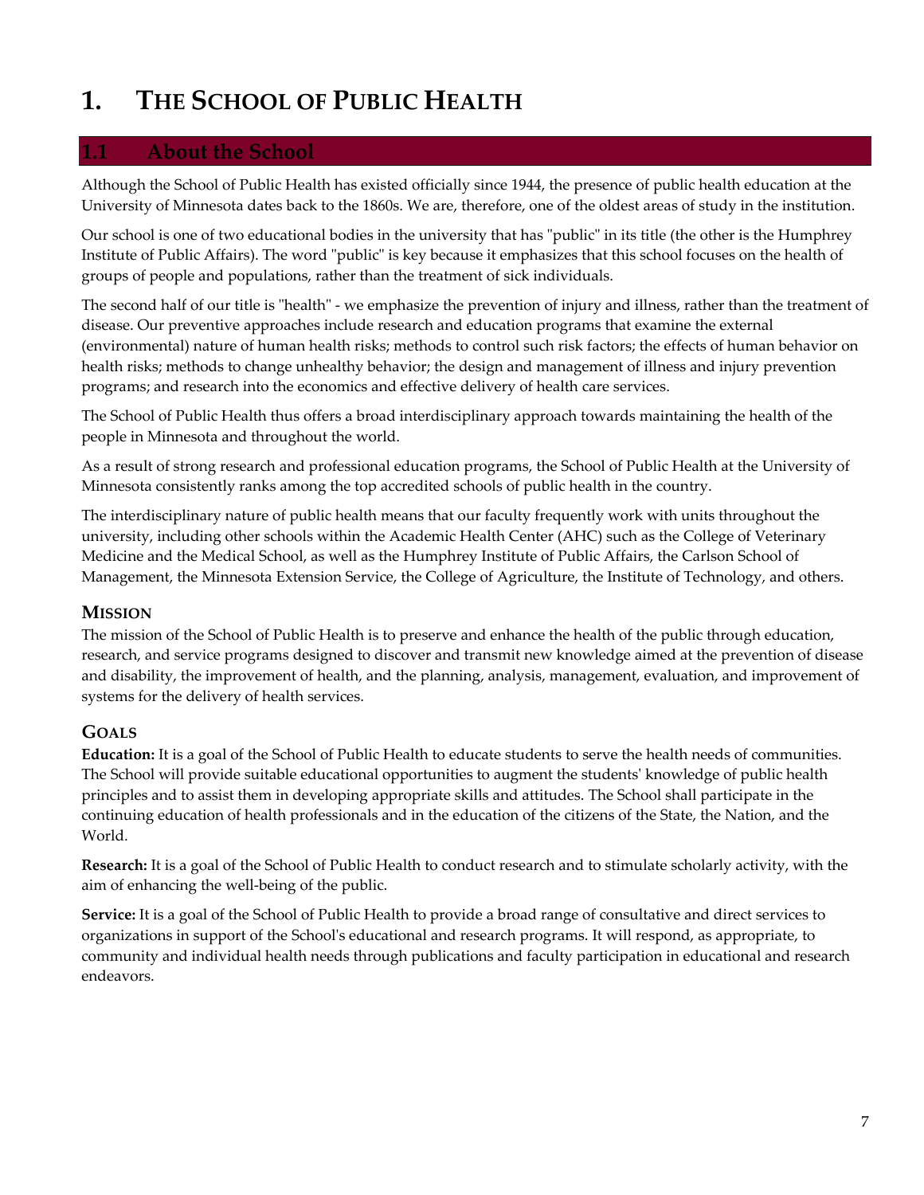# 1. THE SCHOOL OF PUBLIC HEALTH

## 1.1 About the School

Although the School of Public Health has existed officially since 1944, the presence of public health education at the University of Minnesota dates back to the 1860s. We are, therefore, one of the oldest areas of study in the institution.

Our school is one of two educational bodies in the university that has "public" in its title (the other is the Humphrey Institute of Public Affairs). The word "public" is key because it emphasizes that this school focuses on the health of groups of people and populations, rather than the treatment of sick individuals.

The second half of our title is "health" - we emphasize the prevention of injury and illness, rather than the treatment of disease. Our preventive approaches include research and education programs that examine the external (environmental) nature of human health risks; methods to control such risk factors; the effects of human behavior on health risks; methods to change unhealthy behavior; the design and management of illness and injury prevention programs; and research into the economics and effective delivery of health care services.

The School of Public Health thus offers a broad interdisciplinary approach towards maintaining the health of the people in Minnesota and throughout the world.

As a result of strong research and professional education programs, the School of Public Health at the University of Minnesota consistently ranks among the top accredited schools of public health in the country.

The interdisciplinary nature of public health means that our faculty frequently work with units throughout the university, including other schools within the Academic Health Center (AHC) such as the College of Veterinary Medicine and the Medical School, as well as the Humphrey Institute of Public Affairs, the Carlson School of Management, the Minnesota Extension Service, the College of Agriculture, the Institute of Technology, and others.

### MISSION

The mission of the School of Public Health is to preserve and enhance the health of the public through education, research, and service programs designed to discover and transmit new knowledge aimed at the prevention of disease and disability, the improvement of health, and the planning, analysis, management, evaluation, and improvement of systems for the delivery of health services.

### GOALS

**Education:** It is a goal of the School of Public Health to educate students to serve the health needs of communities. The School will provide suitable educational opportunities to augment the students' knowledge of public health principles and to assist them in developing appropriate skills and attitudes. The School shall participate in the continuing education of health professionals and in the education of the citizens of the State, the Nation, and the World.

**Research:** It is a goal of the School of Public Health to conduct research and to stimulate scholarly activity, with the aim of enhancing the well-being of the public.

**Service:** It is a goal of the School of Public Health to provide a broad range of consultative and direct services to organizations in support of the School's educational and research programs. It will respond, as appropriate, to community and individual health needs through publications and faculty participation in educational and research endeavors.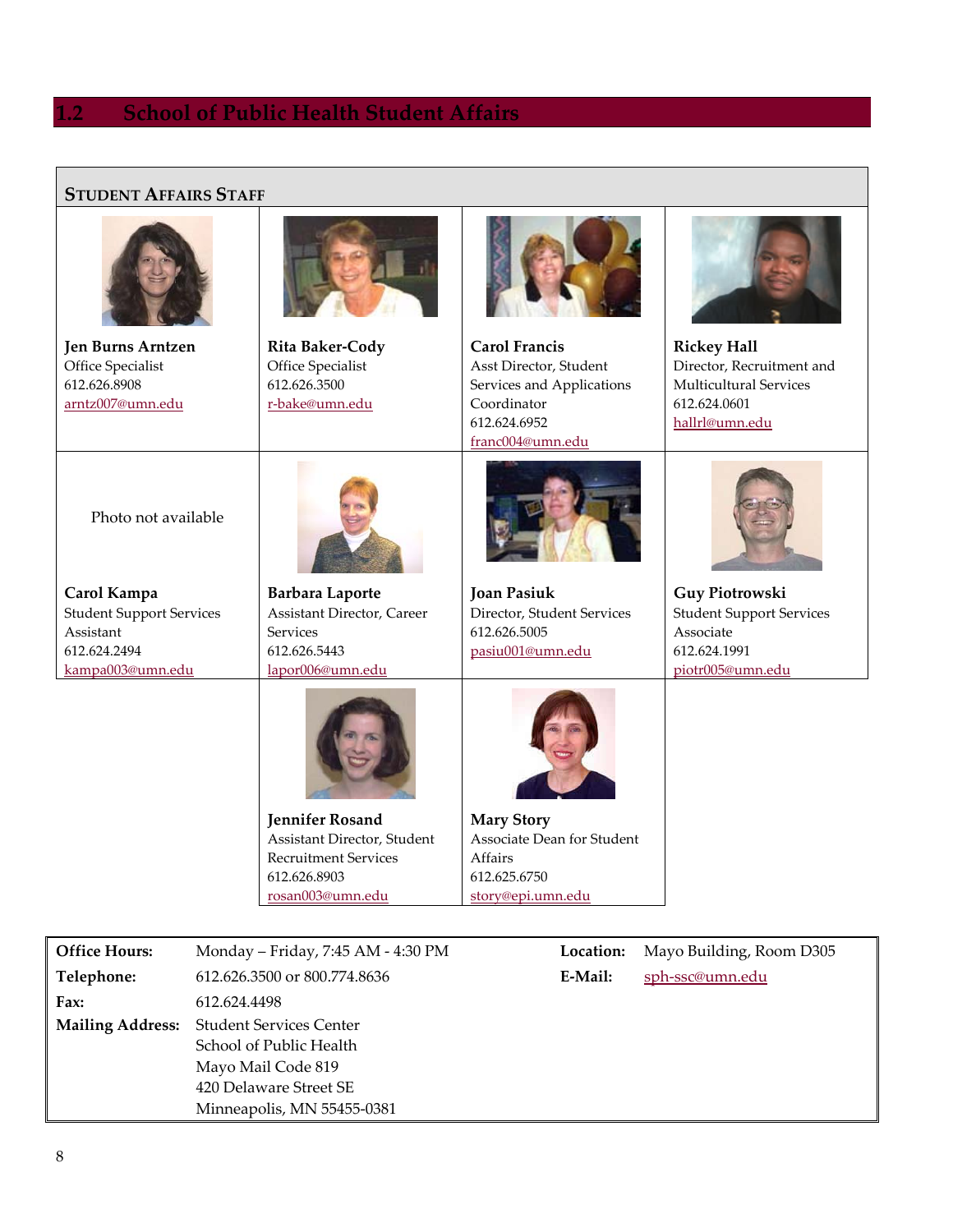## 1.2 School of Public Health Student Affairs

### Student Affairs Staff

**Jen Burns Arntzen**
Office Specialist
612.626.8908
arntz007@umn.edu

**Rita Baker-Cody**
Office Specialist
612.626.3500
r-bake@umn.edu

**Carol Francis**
Asst Director, Student Services and Applications Coordinator
612.624.6952
franc004@umn.edu

**Rickey Hall**
Director, Recruitment and Multicultural Services
612.624.0601
hallrl@umn.edu

Photo not available

**Carol Kampa**
Student Support Services Assistant
612.624.2494
kampa003@umn.edu

**Barbara Laporte**
Assistant Director, Career Services
612.626.5443
lapor006@umn.edu

**Joan Pasiuk**
Director, Student Services
612.626.5005
pasiu001@umn.edu

**Guy Piotrowski**
Student Support Services Associate
612.624.1991
piotr005@umn.edu

**Jennifer Rosand**
Assistant Director, Student Recruitment Services
612.626.8903
rosan003@umn.edu

**Mary Story**
Associate Dean for Student Affairs
612.625.6750
story@epi.umn.edu

| | | | |
|---|---|---|---|
| **Office Hours:** | Monday – Friday, 7:45 AM - 4:30 PM | **Location:** | Mayo Building, Room D305 |
| **Telephone:** | 612.626.3500 or 800.774.8636 | **E-Mail:** | sph-ssc@umn.edu |
| **Fax:** | 612.624.4498 | | |
| **Mailing Address:** | Student Services Center<br>School of Public Health<br>Mayo Mail Code 819<br>420 Delaware Street SE<br>Minneapolis, MN 55455-0381 | | |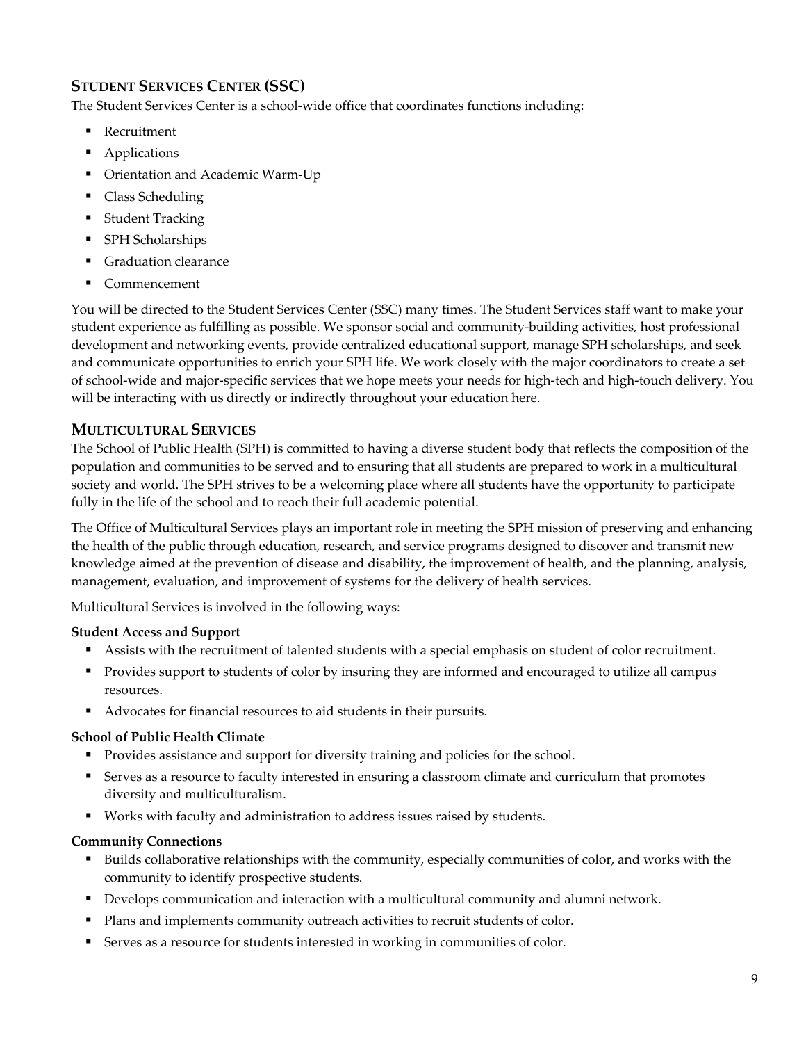## STUDENT SERVICES CENTER (SSC)

The Student Services Center is a school-wide office that coordinates functions including:

- Recruitment
- Applications
- Orientation and Academic Warm-Up
- Class Scheduling
- Student Tracking
- SPH Scholarships
- Graduation clearance
- Commencement

You will be directed to the Student Services Center (SSC) many times. The Student Services staff want to make your student experience as fulfilling as possible. We sponsor social and community-building activities, host professional development and networking events, provide centralized educational support, manage SPH scholarships, and seek and communicate opportunities to enrich your SPH life. We work closely with the major coordinators to create a set of school-wide and major-specific services that we hope meets your needs for high-tech and high-touch delivery. You will be interacting with us directly or indirectly throughout your education here.

## MULTICULTURAL SERVICES

The School of Public Health (SPH) is committed to having a diverse student body that reflects the composition of the population and communities to be served and to ensuring that all students are prepared to work in a multicultural society and world. The SPH strives to be a welcoming place where all students have the opportunity to participate fully in the life of the school and to reach their full academic potential.

The Office of Multicultural Services plays an important role in meeting the SPH mission of preserving and enhancing the health of the public through education, research, and service programs designed to discover and transmit new knowledge aimed at the prevention of disease and disability, the improvement of health, and the planning, analysis, management, evaluation, and improvement of systems for the delivery of health services.

Multicultural Services is involved in the following ways:

**Student Access and Support**

- Assists with the recruitment of talented students with a special emphasis on student of color recruitment.
- Provides support to students of color by insuring they are informed and encouraged to utilize all campus resources.
- Advocates for financial resources to aid students in their pursuits.

**School of Public Health Climate**

- Provides assistance and support for diversity training and policies for the school.
- Serves as a resource to faculty interested in ensuring a classroom climate and curriculum that promotes diversity and multiculturalism.
- Works with faculty and administration to address issues raised by students.

**Community Connections**

- Builds collaborative relationships with the community, especially communities of color, and works with the community to identify prospective students.
- Develops communication and interaction with a multicultural community and alumni network.
- Plans and implements community outreach activities to recruit students of color.
- Serves as a resource for students interested in working in communities of color.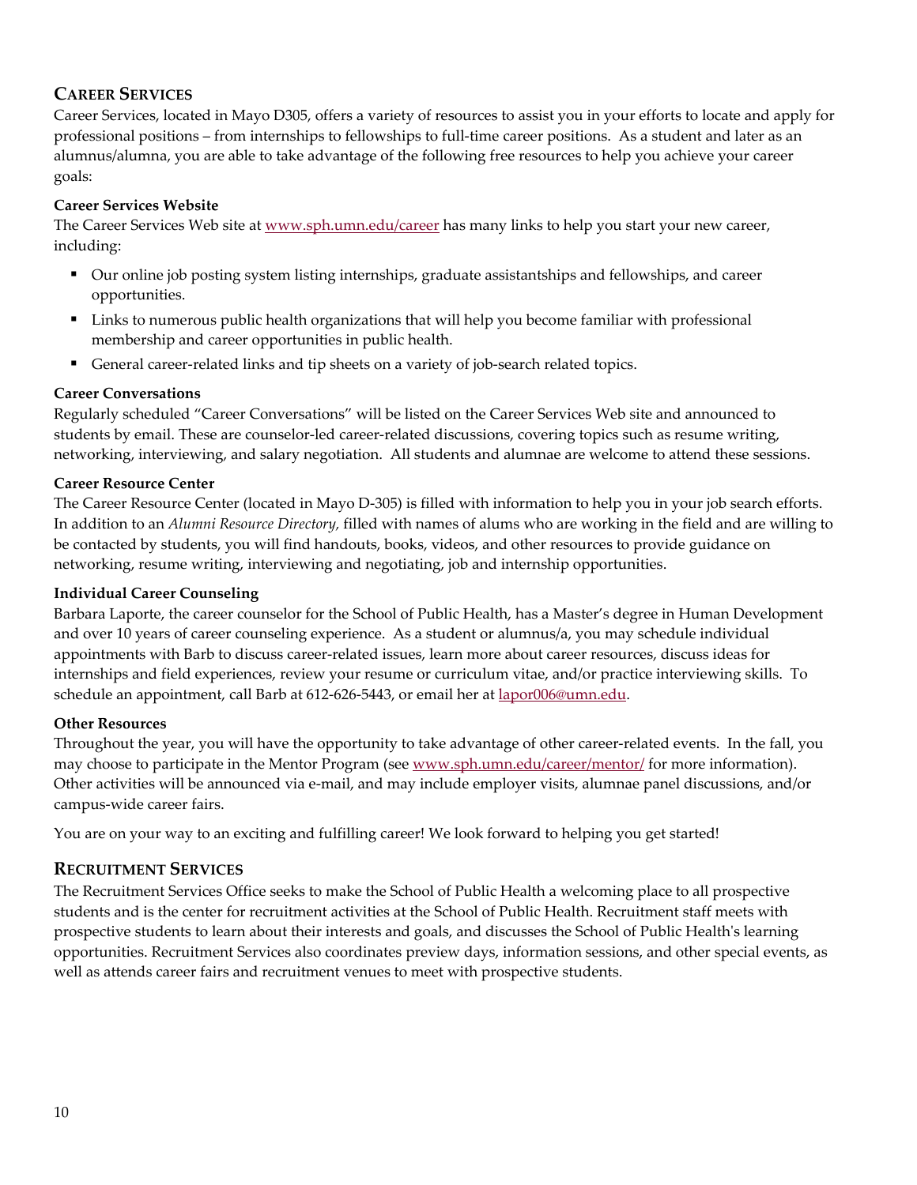## Career Services

Career Services, located in Mayo D305, offers a variety of resources to assist you in your efforts to locate and apply for professional positions – from internships to fellowships to full-time career positions. As a student and later as an alumnus/alumna, you are able to take advantage of the following free resources to help you achieve your career goals:

**Career Services Website**

The Career Services Web site at www.sph.umn.edu/career has many links to help you start your new career, including:

- Our online job posting system listing internships, graduate assistantships and fellowships, and career opportunities.
- Links to numerous public health organizations that will help you become familiar with professional membership and career opportunities in public health.
- General career-related links and tip sheets on a variety of job-search related topics.

**Career Conversations**

Regularly scheduled "Career Conversations" will be listed on the Career Services Web site and announced to students by email. These are counselor-led career-related discussions, covering topics such as resume writing, networking, interviewing, and salary negotiation. All students and alumnae are welcome to attend these sessions.

**Career Resource Center**

The Career Resource Center (located in Mayo D-305) is filled with information to help you in your job search efforts. In addition to an *Alumni Resource Directory,* filled with names of alums who are working in the field and are willing to be contacted by students, you will find handouts, books, videos, and other resources to provide guidance on networking, resume writing, interviewing and negotiating, job and internship opportunities.

**Individual Career Counseling**

Barbara Laporte, the career counselor for the School of Public Health, has a Master's degree in Human Development and over 10 years of career counseling experience. As a student or alumnus/a, you may schedule individual appointments with Barb to discuss career-related issues, learn more about career resources, discuss ideas for internships and field experiences, review your resume or curriculum vitae, and/or practice interviewing skills. To schedule an appointment, call Barb at 612-626-5443, or email her at lapor006@umn.edu.

**Other Resources**

Throughout the year, you will have the opportunity to take advantage of other career-related events. In the fall, you may choose to participate in the Mentor Program (see www.sph.umn.edu/career/mentor/ for more information). Other activities will be announced via e-mail, and may include employer visits, alumnae panel discussions, and/or campus-wide career fairs.

You are on your way to an exciting and fulfilling career! We look forward to helping you get started!

## Recruitment Services

The Recruitment Services Office seeks to make the School of Public Health a welcoming place to all prospective students and is the center for recruitment activities at the School of Public Health. Recruitment staff meets with prospective students to learn about their interests and goals, and discusses the School of Public Health's learning opportunities. Recruitment Services also coordinates preview days, information sessions, and other special events, as well as attends career fairs and recruitment venues to meet with prospective students.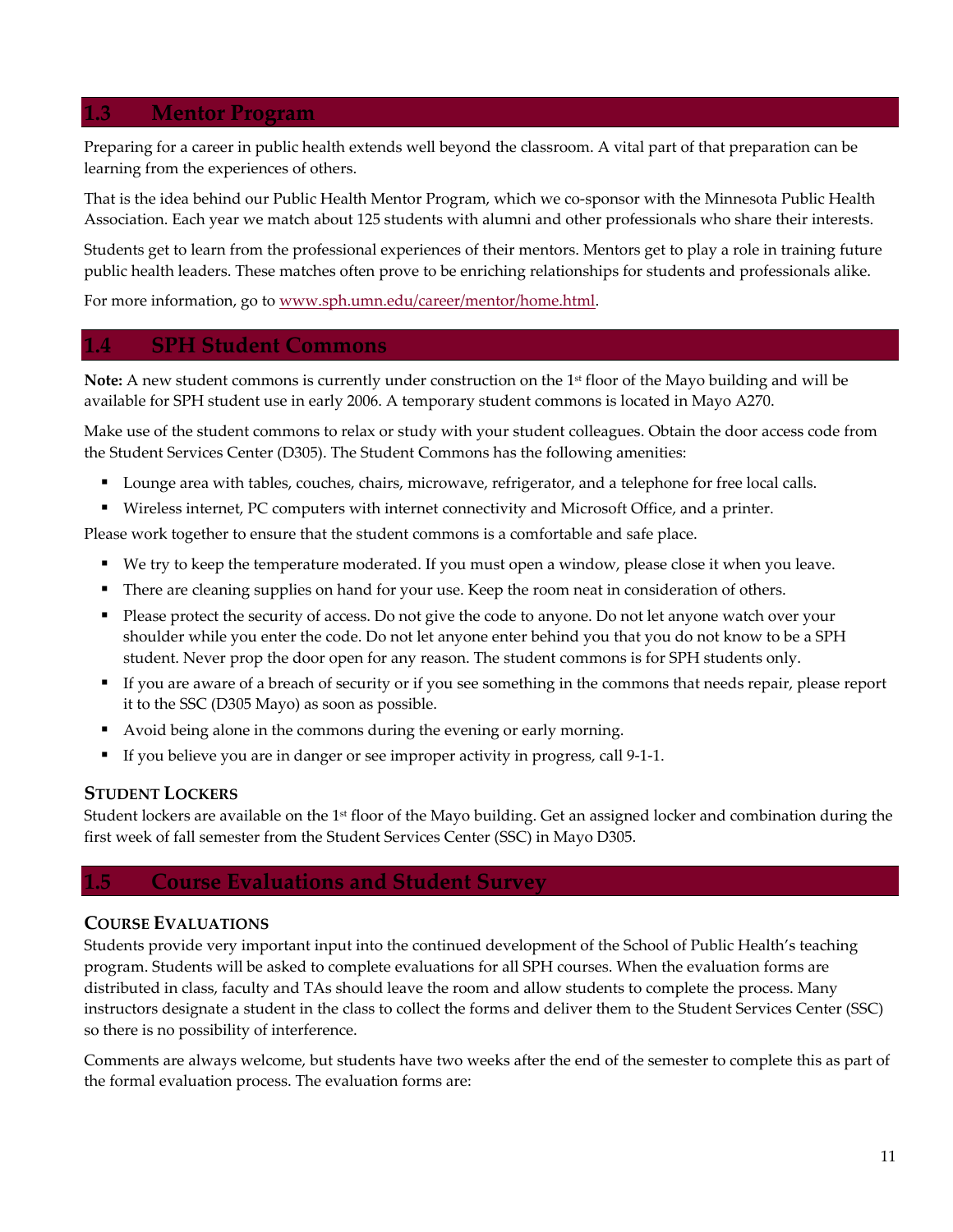## 1.3 Mentor Program

Preparing for a career in public health extends well beyond the classroom. A vital part of that preparation can be learning from the experiences of others.

That is the idea behind our Public Health Mentor Program, which we co-sponsor with the Minnesota Public Health Association. Each year we match about 125 students with alumni and other professionals who share their interests.

Students get to learn from the professional experiences of their mentors. Mentors get to play a role in training future public health leaders. These matches often prove to be enriching relationships for students and professionals alike.

For more information, go to [www.sph.umn.edu/career/mentor/home.html](www.sph.umn.edu/career/mentor/home.html).

## 1.4 SPH Student Commons

**Note:** A new student commons is currently under construction on the 1st floor of the Mayo building and will be available for SPH student use in early 2006. A temporary student commons is located in Mayo A270.

Make use of the student commons to relax or study with your student colleagues. Obtain the door access code from the Student Services Center (D305). The Student Commons has the following amenities:

- Lounge area with tables, couches, chairs, microwave, refrigerator, and a telephone for free local calls.
- Wireless internet, PC computers with internet connectivity and Microsoft Office, and a printer.

Please work together to ensure that the student commons is a comfortable and safe place.

- We try to keep the temperature moderated. If you must open a window, please close it when you leave.
- There are cleaning supplies on hand for your use. Keep the room neat in consideration of others.
- Please protect the security of access. Do not give the code to anyone. Do not let anyone watch over your shoulder while you enter the code. Do not let anyone enter behind you that you do not know to be a SPH student. Never prop the door open for any reason. The student commons is for SPH students only.
- If you are aware of a breach of security or if you see something in the commons that needs repair, please report it to the SSC (D305 Mayo) as soon as possible.
- Avoid being alone in the commons during the evening or early morning.
- If you believe you are in danger or see improper activity in progress, call 9-1-1.

### Student Lockers

Student lockers are available on the 1st floor of the Mayo building. Get an assigned locker and combination during the first week of fall semester from the Student Services Center (SSC) in Mayo D305.

## 1.5 Course Evaluations and Student Survey

### Course Evaluations

Students provide very important input into the continued development of the School of Public Health's teaching program. Students will be asked to complete evaluations for all SPH courses. When the evaluation forms are distributed in class, faculty and TAs should leave the room and allow students to complete the process. Many instructors designate a student in the class to collect the forms and deliver them to the Student Services Center (SSC) so there is no possibility of interference.

Comments are always welcome, but students have two weeks after the end of the semester to complete this as part of the formal evaluation process. The evaluation forms are: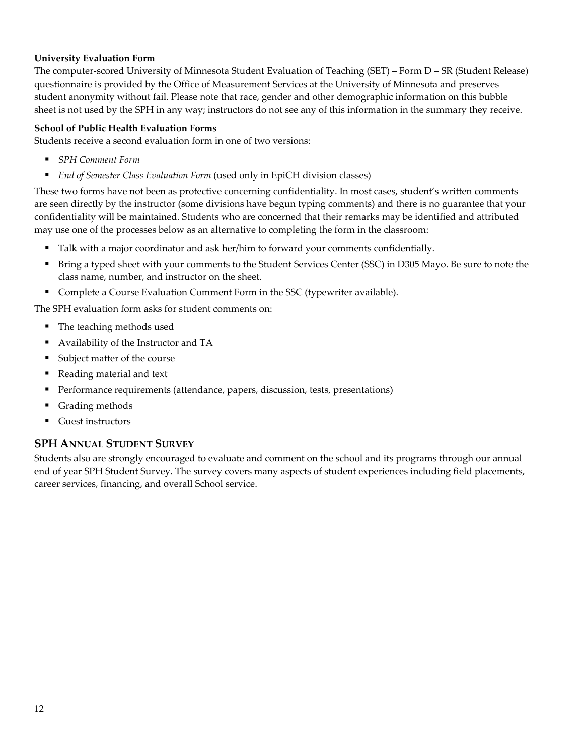**University Evaluation Form**

The computer-scored University of Minnesota Student Evaluation of Teaching (SET) – Form D – SR (Student Release) questionnaire is provided by the Office of Measurement Services at the University of Minnesota and preserves student anonymity without fail. Please note that race, gender and other demographic information on this bubble sheet is not used by the SPH in any way; instructors do not see any of this information in the summary they receive.

**School of Public Health Evaluation Forms**

Students receive a second evaluation form in one of two versions:

- *SPH Comment Form*
- *End of Semester Class Evaluation Form* (used only in EpiCH division classes)

These two forms have not been as protective concerning confidentiality. In most cases, student's written comments are seen directly by the instructor (some divisions have begun typing comments) and there is no guarantee that your confidentiality will be maintained. Students who are concerned that their remarks may be identified and attributed may use one of the processes below as an alternative to completing the form in the classroom:

- Talk with a major coordinator and ask her/him to forward your comments confidentially.
- Bring a typed sheet with your comments to the Student Services Center (SSC) in D305 Mayo. Be sure to note the class name, number, and instructor on the sheet.
- Complete a Course Evaluation Comment Form in the SSC (typewriter available).

The SPH evaluation form asks for student comments on:

- The teaching methods used
- Availability of the Instructor and TA
- Subject matter of the course
- Reading material and text
- Performance requirements (attendance, papers, discussion, tests, presentations)
- Grading methods
- Guest instructors

## SPH Annual Student Survey

Students also are strongly encouraged to evaluate and comment on the school and its programs through our annual end of year SPH Student Survey. The survey covers many aspects of student experiences including field placements, career services, financing, and overall School service.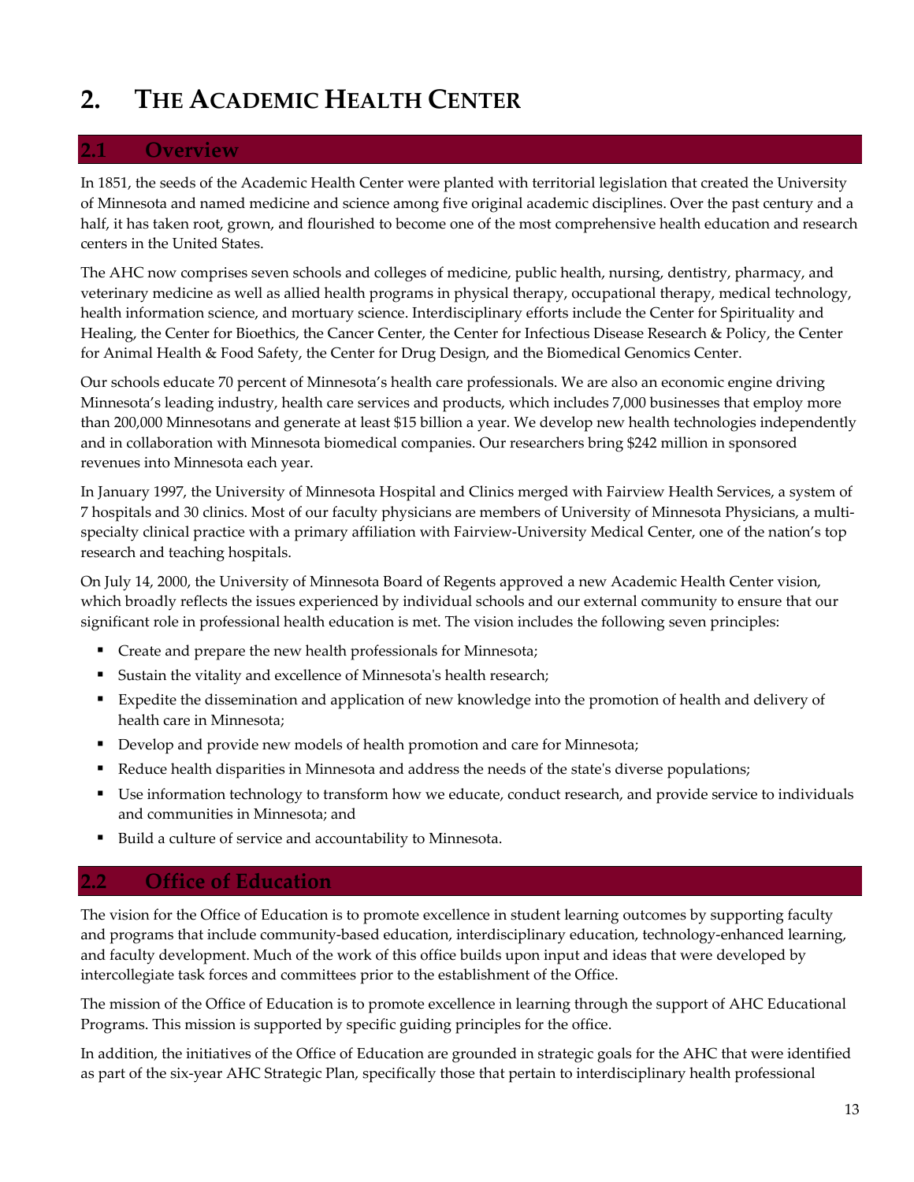# 2. THE ACADEMIC HEALTH CENTER

## 2.1 Overview

In 1851, the seeds of the Academic Health Center were planted with territorial legislation that created the University of Minnesota and named medicine and science among five original academic disciplines. Over the past century and a half, it has taken root, grown, and flourished to become one of the most comprehensive health education and research centers in the United States.

The AHC now comprises seven schools and colleges of medicine, public health, nursing, dentistry, pharmacy, and veterinary medicine as well as allied health programs in physical therapy, occupational therapy, medical technology, health information science, and mortuary science. Interdisciplinary efforts include the Center for Spirituality and Healing, the Center for Bioethics, the Cancer Center, the Center for Infectious Disease Research & Policy, the Center for Animal Health & Food Safety, the Center for Drug Design, and the Biomedical Genomics Center.

Our schools educate 70 percent of Minnesota's health care professionals. We are also an economic engine driving Minnesota's leading industry, health care services and products, which includes 7,000 businesses that employ more than 200,000 Minnesotans and generate at least $15 billion a year. We develop new health technologies independently and in collaboration with Minnesota biomedical companies. Our researchers bring $242 million in sponsored revenues into Minnesota each year.

In January 1997, the University of Minnesota Hospital and Clinics merged with Fairview Health Services, a system of 7 hospitals and 30 clinics. Most of our faculty physicians are members of University of Minnesota Physicians, a multi-specialty clinical practice with a primary affiliation with Fairview-University Medical Center, one of the nation's top research and teaching hospitals.

On July 14, 2000, the University of Minnesota Board of Regents approved a new Academic Health Center vision, which broadly reflects the issues experienced by individual schools and our external community to ensure that our significant role in professional health education is met. The vision includes the following seven principles:

- Create and prepare the new health professionals for Minnesota;
- Sustain the vitality and excellence of Minnesota's health research;
- Expedite the dissemination and application of new knowledge into the promotion of health and delivery of health care in Minnesota;
- Develop and provide new models of health promotion and care for Minnesota;
- Reduce health disparities in Minnesota and address the needs of the state's diverse populations;
- Use information technology to transform how we educate, conduct research, and provide service to individuals and communities in Minnesota; and
- Build a culture of service and accountability to Minnesota.

## 2.2 Office of Education

The vision for the Office of Education is to promote excellence in student learning outcomes by supporting faculty and programs that include community-based education, interdisciplinary education, technology-enhanced learning, and faculty development. Much of the work of this office builds upon input and ideas that were developed by intercollegiate task forces and committees prior to the establishment of the Office.

The mission of the Office of Education is to promote excellence in learning through the support of AHC Educational Programs. This mission is supported by specific guiding principles for the office.

In addition, the initiatives of the Office of Education are grounded in strategic goals for the AHC that were identified as part of the six-year AHC Strategic Plan, specifically those that pertain to interdisciplinary health professional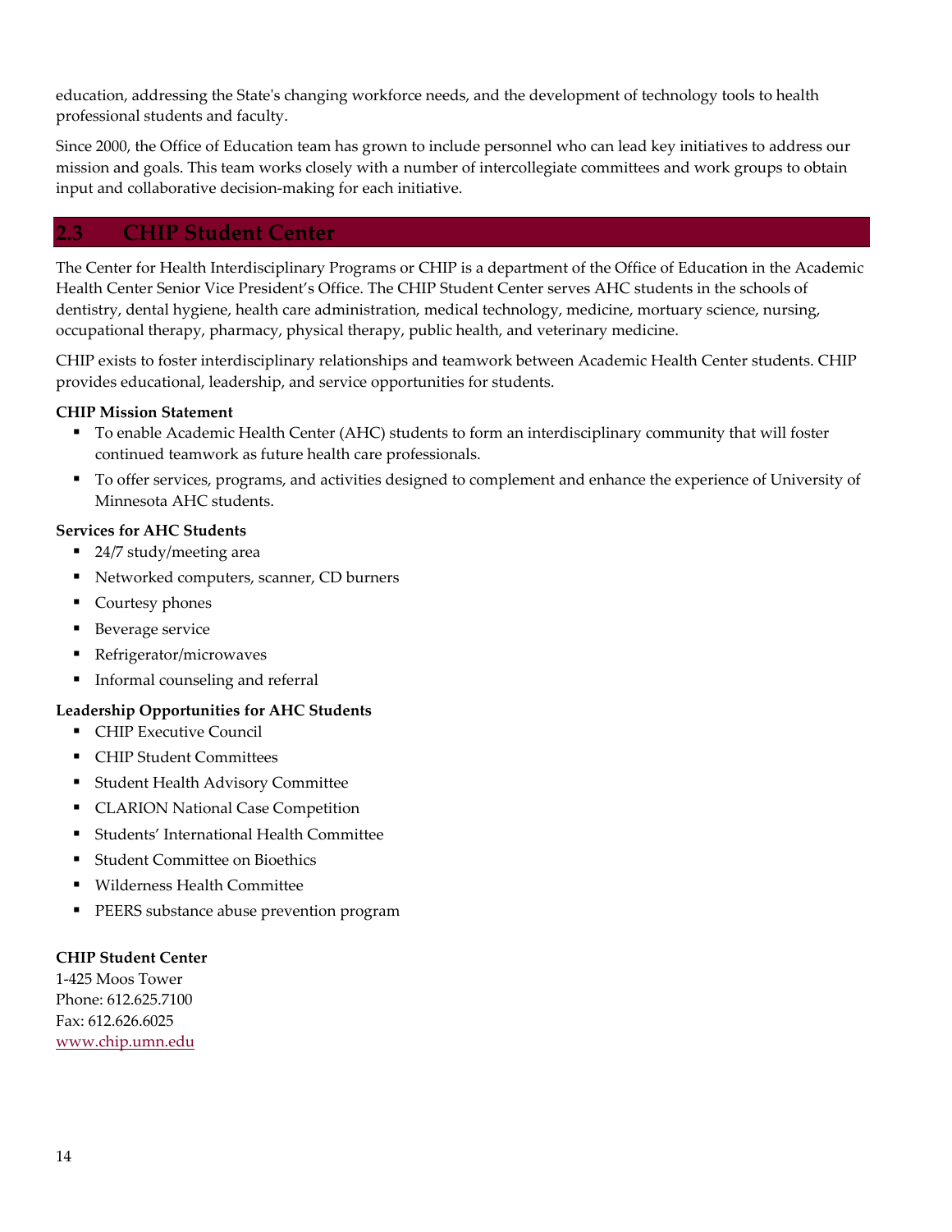education, addressing the State's changing workforce needs, and the development of technology tools to health professional students and faculty.

Since 2000, the Office of Education team has grown to include personnel who can lead key initiatives to address our mission and goals. This team works closely with a number of intercollegiate committees and work groups to obtain input and collaborative decision-making for each initiative.

## 2.3 CHIP Student Center

The Center for Health Interdisciplinary Programs or CHIP is a department of the Office of Education in the Academic Health Center Senior Vice President's Office. The CHIP Student Center serves AHC students in the schools of dentistry, dental hygiene, health care administration, medical technology, medicine, mortuary science, nursing, occupational therapy, pharmacy, physical therapy, public health, and veterinary medicine.

CHIP exists to foster interdisciplinary relationships and teamwork between Academic Health Center students. CHIP provides educational, leadership, and service opportunities for students.

**CHIP Mission Statement**

- To enable Academic Health Center (AHC) students to form an interdisciplinary community that will foster continued teamwork as future health care professionals.
- To offer services, programs, and activities designed to complement and enhance the experience of University of Minnesota AHC students.

**Services for AHC Students**

- 24/7 study/meeting area
- Networked computers, scanner, CD burners
- Courtesy phones
- Beverage service
- Refrigerator/microwaves
- Informal counseling and referral

**Leadership Opportunities for AHC Students**

- CHIP Executive Council
- CHIP Student Committees
- Student Health Advisory Committee
- CLARION National Case Competition
- Students' International Health Committee
- Student Committee on Bioethics
- Wilderness Health Committee
- PEERS substance abuse prevention program

**CHIP Student Center**
1-425 Moos Tower
Phone: 612.625.7100
Fax: 612.626.6025
www.chip.umn.edu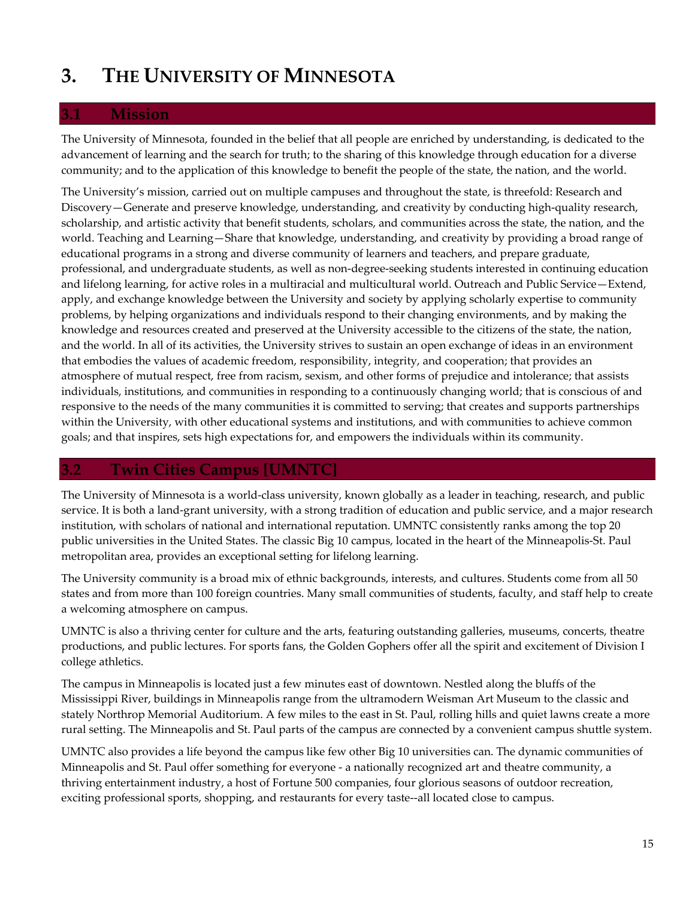# 3. THE UNIVERSITY OF MINNESOTA

## 3.1 Mission

The University of Minnesota, founded in the belief that all people are enriched by understanding, is dedicated to the advancement of learning and the search for truth; to the sharing of this knowledge through education for a diverse community; and to the application of this knowledge to benefit the people of the state, the nation, and the world.

The University's mission, carried out on multiple campuses and throughout the state, is threefold: Research and Discovery—Generate and preserve knowledge, understanding, and creativity by conducting high-quality research, scholarship, and artistic activity that benefit students, scholars, and communities across the state, the nation, and the world. Teaching and Learning—Share that knowledge, understanding, and creativity by providing a broad range of educational programs in a strong and diverse community of learners and teachers, and prepare graduate, professional, and undergraduate students, as well as non-degree-seeking students interested in continuing education and lifelong learning, for active roles in a multiracial and multicultural world. Outreach and Public Service—Extend, apply, and exchange knowledge between the University and society by applying scholarly expertise to community problems, by helping organizations and individuals respond to their changing environments, and by making the knowledge and resources created and preserved at the University accessible to the citizens of the state, the nation, and the world. In all of its activities, the University strives to sustain an open exchange of ideas in an environment that embodies the values of academic freedom, responsibility, integrity, and cooperation; that provides an atmosphere of mutual respect, free from racism, sexism, and other forms of prejudice and intolerance; that assists individuals, institutions, and communities in responding to a continuously changing world; that is conscious of and responsive to the needs of the many communities it is committed to serving; that creates and supports partnerships within the University, with other educational systems and institutions, and with communities to achieve common goals; and that inspires, sets high expectations for, and empowers the individuals within its community.

## 3.2 Twin Cities Campus [UMNTC]

The University of Minnesota is a world-class university, known globally as a leader in teaching, research, and public service. It is both a land-grant university, with a strong tradition of education and public service, and a major research institution, with scholars of national and international reputation. UMNTC consistently ranks among the top 20 public universities in the United States. The classic Big 10 campus, located in the heart of the Minneapolis-St. Paul metropolitan area, provides an exceptional setting for lifelong learning.

The University community is a broad mix of ethnic backgrounds, interests, and cultures. Students come from all 50 states and from more than 100 foreign countries. Many small communities of students, faculty, and staff help to create a welcoming atmosphere on campus.

UMNTC is also a thriving center for culture and the arts, featuring outstanding galleries, museums, concerts, theatre productions, and public lectures. For sports fans, the Golden Gophers offer all the spirit and excitement of Division I college athletics.

The campus in Minneapolis is located just a few minutes east of downtown. Nestled along the bluffs of the Mississippi River, buildings in Minneapolis range from the ultramodern Weisman Art Museum to the classic and stately Northrop Memorial Auditorium. A few miles to the east in St. Paul, rolling hills and quiet lawns create a more rural setting. The Minneapolis and St. Paul parts of the campus are connected by a convenient campus shuttle system.

UMNTC also provides a life beyond the campus like few other Big 10 universities can. The dynamic communities of Minneapolis and St. Paul offer something for everyone - a nationally recognized art and theatre community, a thriving entertainment industry, a host of Fortune 500 companies, four glorious seasons of outdoor recreation, exciting professional sports, shopping, and restaurants for every taste--all located close to campus.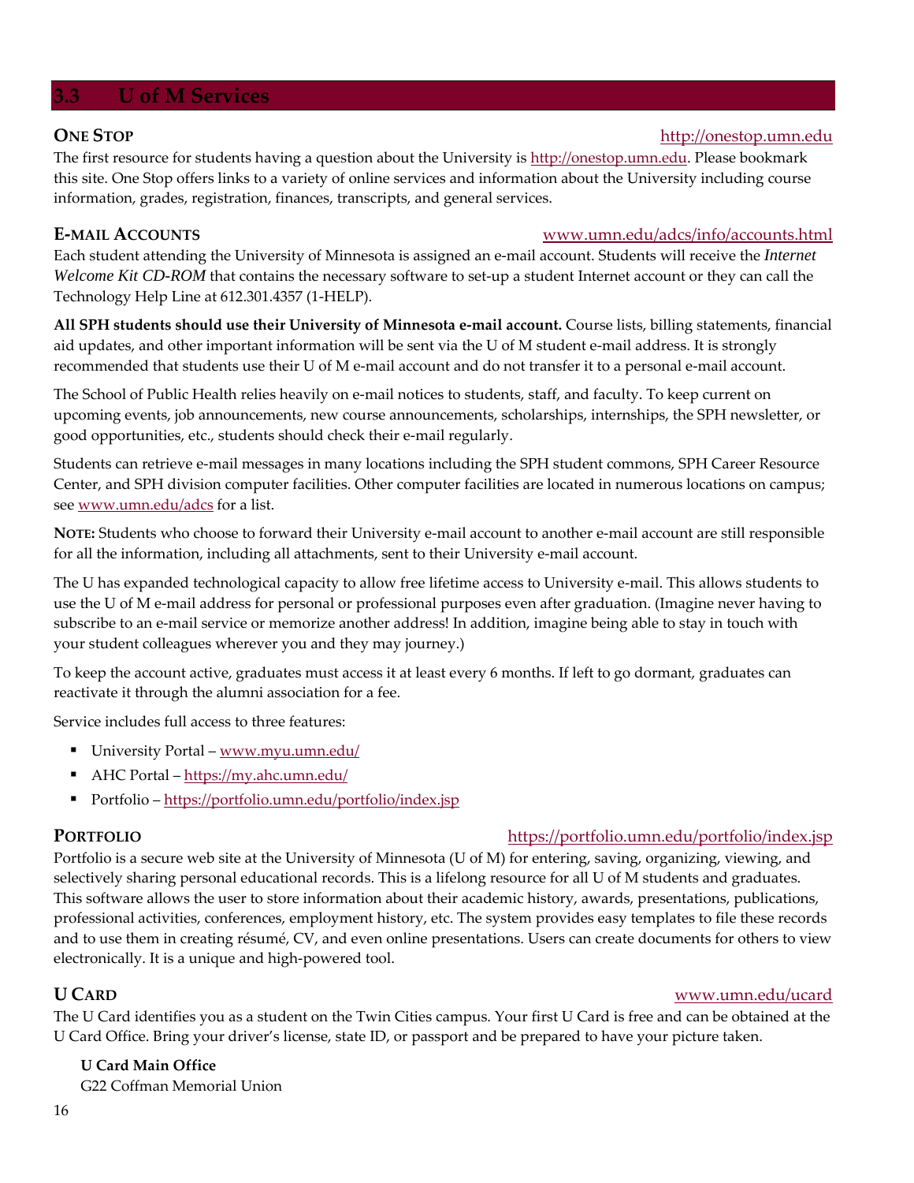## 3.3 U of M Services

### ONE STOP

http://onestop.umn.edu

The first resource for students having a question about the University is http://onestop.umn.edu. Please bookmark this site. One Stop offers links to a variety of online services and information about the University including course information, grades, registration, finances, transcripts, and general services.

### E-MAIL ACCOUNTS

www.umn.edu/adcs/info/accounts.html

Each student attending the University of Minnesota is assigned an e-mail account. Students will receive the *Internet Welcome Kit CD-ROM* that contains the necessary software to set-up a student Internet account or they can call the Technology Help Line at 612.301.4357 (1-HELP).

**All SPH students should use their University of Minnesota e-mail account.** Course lists, billing statements, financial aid updates, and other important information will be sent via the U of M student e-mail address. It is strongly recommended that students use their U of M e-mail account and do not transfer it to a personal e-mail account.

The School of Public Health relies heavily on e-mail notices to students, staff, and faculty. To keep current on upcoming events, job announcements, new course announcements, scholarships, internships, the SPH newsletter, or good opportunities, etc., students should check their e-mail regularly.

Students can retrieve e-mail messages in many locations including the SPH student commons, SPH Career Resource Center, and SPH division computer facilities. Other computer facilities are located in numerous locations on campus; see www.umn.edu/adcs for a list.

**NOTE:** Students who choose to forward their University e-mail account to another e-mail account are still responsible for all the information, including all attachments, sent to their University e-mail account.

The U has expanded technological capacity to allow free lifetime access to University e-mail. This allows students to use the U of M e-mail address for personal or professional purposes even after graduation. (Imagine never having to subscribe to an e-mail service or memorize another address! In addition, imagine being able to stay in touch with your student colleagues wherever you and they may journey.)

To keep the account active, graduates must access it at least every 6 months. If left to go dormant, graduates can reactivate it through the alumni association for a fee.

Service includes full access to three features:

- University Portal – www.myu.umn.edu/
- AHC Portal – https://my.ahc.umn.edu/
- Portfolio – https://portfolio.umn.edu/portfolio/index.jsp

### PORTFOLIO

https://portfolio.umn.edu/portfolio/index.jsp

Portfolio is a secure web site at the University of Minnesota (U of M) for entering, saving, organizing, viewing, and selectively sharing personal educational records. This is a lifelong resource for all U of M students and graduates. This software allows the user to store information about their academic history, awards, presentations, publications, professional activities, conferences, employment history, etc. The system provides easy templates to file these records and to use them in creating résumé, CV, and even online presentations. Users can create documents for others to view electronically. It is a unique and high-powered tool.

### U CARD

www.umn.edu/ucard

The U Card identifies you as a student on the Twin Cities campus. Your first U Card is free and can be obtained at the U Card Office. Bring your driver's license, state ID, or passport and be prepared to have your picture taken.

**U Card Main Office**
G22 Coffman Memorial Union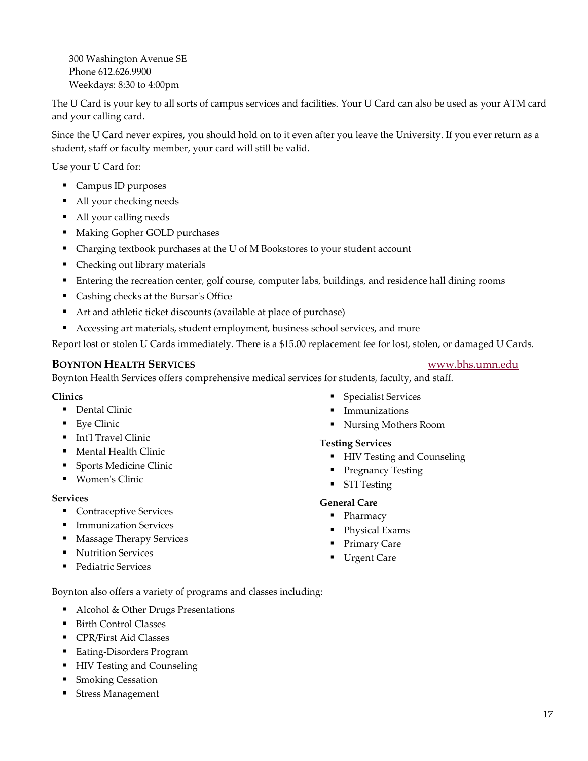300 Washington Avenue SE
Phone 612.626.9900
Weekdays: 8:30 to 4:00pm

The U Card is your key to all sorts of campus services and facilities. Your U Card can also be used as your ATM card and your calling card.

Since the U Card never expires, you should hold on to it even after you leave the University. If you ever return as a student, staff or faculty member, your card will still be valid.

Use your U Card for:

- Campus ID purposes
- All your checking needs
- All your calling needs
- Making Gopher GOLD purchases
- Charging textbook purchases at the U of M Bookstores to your student account
- Checking out library materials
- Entering the recreation center, golf course, computer labs, buildings, and residence hall dining rooms
- Cashing checks at the Bursar's Office
- Art and athletic ticket discounts (available at place of purchase)
- Accessing art materials, student employment, business school services, and more

Report lost or stolen U Cards immediately. There is a $15.00 replacement fee for lost, stolen, or damaged U Cards.

## BOYNTON HEALTH SERVICES

www.bhs.umn.edu

Boynton Health Services offers comprehensive medical services for students, faculty, and staff.

**Clinics**

- Dental Clinic
- Eye Clinic
- Int'l Travel Clinic
- Mental Health Clinic
- Sports Medicine Clinic
- Women's Clinic

**Services**

- Contraceptive Services
- Immunization Services
- Massage Therapy Services
- Nutrition Services
- Pediatric Services
- Specialist Services
- Immunizations
- Nursing Mothers Room

**Testing Services**

- HIV Testing and Counseling
- Pregnancy Testing
- STI Testing

**General Care**

- Pharmacy
- Physical Exams
- Primary Care
- Urgent Care

Boynton also offers a variety of programs and classes including:

- Alcohol & Other Drugs Presentations
- Birth Control Classes
- CPR/First Aid Classes
- Eating-Disorders Program
- HIV Testing and Counseling
- Smoking Cessation
- Stress Management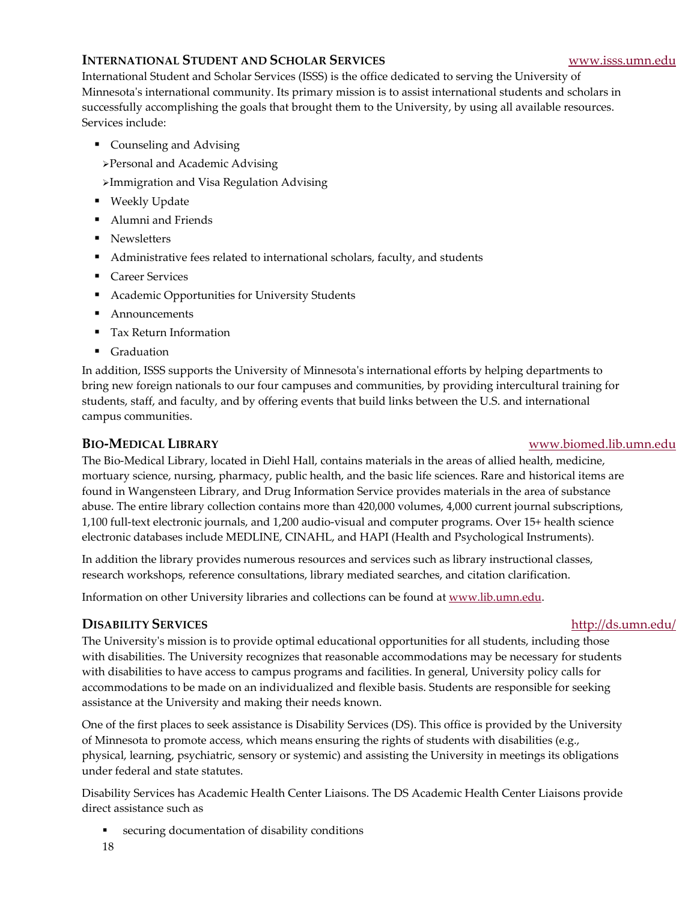## INTERNATIONAL STUDENT AND SCHOLAR SERVICES www.isss.umn.edu

International Student and Scholar Services (ISSS) is the office dedicated to serving the University of Minnesota's international community. Its primary mission is to assist international students and scholars in successfully accomplishing the goals that brought them to the University, by using all available resources. Services include:

- Counseling and Advising
  - Personal and Academic Advising
  - Immigration and Visa Regulation Advising
- Weekly Update
- Alumni and Friends
- Newsletters
- Administrative fees related to international scholars, faculty, and students
- Career Services
- Academic Opportunities for University Students
- Announcements
- Tax Return Information
- Graduation

In addition, ISSS supports the University of Minnesota's international efforts by helping departments to bring new foreign nationals to our four campuses and communities, by providing intercultural training for students, staff, and faculty, and by offering events that build links between the U.S. and international campus communities.

## BIO-MEDICAL LIBRARY www.biomed.lib.umn.edu

The Bio-Medical Library, located in Diehl Hall, contains materials in the areas of allied health, medicine, mortuary science, nursing, pharmacy, public health, and the basic life sciences. Rare and historical items are found in Wangensteen Library, and Drug Information Service provides materials in the area of substance abuse. The entire library collection contains more than 420,000 volumes, 4,000 current journal subscriptions, 1,100 full-text electronic journals, and 1,200 audio-visual and computer programs. Over 15+ health science electronic databases include MEDLINE, CINAHL, and HAPI (Health and Psychological Instruments).

In addition the library provides numerous resources and services such as library instructional classes, research workshops, reference consultations, library mediated searches, and citation clarification.

Information on other University libraries and collections can be found at www.lib.umn.edu.

## DISABILITY SERVICES http://ds.umn.edu/

The University's mission is to provide optimal educational opportunities for all students, including those with disabilities. The University recognizes that reasonable accommodations may be necessary for students with disabilities to have access to campus programs and facilities. In general, University policy calls for accommodations to be made on an individualized and flexible basis. Students are responsible for seeking assistance at the University and making their needs known.

One of the first places to seek assistance is Disability Services (DS). This office is provided by the University of Minnesota to promote access, which means ensuring the rights of students with disabilities (e.g., physical, learning, psychiatric, sensory or systemic) and assisting the University in meetings its obligations under federal and state statutes.

Disability Services has Academic Health Center Liaisons. The DS Academic Health Center Liaisons provide direct assistance such as

- securing documentation of disability conditions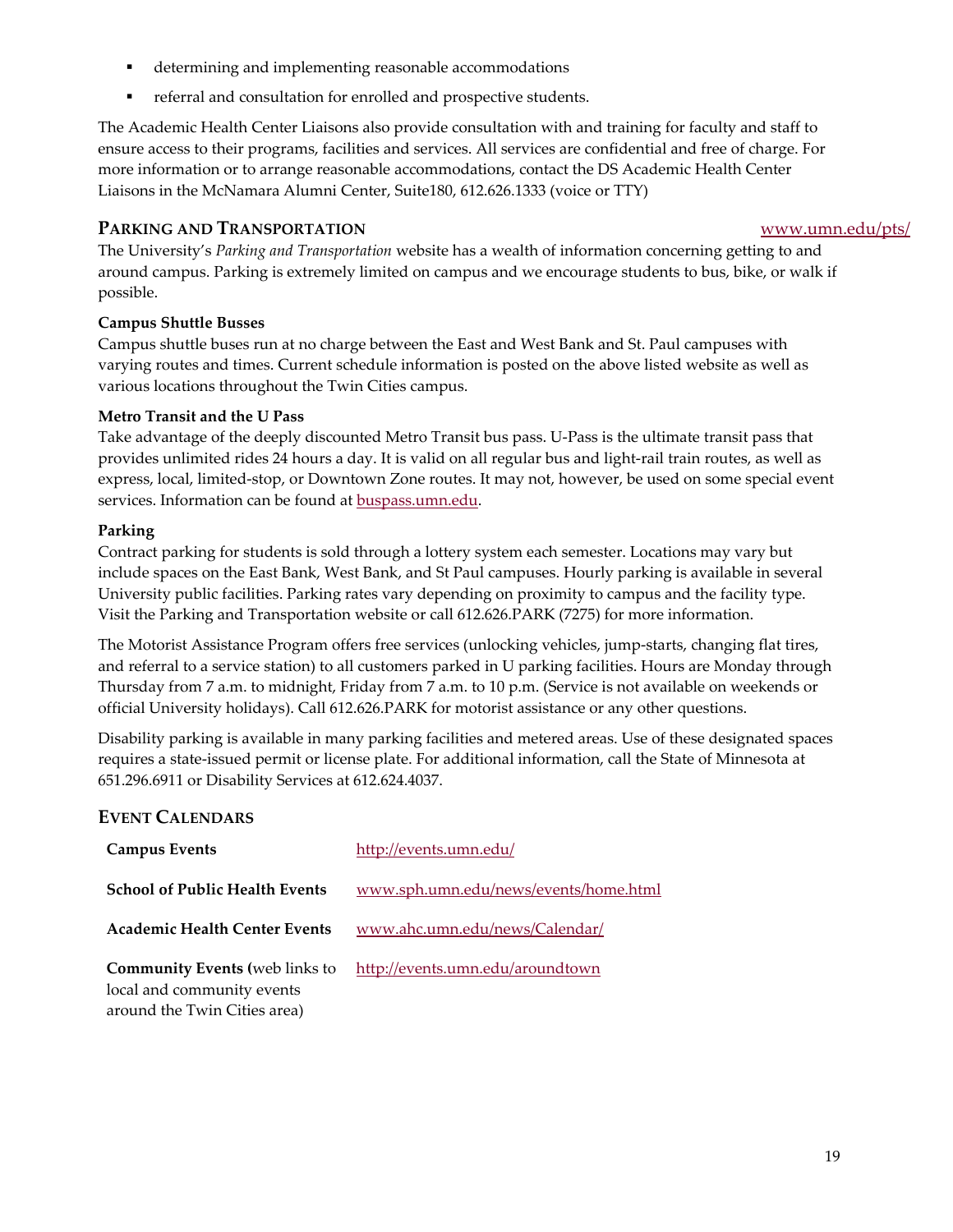- determining and implementing reasonable accommodations
- referral and consultation for enrolled and prospective students.

The Academic Health Center Liaisons also provide consultation with and training for faculty and staff to ensure access to their programs, facilities and services. All services are confidential and free of charge. For more information or to arrange reasonable accommodations, contact the DS Academic Health Center Liaisons in the McNamara Alumni Center, Suite180, 612.626.1333 (voice or TTY)

## PARKING AND TRANSPORTATION

www.umn.edu/pts/

The University's *Parking and Transportation* website has a wealth of information concerning getting to and around campus. Parking is extremely limited on campus and we encourage students to bus, bike, or walk if possible.

**Campus Shuttle Busses**

Campus shuttle buses run at no charge between the East and West Bank and St. Paul campuses with varying routes and times. Current schedule information is posted on the above listed website as well as various locations throughout the Twin Cities campus.

**Metro Transit and the U Pass**

Take advantage of the deeply discounted Metro Transit bus pass. U-Pass is the ultimate transit pass that provides unlimited rides 24 hours a day. It is valid on all regular bus and light-rail train routes, as well as express, local, limited-stop, or Downtown Zone routes. It may not, however, be used on some special event services. Information can be found at buspass.umn.edu.

**Parking**

Contract parking for students is sold through a lottery system each semester. Locations may vary but include spaces on the East Bank, West Bank, and St Paul campuses. Hourly parking is available in several University public facilities. Parking rates vary depending on proximity to campus and the facility type. Visit the Parking and Transportation website or call 612.626.PARK (7275) for more information.

The Motorist Assistance Program offers free services (unlocking vehicles, jump-starts, changing flat tires, and referral to a service station) to all customers parked in U parking facilities. Hours are Monday through Thursday from 7 a.m. to midnight, Friday from 7 a.m. to 10 p.m. (Service is not available on weekends or official University holidays). Call 612.626.PARK for motorist assistance or any other questions.

Disability parking is available in many parking facilities and metered areas. Use of these designated spaces requires a state-issued permit or license plate. For additional information, call the State of Minnesota at 651.296.6911 or Disability Services at 612.624.4037.

## EVENT CALENDARS

| | |
|---|---|
| **Campus Events** | http://events.umn.edu/ |
| **School of Public Health Events** | www.sph.umn.edu/news/events/home.html |
| **Academic Health Center Events** | www.ahc.umn.edu/news/Calendar/ |
| **Community Events (**web links to local and community events around the Twin Cities area) | http://events.umn.edu/aroundtown |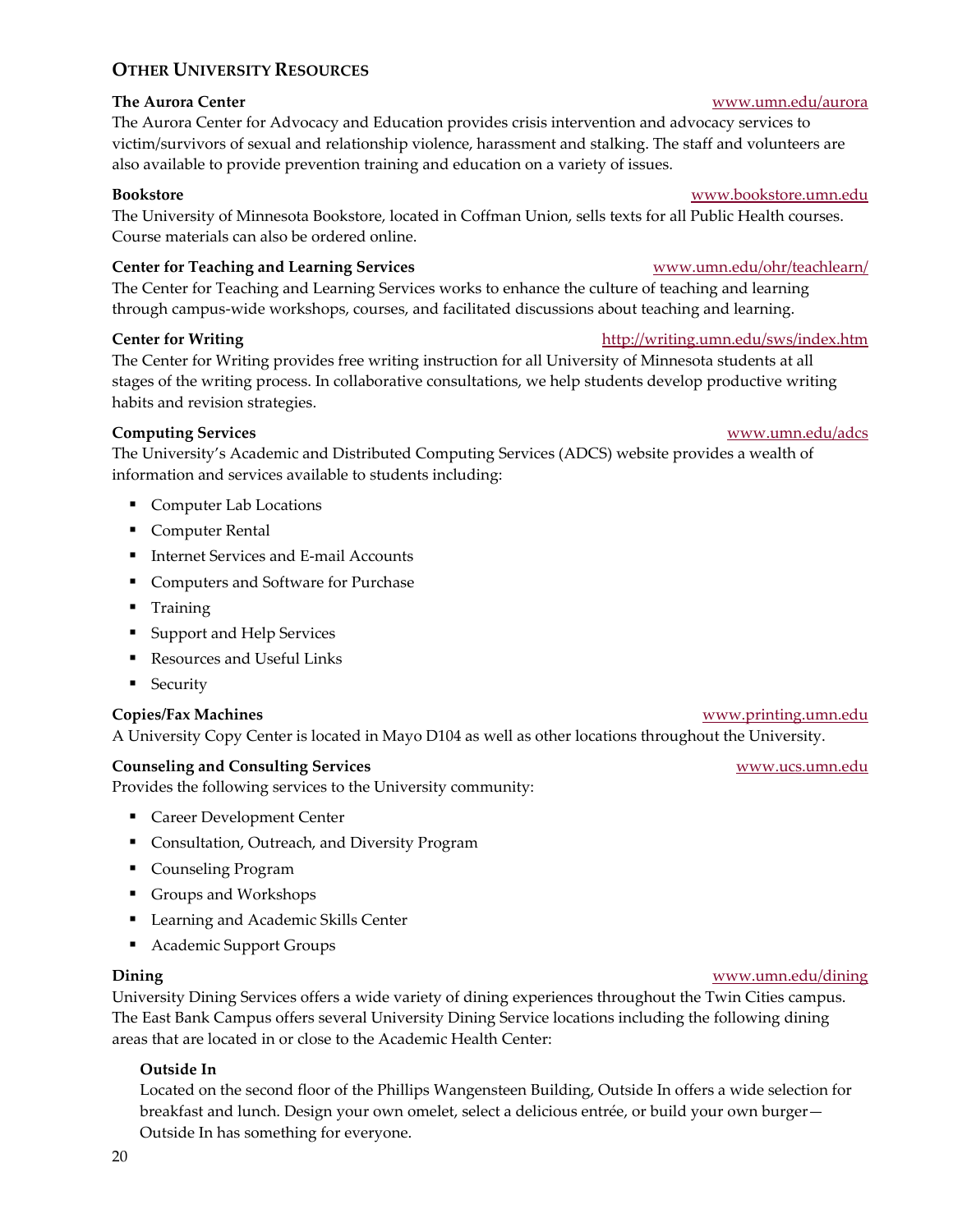## Other University Resources

**The Aurora Center** www.umn.edu/aurora

The Aurora Center for Advocacy and Education provides crisis intervention and advocacy services to victim/survivors of sexual and relationship violence, harassment and stalking. The staff and volunteers are also available to provide prevention training and education on a variety of issues.

**Bookstore** www.bookstore.umn.edu

The University of Minnesota Bookstore, located in Coffman Union, sells texts for all Public Health courses. Course materials can also be ordered online.

**Center for Teaching and Learning Services** www.umn.edu/ohr/teachlearn/

The Center for Teaching and Learning Services works to enhance the culture of teaching and learning through campus-wide workshops, courses, and facilitated discussions about teaching and learning.

**Center for Writing** http://writing.umn.edu/sws/index.htm

The Center for Writing provides free writing instruction for all University of Minnesota students at all stages of the writing process. In collaborative consultations, we help students develop productive writing habits and revision strategies.

**Computing Services** www.umn.edu/adcs

The University's Academic and Distributed Computing Services (ADCS) website provides a wealth of information and services available to students including:

- Computer Lab Locations
- Computer Rental
- Internet Services and E-mail Accounts
- Computers and Software for Purchase
- Training
- Support and Help Services
- Resources and Useful Links
- Security

**Copies/Fax Machines** www.printing.umn.edu

A University Copy Center is located in Mayo D104 as well as other locations throughout the University.

**Counseling and Consulting Services** www.ucs.umn.edu

Provides the following services to the University community:

- Career Development Center
- Consultation, Outreach, and Diversity Program
- Counseling Program
- Groups and Workshops
- Learning and Academic Skills Center
- Academic Support Groups

**Dining** www.umn.edu/dining

University Dining Services offers a wide variety of dining experiences throughout the Twin Cities campus. The East Bank Campus offers several University Dining Service locations including the following dining areas that are located in or close to the Academic Health Center:

**Outside In**

Located on the second floor of the Phillips Wangensteen Building, Outside In offers a wide selection for breakfast and lunch. Design your own omelet, select a delicious entrée, or build your own burger—Outside In has something for everyone.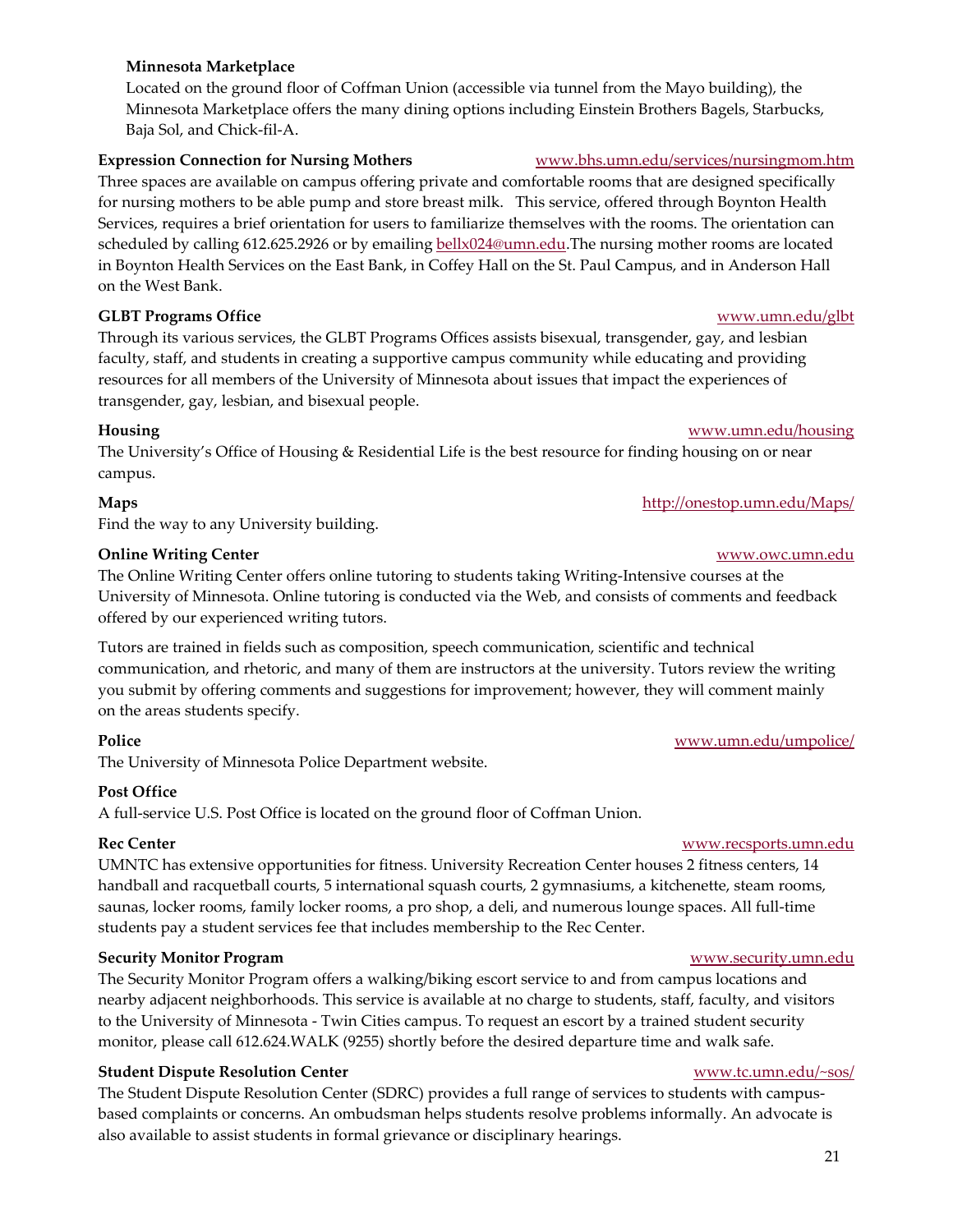**Minnesota Marketplace**

Located on the ground floor of Coffman Union (accessible via tunnel from the Mayo building), the Minnesota Marketplace offers the many dining options including Einstein Brothers Bagels, Starbucks, Baja Sol, and Chick-fil-A.

**Expression Connection for Nursing Mothers** www.bhs.umn.edu/services/nursingmom.htm

Three spaces are available on campus offering private and comfortable rooms that are designed specifically for nursing mothers to be able pump and store breast milk.  This service, offered through Boynton Health Services, requires a brief orientation for users to familiarize themselves with the rooms. The orientation can scheduled by calling 612.625.2926 or by emailing bellx024@umn.edu.The nursing mother rooms are located in Boynton Health Services on the East Bank, in Coffey Hall on the St. Paul Campus, and in Anderson Hall on the West Bank.

**GLBT Programs Office** www.umn.edu/glbt

Through its various services, the GLBT Programs Offices assists bisexual, transgender, gay, and lesbian faculty, staff, and students in creating a supportive campus community while educating and providing resources for all members of the University of Minnesota about issues that impact the experiences of transgender, gay, lesbian, and bisexual people.

**Housing** www.umn.edu/housing

The University's Office of Housing & Residential Life is the best resource for finding housing on or near campus.

**Maps** http://onestop.umn.edu/Maps/

Find the way to any University building.

**Online Writing Center** www.owc.umn.edu

The Online Writing Center offers online tutoring to students taking Writing-Intensive courses at the University of Minnesota. Online tutoring is conducted via the Web, and consists of comments and feedback offered by our experienced writing tutors.

Tutors are trained in fields such as composition, speech communication, scientific and technical communication, and rhetoric, and many of them are instructors at the university. Tutors review the writing you submit by offering comments and suggestions for improvement; however, they will comment mainly on the areas students specify.

**Police** www.umn.edu/umpolice/

The University of Minnesota Police Department website.

**Post Office**

A full-service U.S. Post Office is located on the ground floor of Coffman Union.

**Rec Center** www.recsports.umn.edu

UMNTC has extensive opportunities for fitness. University Recreation Center houses 2 fitness centers, 14 handball and racquetball courts, 5 international squash courts, 2 gymnasiums, a kitchenette, steam rooms, saunas, locker rooms, family locker rooms, a pro shop, a deli, and numerous lounge spaces. All full-time students pay a student services fee that includes membership to the Rec Center.

**Security Monitor Program** www.security.umn.edu

The Security Monitor Program offers a walking/biking escort service to and from campus locations and nearby adjacent neighborhoods. This service is available at no charge to students, staff, faculty, and visitors to the University of Minnesota - Twin Cities campus. To request an escort by a trained student security monitor, please call 612.624.WALK (9255) shortly before the desired departure time and walk safe.

**Student Dispute Resolution Center** www.tc.umn.edu/~sos/

The Student Dispute Resolution Center (SDRC) provides a full range of services to students with campus-based complaints or concerns. An ombudsman helps students resolve problems informally. An advocate is also available to assist students in formal grievance or disciplinary hearings.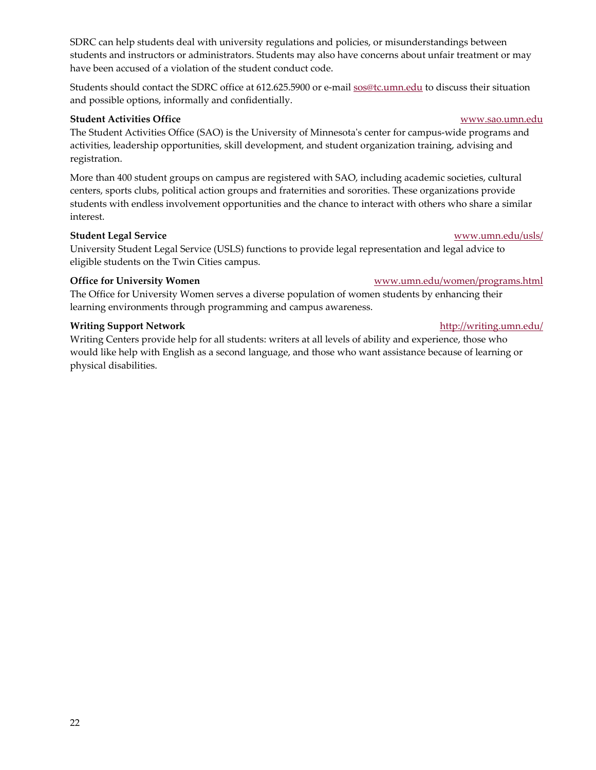SDRC can help students deal with university regulations and policies, or misunderstandings between students and instructors or administrators. Students may also have concerns about unfair treatment or may have been accused of a violation of the student conduct code.

Students should contact the SDRC office at 612.625.5900 or e-mail sos@tc.umn.edu to discuss their situation and possible options, informally and confidentially.

**Student Activities Office** www.sao.umn.edu

The Student Activities Office (SAO) is the University of Minnesota's center for campus-wide programs and activities, leadership opportunities, skill development, and student organization training, advising and registration.

More than 400 student groups on campus are registered with SAO, including academic societies, cultural centers, sports clubs, political action groups and fraternities and sororities. These organizations provide students with endless involvement opportunities and the chance to interact with others who share a similar interest.

**Student Legal Service** www.umn.edu/usls/

University Student Legal Service (USLS) functions to provide legal representation and legal advice to eligible students on the Twin Cities campus.

**Office for University Women** www.umn.edu/women/programs.html

The Office for University Women serves a diverse population of women students by enhancing their learning environments through programming and campus awareness.

**Writing Support Network** http://writing.umn.edu/

Writing Centers provide help for all students: writers at all levels of ability and experience, those who would like help with English as a second language, and those who want assistance because of learning or physical disabilities.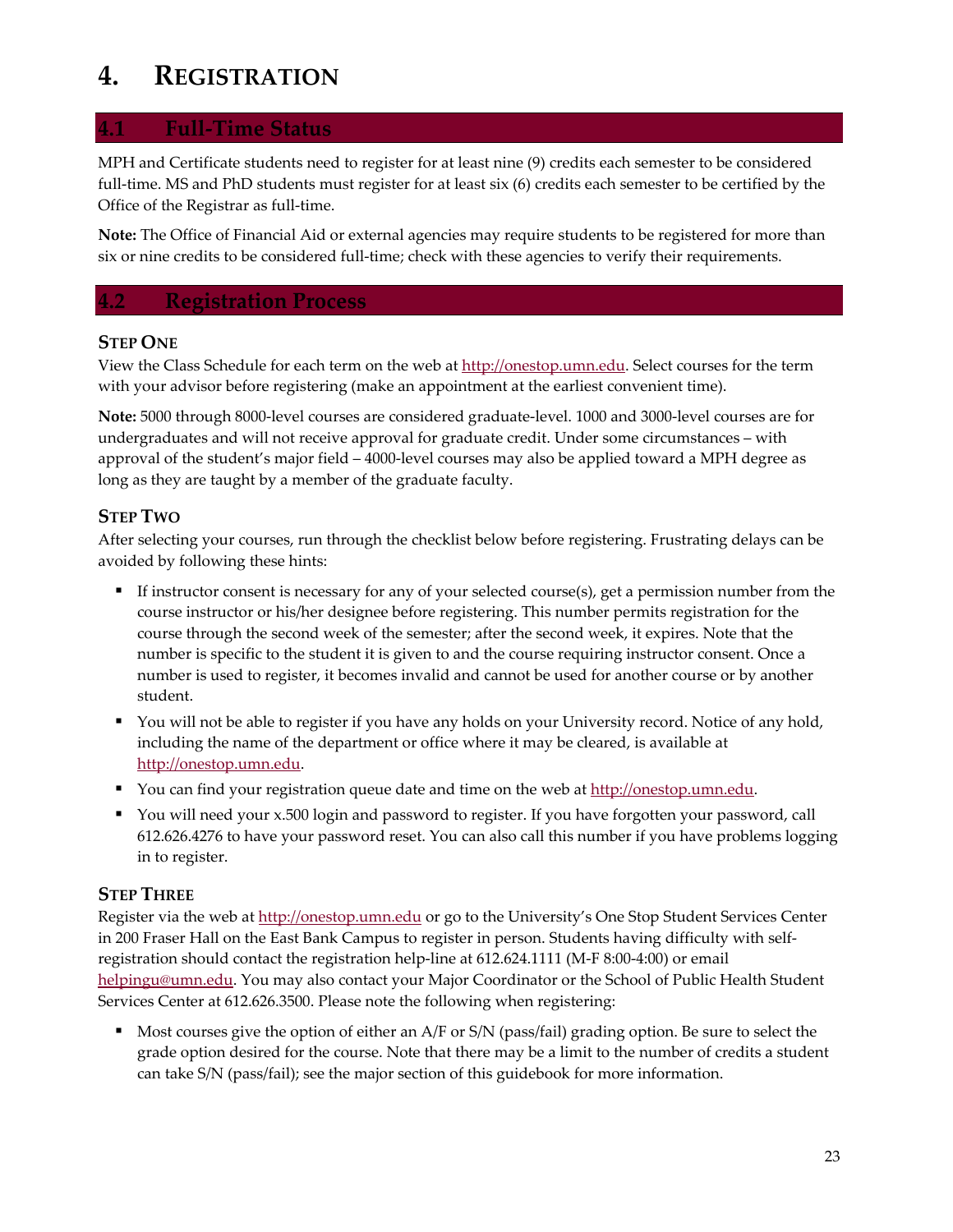# 4. REGISTRATION

## 4.1 Full-Time Status

MPH and Certificate students need to register for at least nine (9) credits each semester to be considered full-time. MS and PhD students must register for at least six (6) credits each semester to be certified by the Office of the Registrar as full-time.

**Note:** The Office of Financial Aid or external agencies may require students to be registered for more than six or nine credits to be considered full-time; check with these agencies to verify their requirements.

## 4.2 Registration Process

### STEP ONE

View the Class Schedule for each term on the web at http://onestop.umn.edu. Select courses for the term with your advisor before registering (make an appointment at the earliest convenient time).

**Note:** 5000 through 8000-level courses are considered graduate-level. 1000 and 3000-level courses are for undergraduates and will not receive approval for graduate credit. Under some circumstances – with approval of the student's major field – 4000-level courses may also be applied toward a MPH degree as long as they are taught by a member of the graduate faculty.

### STEP TWO

After selecting your courses, run through the checklist below before registering. Frustrating delays can be avoided by following these hints:

- If instructor consent is necessary for any of your selected course(s), get a permission number from the course instructor or his/her designee before registering. This number permits registration for the course through the second week of the semester; after the second week, it expires. Note that the number is specific to the student it is given to and the course requiring instructor consent. Once a number is used to register, it becomes invalid and cannot be used for another course or by another student.
- You will not be able to register if you have any holds on your University record. Notice of any hold, including the name of the department or office where it may be cleared, is available at http://onestop.umn.edu.
- You can find your registration queue date and time on the web at http://onestop.umn.edu.
- You will need your x.500 login and password to register. If you have forgotten your password, call 612.626.4276 to have your password reset. You can also call this number if you have problems logging in to register.

### STEP THREE

Register via the web at http://onestop.umn.edu or go to the University's One Stop Student Services Center in 200 Fraser Hall on the East Bank Campus to register in person. Students having difficulty with self-registration should contact the registration help-line at 612.624.1111 (M-F 8:00-4:00) or email helpingu@umn.edu. You may also contact your Major Coordinator or the School of Public Health Student Services Center at 612.626.3500. Please note the following when registering:

- Most courses give the option of either an A/F or S/N (pass/fail) grading option. Be sure to select the grade option desired for the course. Note that there may be a limit to the number of credits a student can take S/N (pass/fail); see the major section of this guidebook for more information.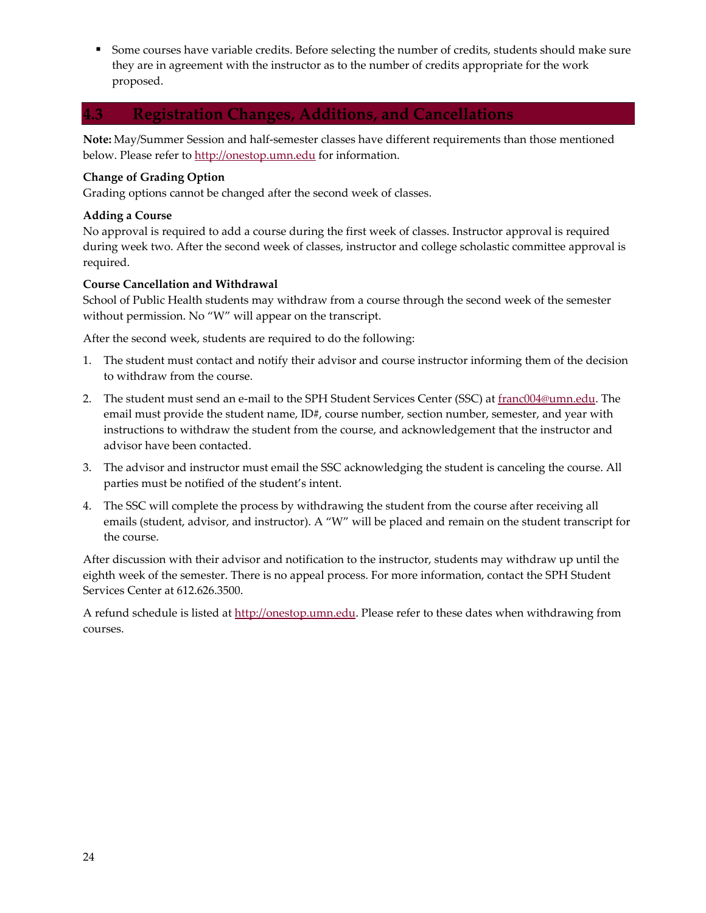- Some courses have variable credits. Before selecting the number of credits, students should make sure they are in agreement with the instructor as to the number of credits appropriate for the work proposed.

## 4.3 Registration Changes, Additions, and Cancellations

**Note:** May/Summer Session and half-semester classes have different requirements than those mentioned below. Please refer to http://onestop.umn.edu for information.

**Change of Grading Option**
Grading options cannot be changed after the second week of classes.

**Adding a Course**
No approval is required to add a course during the first week of classes. Instructor approval is required during week two. After the second week of classes, instructor and college scholastic committee approval is required.

**Course Cancellation and Withdrawal**
School of Public Health students may withdraw from a course through the second week of the semester without permission. No "W" will appear on the transcript.

After the second week, students are required to do the following:

1. The student must contact and notify their advisor and course instructor informing them of the decision to withdraw from the course.
2. The student must send an e-mail to the SPH Student Services Center (SSC) at franc004@umn.edu. The email must provide the student name, ID#, course number, section number, semester, and year with instructions to withdraw the student from the course, and acknowledgement that the instructor and advisor have been contacted.
3. The advisor and instructor must email the SSC acknowledging the student is canceling the course. All parties must be notified of the student's intent.
4. The SSC will complete the process by withdrawing the student from the course after receiving all emails (student, advisor, and instructor). A "W" will be placed and remain on the student transcript for the course.

After discussion with their advisor and notification to the instructor, students may withdraw up until the eighth week of the semester. There is no appeal process. For more information, contact the SPH Student Services Center at 612.626.3500.

A refund schedule is listed at http://onestop.umn.edu. Please refer to these dates when withdrawing from courses.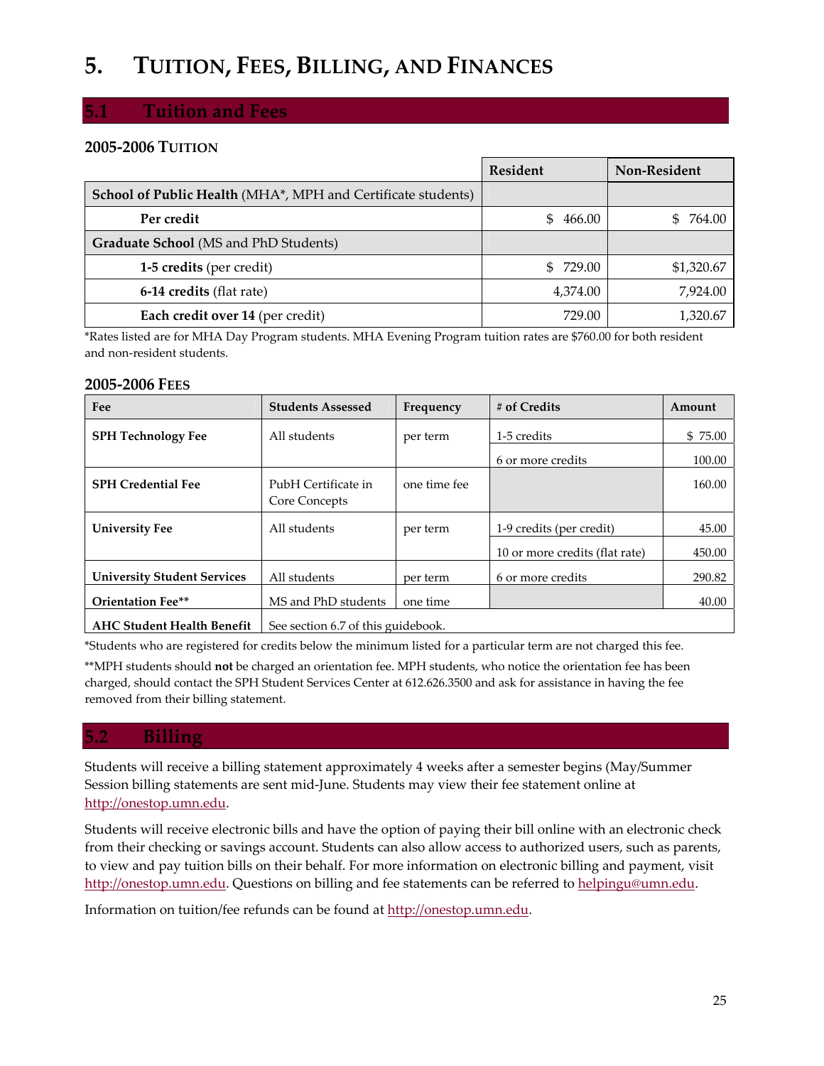# 5. Tuition, Fees, Billing, and Finances

## 5.1 Tuition and Fees

### 2005-2006 Tuition

| | Resident | Non-Resident |
|---|---|---|
| **School of Public Health** (MHA*, MPH and Certificate students) | | |
| **Per credit** | $ 466.00 | $ 764.00 |
| **Graduate School** (MS and PhD Students) | | |
| **1-5 credits** (per credit) | $ 729.00 | $1,320.67 |
| **6-14 credits** (flat rate) | 4,374.00 | 7,924.00 |
| **Each credit over 14** (per credit) | 729.00 | 1,320.67 |

*Rates listed are for MHA Day Program students. MHA Evening Program tuition rates are $760.00 for both resident and non-resident students.

### 2005-2006 Fees

| Fee | Students Assessed | Frequency | # of Credits | Amount |
|---|---|---|---|---|
| **SPH Technology Fee** | All students | per term | 1-5 credits | $ 75.00 |
| | | | 6 or more credits | 100.00 |
| **SPH Credential Fee** | PubH Certificate in Core Concepts | one time fee | | 160.00 |
| **University Fee** | All students | per term | 1-9 credits (per credit) | 45.00 |
| | | | 10 or more credits (flat rate) | 450.00 |
| **University Student Services** | All students | per term | 6 or more credits | 290.82 |
| **Orientation Fee**** | MS and PhD students | one time | | 40.00 |
| **AHC Student Health Benefit** | See section 6.7 of this guidebook. | | | |

*Students who are registered for credits below the minimum listed for a particular term are not charged this fee.

**MPH students should **not** be charged an orientation fee. MPH students, who notice the orientation fee has been charged, should contact the SPH Student Services Center at 612.626.3500 and ask for assistance in having the fee removed from their billing statement.

## 5.2 Billing

Students will receive a billing statement approximately 4 weeks after a semester begins (May/Summer Session billing statements are sent mid-June. Students may view their fee statement online at http://onestop.umn.edu.

Students will receive electronic bills and have the option of paying their bill online with an electronic check from their checking or savings account. Students can also allow access to authorized users, such as parents, to view and pay tuition bills on their behalf. For more information on electronic billing and payment, visit http://onestop.umn.edu. Questions on billing and fee statements can be referred to helpingu@umn.edu.

Information on tuition/fee refunds can be found at http://onestop.umn.edu.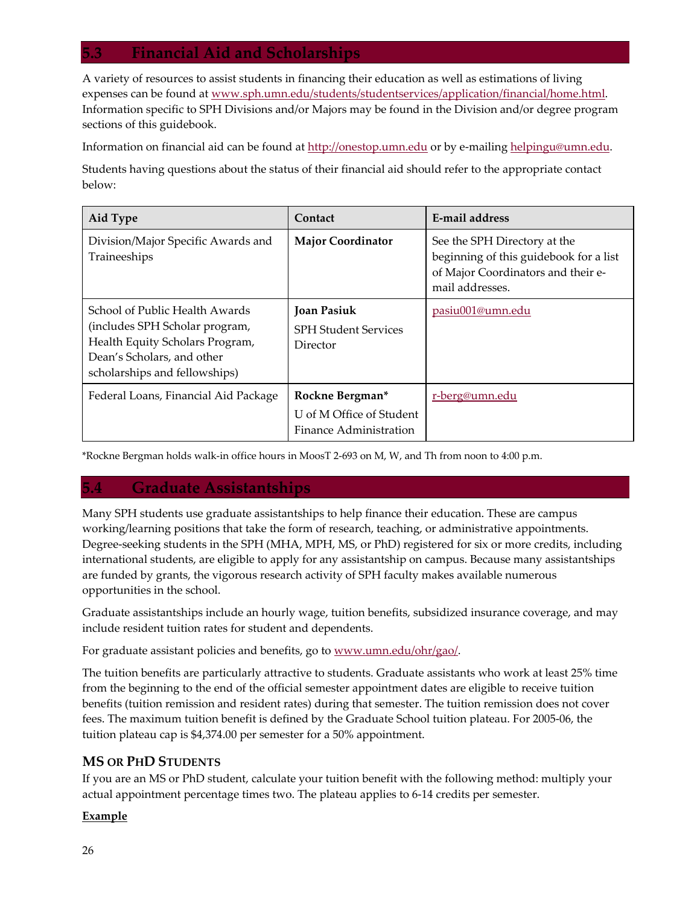## 5.3 Financial Aid and Scholarships

A variety of resources to assist students in financing their education as well as estimations of living expenses can be found at www.sph.umn.edu/students/studentservices/application/financial/home.html. Information specific to SPH Divisions and/or Majors may be found in the Division and/or degree program sections of this guidebook.

Information on financial aid can be found at http://onestop.umn.edu or by e-mailing helpingu@umn.edu.

Students having questions about the status of their financial aid should refer to the appropriate contact below:

| Aid Type | Contact | E-mail address |
| --- | --- | --- |
| Division/Major Specific Awards and Traineeships | **Major Coordinator** | See the SPH Directory at the beginning of this guidebook for a list of Major Coordinators and their e-mail addresses. |
| School of Public Health Awards (includes SPH Scholar program, Health Equity Scholars Program, Dean's Scholars, and other scholarships and fellowships) | **Joan Pasiuk** SPH Student Services Director | pasiu001@umn.edu |
| Federal Loans, Financial Aid Package | **Rockne Bergman*** U of M Office of Student Finance Administration | r-berg@umn.edu |

*Rockne Bergman holds walk-in office hours in MoosT 2-693 on M, W, and Th from noon to 4:00 p.m.

## 5.4 Graduate Assistantships

Many SPH students use graduate assistantships to help finance their education. These are campus working/learning positions that take the form of research, teaching, or administrative appointments. Degree-seeking students in the SPH (MHA, MPH, MS, or PhD) registered for six or more credits, including international students, are eligible to apply for any assistantship on campus. Because many assistantships are funded by grants, the vigorous research activity of SPH faculty makes available numerous opportunities in the school.

Graduate assistantships include an hourly wage, tuition benefits, subsidized insurance coverage, and may include resident tuition rates for student and dependents.

For graduate assistant policies and benefits, go to www.umn.edu/ohr/gao/.

The tuition benefits are particularly attractive to students. Graduate assistants who work at least 25% time from the beginning to the end of the official semester appointment dates are eligible to receive tuition benefits (tuition remission and resident rates) during that semester. The tuition remission does not cover fees. The maximum tuition benefit is defined by the Graduate School tuition plateau. For 2005-06, the tuition plateau cap is $4,374.00 per semester for a 50% appointment.

### MS or PhD Students

If you are an MS or PhD student, calculate your tuition benefit with the following method: multiply your actual appointment percentage times two. The plateau applies to 6-14 credits per semester.

**Example**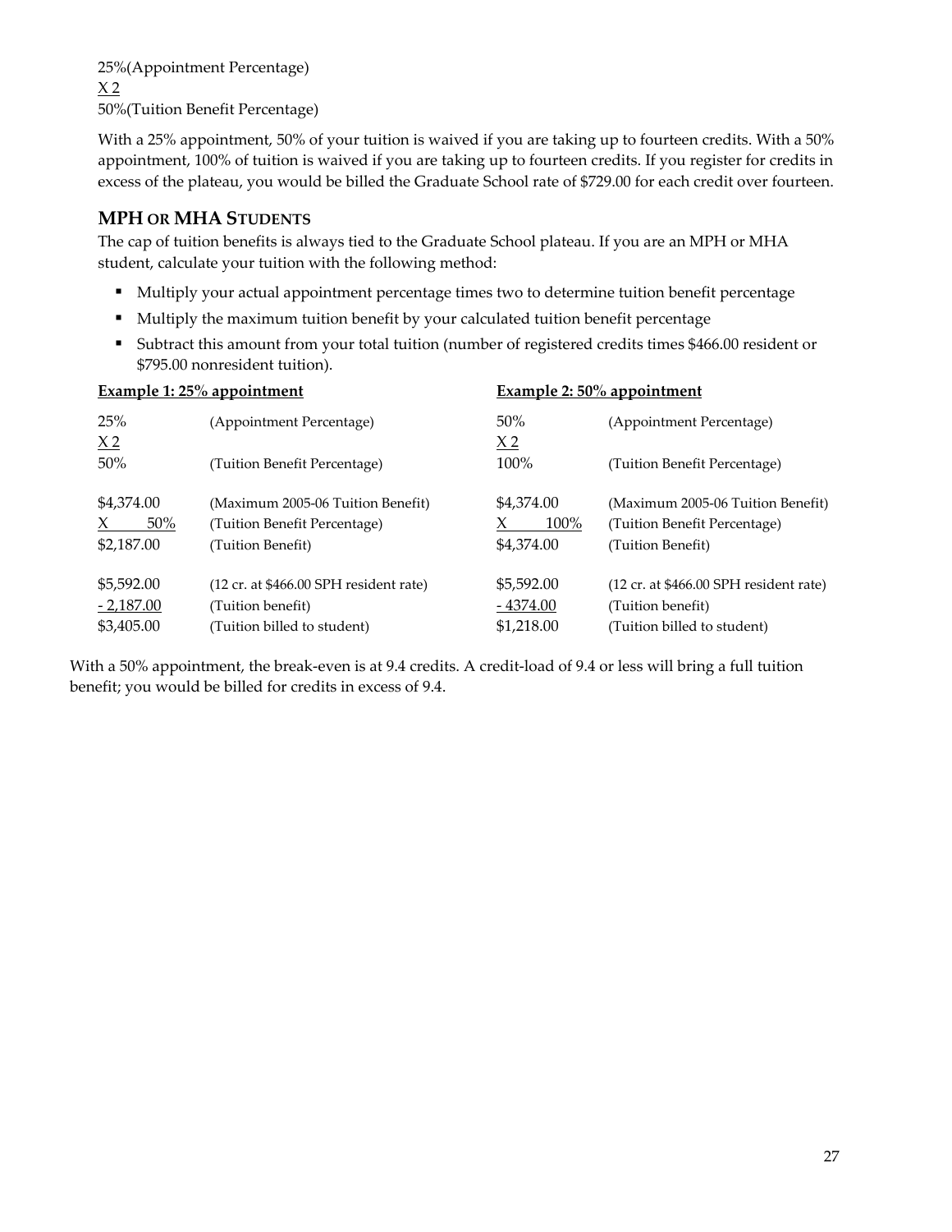25%(Appointment Percentage)
X 2
50%(Tuition Benefit Percentage)

With a 25% appointment, 50% of your tuition is waived if you are taking up to fourteen credits. With a 50% appointment, 100% of tuition is waived if you are taking up to fourteen credits. If you register for credits in excess of the plateau, you would be billed the Graduate School rate of $729.00 for each credit over fourteen.

### MPH OR MHA STUDENTS

The cap of tuition benefits is always tied to the Graduate School plateau. If you are an MPH or MHA student, calculate your tuition with the following method:

- Multiply your actual appointment percentage times two to determine tuition benefit percentage
- Multiply the maximum tuition benefit by your calculated tuition benefit percentage
- Subtract this amount from your total tuition (number of registered credits times $466.00 resident or $795.00 nonresident tuition).

| **Example 1: 25% appointment** | | **Example 2: 50% appointment** | |
|---|---|---|---|
| 25% | (Appointment Percentage) | 50% | (Appointment Percentage) |
| X 2 | | X 2 | |
| 50% | (Tuition Benefit Percentage) | 100% | (Tuition Benefit Percentage) |
| $4,374.00 | (Maximum 2005-06 Tuition Benefit) | $4,374.00 | (Maximum 2005-06 Tuition Benefit) |
| X 50% | (Tuition Benefit Percentage) | X 100% | (Tuition Benefit Percentage) |
| $2,187.00 | (Tuition Benefit) | $4,374.00 | (Tuition Benefit) |
| $5,592.00 | (12 cr. at $466.00 SPH resident rate) | $5,592.00 | (12 cr. at $466.00 SPH resident rate) |
| - 2,187.00 | (Tuition benefit) | - 4374.00 | (Tuition benefit) |
| $3,405.00 | (Tuition billed to student) | $1,218.00 | (Tuition billed to student) |

With a 50% appointment, the break-even is at 9.4 credits. A credit-load of 9.4 or less will bring a full tuition benefit; you would be billed for credits in excess of 9.4.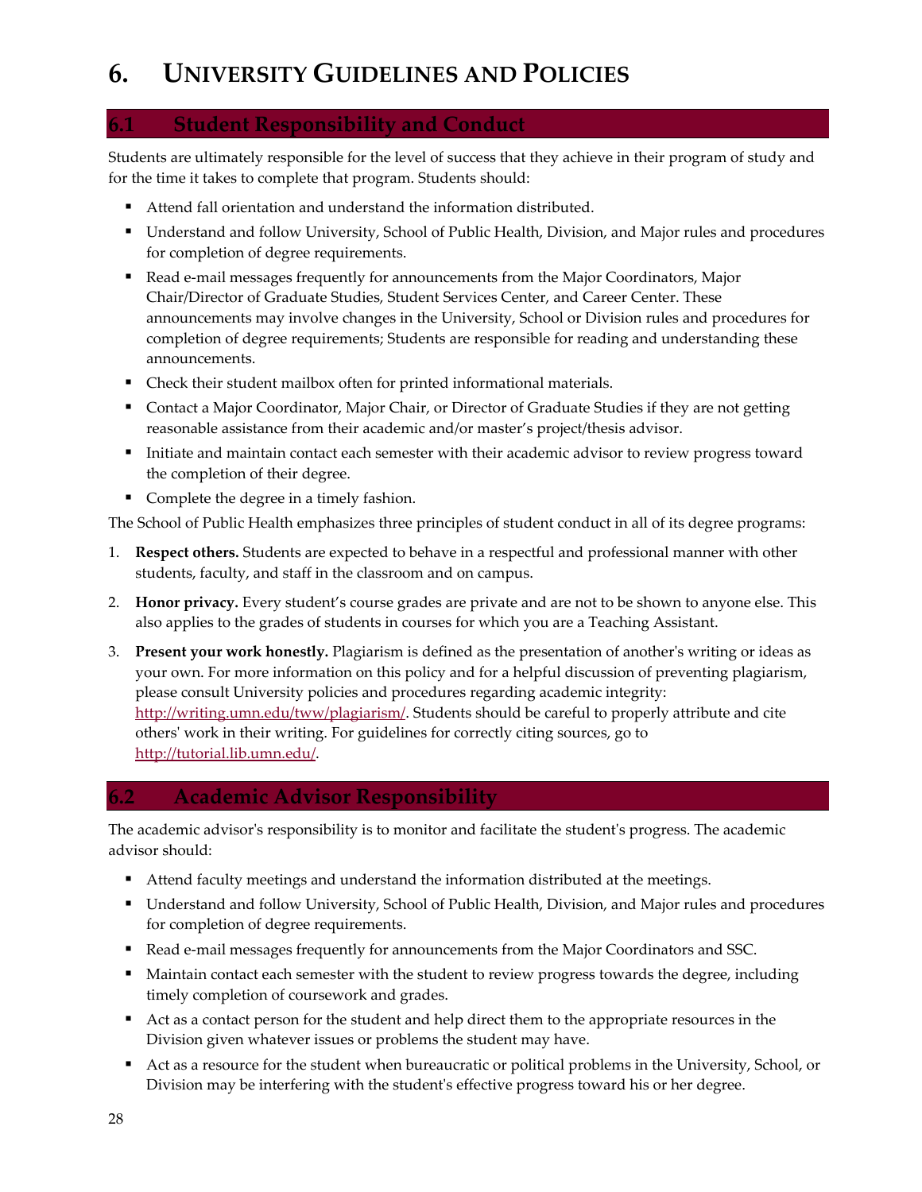# 6. University Guidelines and Policies

## 6.1 Student Responsibility and Conduct

Students are ultimately responsible for the level of success that they achieve in their program of study and for the time it takes to complete that program. Students should:

- Attend fall orientation and understand the information distributed.
- Understand and follow University, School of Public Health, Division, and Major rules and procedures for completion of degree requirements.
- Read e-mail messages frequently for announcements from the Major Coordinators, Major Chair/Director of Graduate Studies, Student Services Center, and Career Center. These announcements may involve changes in the University, School or Division rules and procedures for completion of degree requirements; Students are responsible for reading and understanding these announcements.
- Check their student mailbox often for printed informational materials.
- Contact a Major Coordinator, Major Chair, or Director of Graduate Studies if they are not getting reasonable assistance from their academic and/or master's project/thesis advisor.
- Initiate and maintain contact each semester with their academic advisor to review progress toward the completion of their degree.
- Complete the degree in a timely fashion.

The School of Public Health emphasizes three principles of student conduct in all of its degree programs:

1. **Respect others.** Students are expected to behave in a respectful and professional manner with other students, faculty, and staff in the classroom and on campus.
2. **Honor privacy.** Every student's course grades are private and are not to be shown to anyone else. This also applies to the grades of students in courses for which you are a Teaching Assistant.
3. **Present your work honestly.** Plagiarism is defined as the presentation of another's writing or ideas as your own. For more information on this policy and for a helpful discussion of preventing plagiarism, please consult University policies and procedures regarding academic integrity: http://writing.umn.edu/tww/plagiarism/. Students should be careful to properly attribute and cite others' work in their writing. For guidelines for correctly citing sources, go to http://tutorial.lib.umn.edu/.

## 6.2 Academic Advisor Responsibility

The academic advisor's responsibility is to monitor and facilitate the student's progress. The academic advisor should:

- Attend faculty meetings and understand the information distributed at the meetings.
- Understand and follow University, School of Public Health, Division, and Major rules and procedures for completion of degree requirements.
- Read e-mail messages frequently for announcements from the Major Coordinators and SSC.
- Maintain contact each semester with the student to review progress towards the degree, including timely completion of coursework and grades.
- Act as a contact person for the student and help direct them to the appropriate resources in the Division given whatever issues or problems the student may have.
- Act as a resource for the student when bureaucratic or political problems in the University, School, or Division may be interfering with the student's effective progress toward his or her degree.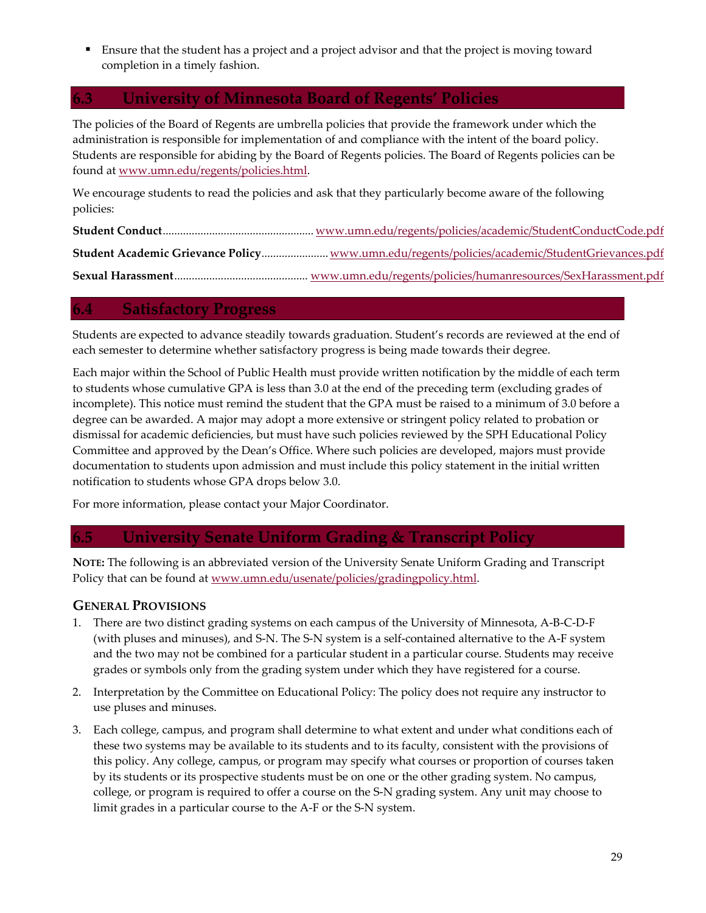- Ensure that the student has a project and a project advisor and that the project is moving toward completion in a timely fashion.

## 6.3 University of Minnesota Board of Regents' Policies

The policies of the Board of Regents are umbrella policies that provide the framework under which the administration is responsible for implementation of and compliance with the intent of the board policy. Students are responsible for abiding by the Board of Regents policies. The Board of Regents policies can be found at www.umn.edu/regents/policies.html.

We encourage students to read the policies and ask that they particularly become aware of the following policies:

**Student Conduct**.................................................... www.umn.edu/regents/policies/academic/StudentConductCode.pdf

**Student Academic Grievance Policy**....................... www.umn.edu/regents/policies/academic/StudentGrievances.pdf

**Sexual Harassment**.............................................. www.umn.edu/regents/policies/humanresources/SexHarassment.pdf

## 6.4 Satisfactory Progress

Students are expected to advance steadily towards graduation. Student's records are reviewed at the end of each semester to determine whether satisfactory progress is being made towards their degree.

Each major within the School of Public Health must provide written notification by the middle of each term to students whose cumulative GPA is less than 3.0 at the end of the preceding term (excluding grades of incomplete). This notice must remind the student that the GPA must be raised to a minimum of 3.0 before a degree can be awarded. A major may adopt a more extensive or stringent policy related to probation or dismissal for academic deficiencies, but must have such policies reviewed by the SPH Educational Policy Committee and approved by the Dean's Office. Where such policies are developed, majors must provide documentation to students upon admission and must include this policy statement in the initial written notification to students whose GPA drops below 3.0.

For more information, please contact your Major Coordinator.

## 6.5 University Senate Uniform Grading & Transcript Policy

**NOTE:** The following is an abbreviated version of the University Senate Uniform Grading and Transcript Policy that can be found at www.umn.edu/usenate/policies/gradingpolicy.html.

### GENERAL PROVISIONS

1. There are two distinct grading systems on each campus of the University of Minnesota, A-B-C-D-F (with pluses and minuses), and S-N. The S-N system is a self-contained alternative to the A-F system and the two may not be combined for a particular student in a particular course. Students may receive grades or symbols only from the grading system under which they have registered for a course.

2. Interpretation by the Committee on Educational Policy: The policy does not require any instructor to use pluses and minuses.

3. Each college, campus, and program shall determine to what extent and under what conditions each of these two systems may be available to its students and to its faculty, consistent with the provisions of this policy. Any college, campus, or program may specify what courses or proportion of courses taken by its students or its prospective students must be on one or the other grading system. No campus, college, or program is required to offer a course on the S-N grading system. Any unit may choose to limit grades in a particular course to the A-F or the S-N system.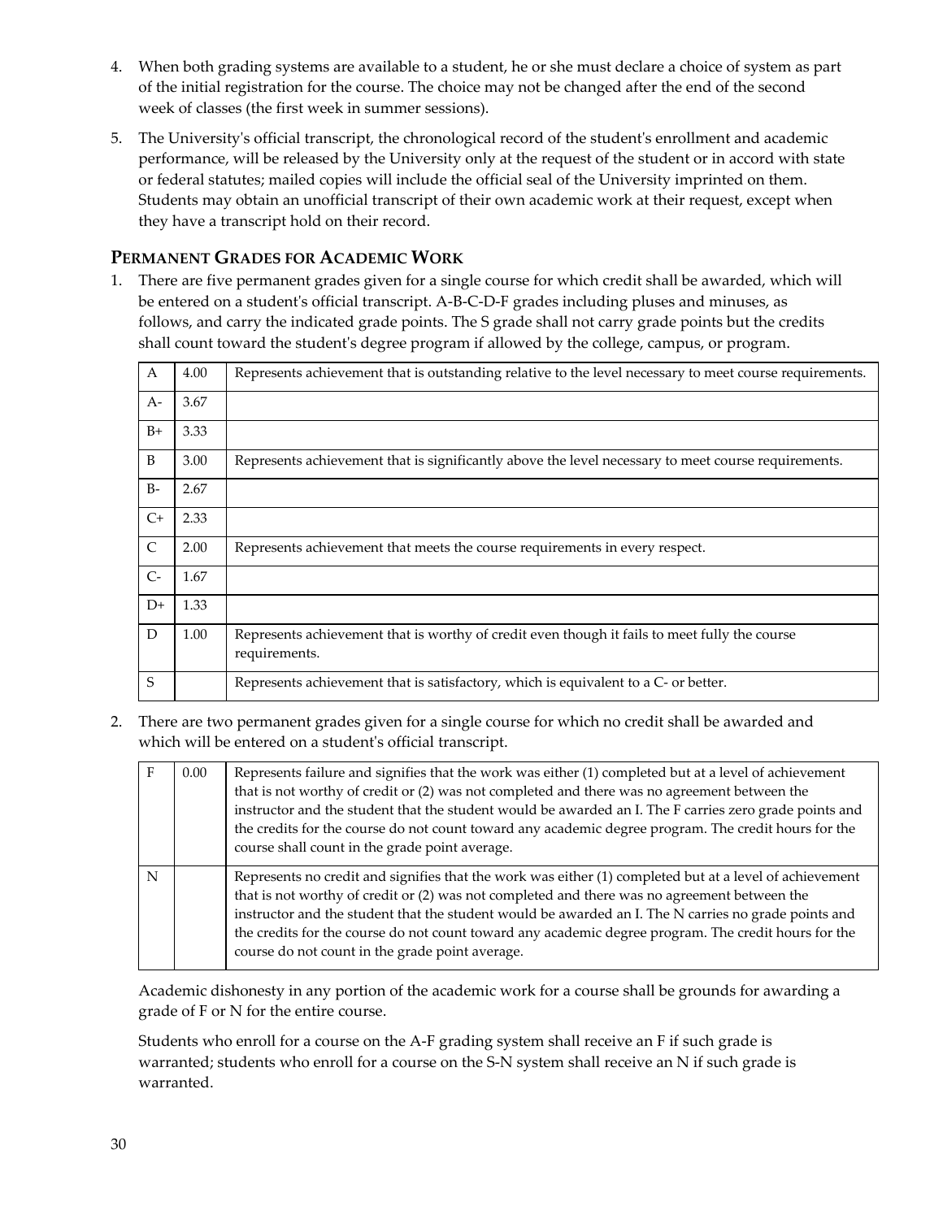4. When both grading systems are available to a student, he or she must declare a choice of system as part of the initial registration for the course. The choice may not be changed after the end of the second week of classes (the first week in summer sessions).

5. The University's official transcript, the chronological record of the student's enrollment and academic performance, will be released by the University only at the request of the student or in accord with state or federal statutes; mailed copies will include the official seal of the University imprinted on them. Students may obtain an unofficial transcript of their own academic work at their request, except when they have a transcript hold on their record.

## PERMANENT GRADES FOR ACADEMIC WORK

1. There are five permanent grades given for a single course for which credit shall be awarded, which will be entered on a student's official transcript. A-B-C-D-F grades including pluses and minuses, as follows, and carry the indicated grade points. The S grade shall not carry grade points but the credits shall count toward the student's degree program if allowed by the college, campus, or program.

| | | |
|---|---|---|
| A | 4.00 | Represents achievement that is outstanding relative to the level necessary to meet course requirements. |
| A- | 3.67 | |
| B+ | 3.33 | |
| B | 3.00 | Represents achievement that is significantly above the level necessary to meet course requirements. |
| B- | 2.67 | |
| C+ | 2.33 | |
| C | 2.00 | Represents achievement that meets the course requirements in every respect. |
| C- | 1.67 | |
| D+ | 1.33 | |
| D | 1.00 | Represents achievement that is worthy of credit even though it fails to meet fully the course requirements. |
| S | | Represents achievement that is satisfactory, which is equivalent to a C- or better. |

2. There are two permanent grades given for a single course for which no credit shall be awarded and which will be entered on a student's official transcript.

| | | |
|---|---|---|
| F | 0.00 | Represents failure and signifies that the work was either (1) completed but at a level of achievement that is not worthy of credit or (2) was not completed and there was no agreement between the instructor and the student that the student would be awarded an I. The F carries zero grade points and the credits for the course do not count toward any academic degree program. The credit hours for the course shall count in the grade point average. |
| N | | Represents no credit and signifies that the work was either (1) completed but at a level of achievement that is not worthy of credit or (2) was not completed and there was no agreement between the instructor and the student that the student would be awarded an I. The N carries no grade points and the credits for the course do not count toward any academic degree program. The credit hours for the course do not count in the grade point average. |

Academic dishonesty in any portion of the academic work for a course shall be grounds for awarding a grade of F or N for the entire course.

Students who enroll for a course on the A-F grading system shall receive an F if such grade is warranted; students who enroll for a course on the S-N system shall receive an N if such grade is warranted.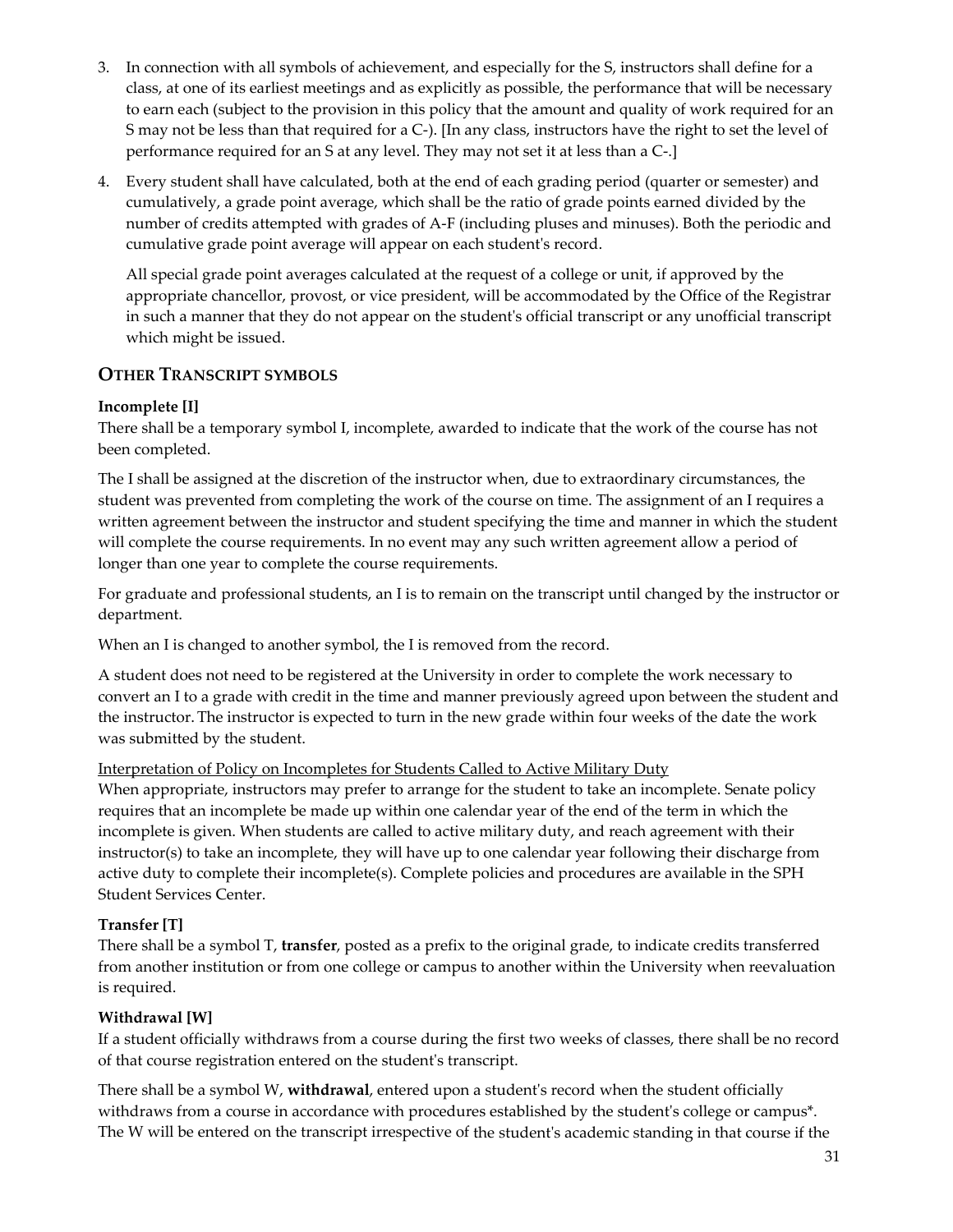3. In connection with all symbols of achievement, and especially for the S, instructors shall define for a class, at one of its earliest meetings and as explicitly as possible, the performance that will be necessary to earn each (subject to the provision in this policy that the amount and quality of work required for an S may not be less than that required for a C-). [In any class, instructors have the right to set the level of performance required for an S at any level. They may not set it at less than a C-.]

4. Every student shall have calculated, both at the end of each grading period (quarter or semester) and cumulatively, a grade point average, which shall be the ratio of grade points earned divided by the number of credits attempted with grades of A-F (including pluses and minuses). Both the periodic and cumulative grade point average will appear on each student's record.

   All special grade point averages calculated at the request of a college or unit, if approved by the appropriate chancellor, provost, or vice president, will be accommodated by the Office of the Registrar in such a manner that they do not appear on the student's official transcript or any unofficial transcript which might be issued.

## OTHER TRANSCRIPT SYMBOLS

**Incomplete [I]**
There shall be a temporary symbol I, incomplete, awarded to indicate that the work of the course has not been completed.

The I shall be assigned at the discretion of the instructor when, due to extraordinary circumstances, the student was prevented from completing the work of the course on time. The assignment of an I requires a written agreement between the instructor and student specifying the time and manner in which the student will complete the course requirements. In no event may any such written agreement allow a period of longer than one year to complete the course requirements.

For graduate and professional students, an I is to remain on the transcript until changed by the instructor or department.

When an I is changed to another symbol, the I is removed from the record.

A student does not need to be registered at the University in order to complete the work necessary to convert an I to a grade with credit in the time and manner previously agreed upon between the student and the instructor. The instructor is expected to turn in the new grade within four weeks of the date the work was submitted by the student.

<u>Interpretation of Policy on Incompletes for Students Called to Active Military Duty</u>
When appropriate, instructors may prefer to arrange for the student to take an incomplete. Senate policy requires that an incomplete be made up within one calendar year of the end of the term in which the incomplete is given. When students are called to active military duty, and reach agreement with their instructor(s) to take an incomplete, they will have up to one calendar year following their discharge from active duty to complete their incomplete(s). Complete policies and procedures are available in the SPH Student Services Center.

**Transfer [T]**
There shall be a symbol T, **transfer**, posted as a prefix to the original grade, to indicate credits transferred from another institution or from one college or campus to another within the University when reevaluation is required.

**Withdrawal [W]**
If a student officially withdraws from a course during the first two weeks of classes, there shall be no record of that course registration entered on the student's transcript.

There shall be a symbol W, **withdrawal**, entered upon a student's record when the student officially withdraws from a course in accordance with procedures established by the student's college or campus*. The W will be entered on the transcript irrespective of the student's academic standing in that course if the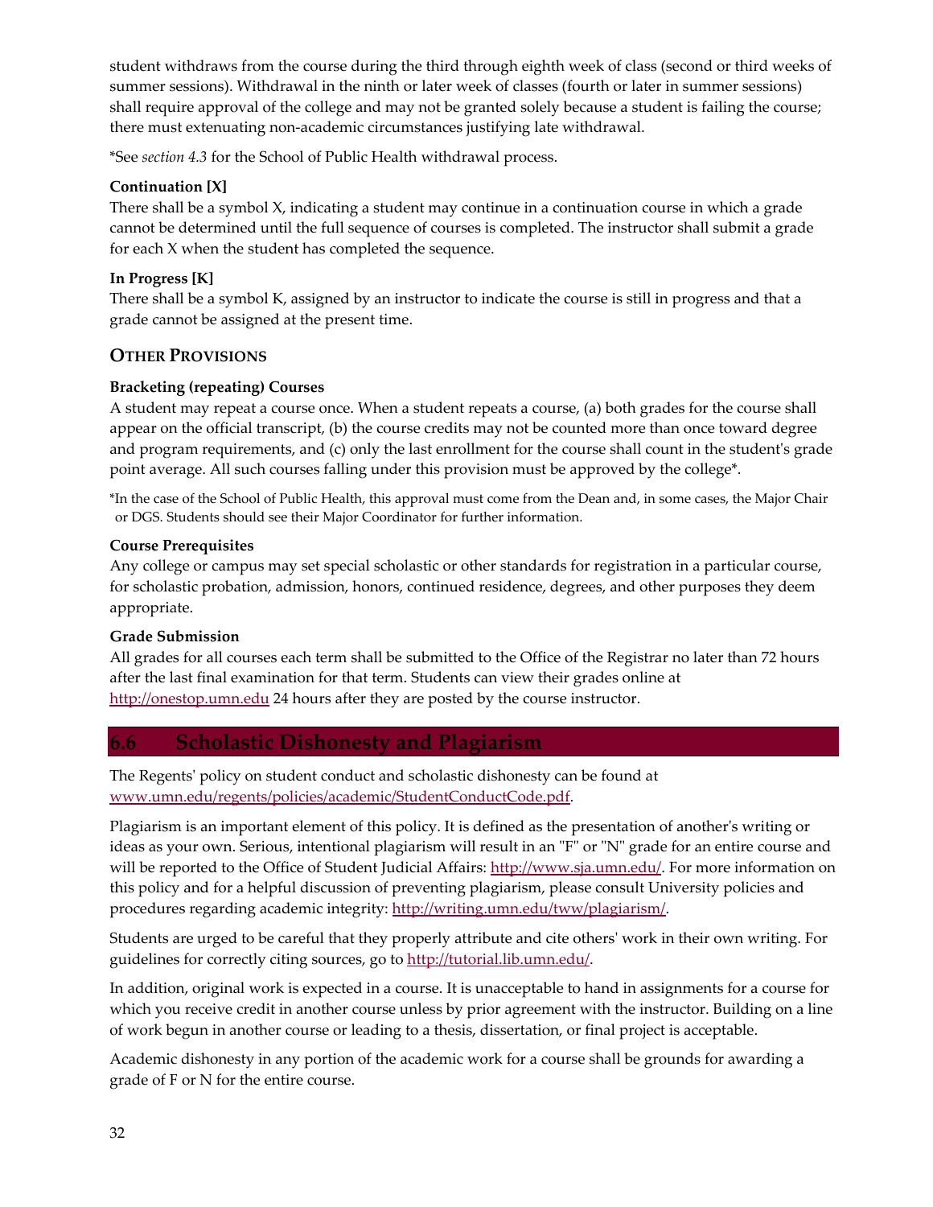student withdraws from the course during the third through eighth week of class (second or third weeks of summer sessions). Withdrawal in the ninth or later week of classes (fourth or later in summer sessions) shall require approval of the college and may not be granted solely because a student is failing the course; there must extenuating non-academic circumstances justifying late withdrawal.

*See *section 4.3* for the School of Public Health withdrawal process.

**Continuation [X]**
There shall be a symbol X, indicating a student may continue in a continuation course in which a grade cannot be determined until the full sequence of courses is completed. The instructor shall submit a grade for each X when the student has completed the sequence.

**In Progress [K]**
There shall be a symbol K, assigned by an instructor to indicate the course is still in progress and that a grade cannot be assigned at the present time.

### OTHER PROVISIONS

**Bracketing (repeating) Courses**
A student may repeat a course once. When a student repeats a course, (a) both grades for the course shall appear on the official transcript, (b) the course credits may not be counted more than once toward degree and program requirements, and (c) only the last enrollment for the course shall count in the student's grade point average. All such courses falling under this provision must be approved by the college*.

*In the case of the School of Public Health, this approval must come from the Dean and, in some cases, the Major Chair or DGS. Students should see their Major Coordinator for further information.

**Course Prerequisites**
Any college or campus may set special scholastic or other standards for registration in a particular course, for scholastic probation, admission, honors, continued residence, degrees, and other purposes they deem appropriate.

**Grade Submission**
All grades for all courses each term shall be submitted to the Office of the Registrar no later than 72 hours after the last final examination for that term. Students can view their grades online at http://onestop.umn.edu 24 hours after they are posted by the course instructor.

## 6.6 Scholastic Dishonesty and Plagiarism

The Regents' policy on student conduct and scholastic dishonesty can be found at www.umn.edu/regents/policies/academic/StudentConductCode.pdf.

Plagiarism is an important element of this policy. It is defined as the presentation of another's writing or ideas as your own. Serious, intentional plagiarism will result in an "F" or "N" grade for an entire course and will be reported to the Office of Student Judicial Affairs: http://www.sja.umn.edu/. For more information on this policy and for a helpful discussion of preventing plagiarism, please consult University policies and procedures regarding academic integrity: http://writing.umn.edu/tww/plagiarism/.

Students are urged to be careful that they properly attribute and cite others' work in their own writing. For guidelines for correctly citing sources, go to http://tutorial.lib.umn.edu/.

In addition, original work is expected in a course. It is unacceptable to hand in assignments for a course for which you receive credit in another course unless by prior agreement with the instructor. Building on a line of work begun in another course or leading to a thesis, dissertation, or final project is acceptable.

Academic dishonesty in any portion of the academic work for a course shall be grounds for awarding a grade of F or N for the entire course.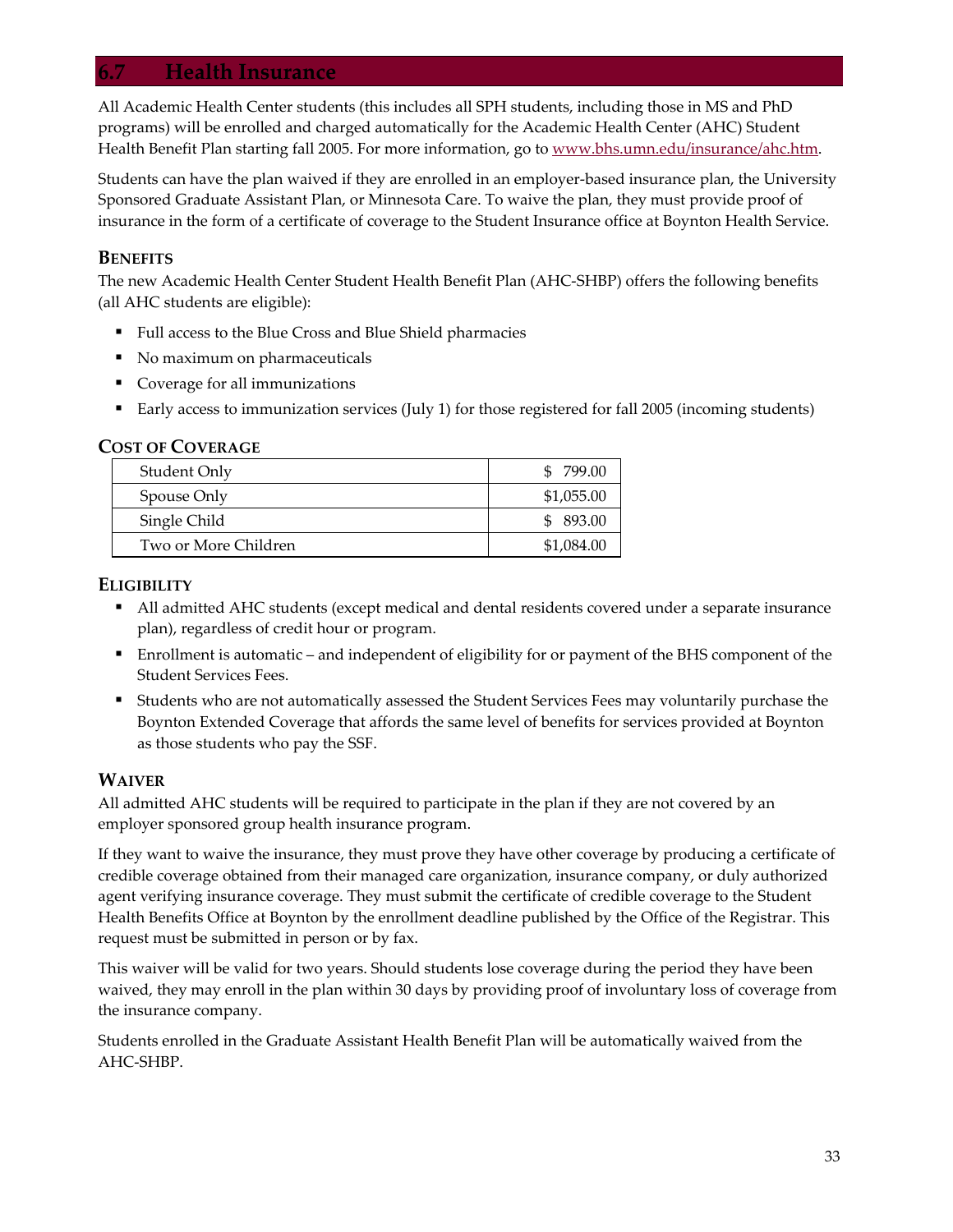## 6.7 Health Insurance

All Academic Health Center students (this includes all SPH students, including those in MS and PhD programs) will be enrolled and charged automatically for the Academic Health Center (AHC) Student Health Benefit Plan starting fall 2005. For more information, go to www.bhs.umn.edu/insurance/ahc.htm.

Students can have the plan waived if they are enrolled in an employer-based insurance plan, the University Sponsored Graduate Assistant Plan, or Minnesota Care. To waive the plan, they must provide proof of insurance in the form of a certificate of coverage to the Student Insurance office at Boynton Health Service.

### BENEFITS

The new Academic Health Center Student Health Benefit Plan (AHC-SHBP) offers the following benefits (all AHC students are eligible):

- Full access to the Blue Cross and Blue Shield pharmacies
- No maximum on pharmaceuticals
- Coverage for all immunizations
- Early access to immunization services (July 1) for those registered for fall 2005 (incoming students)

### COST OF COVERAGE

| | |
|---|---|
| Student Only | $ 799.00 |
| Spouse Only | $1,055.00 |
| Single Child | $ 893.00 |
| Two or More Children | $1,084.00 |

### ELIGIBILITY

- All admitted AHC students (except medical and dental residents covered under a separate insurance plan), regardless of credit hour or program.
- Enrollment is automatic – and independent of eligibility for or payment of the BHS component of the Student Services Fees.
- Students who are not automatically assessed the Student Services Fees may voluntarily purchase the Boynton Extended Coverage that affords the same level of benefits for services provided at Boynton as those students who pay the SSF.

### WAIVER

All admitted AHC students will be required to participate in the plan if they are not covered by an employer sponsored group health insurance program.

If they want to waive the insurance, they must prove they have other coverage by producing a certificate of credible coverage obtained from their managed care organization, insurance company, or duly authorized agent verifying insurance coverage. They must submit the certificate of credible coverage to the Student Health Benefits Office at Boynton by the enrollment deadline published by the Office of the Registrar. This request must be submitted in person or by fax.

This waiver will be valid for two years. Should students lose coverage during the period they have been waived, they may enroll in the plan within 30 days by providing proof of involuntary loss of coverage from the insurance company.

Students enrolled in the Graduate Assistant Health Benefit Plan will be automatically waived from the AHC-SHBP.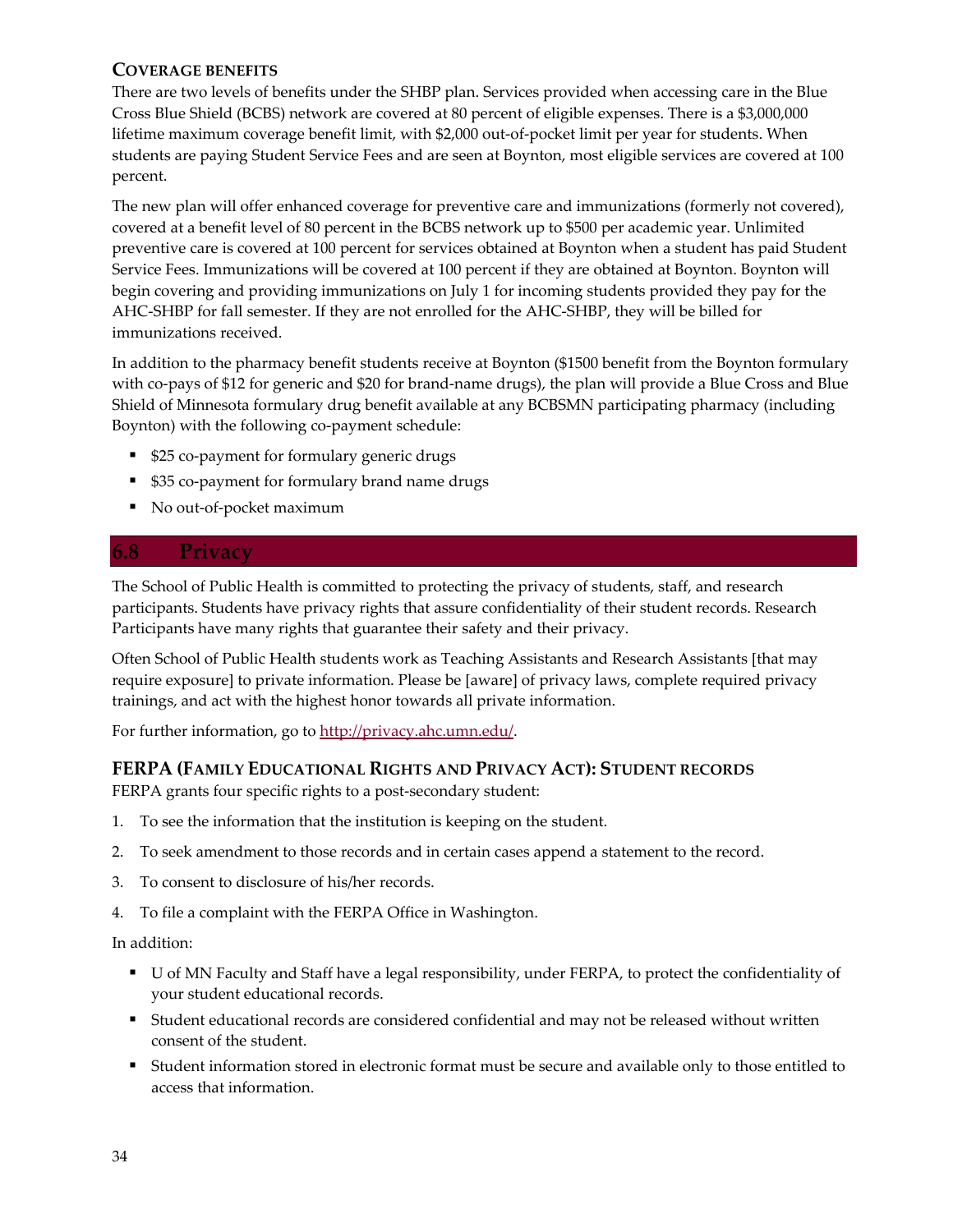### COVERAGE BENEFITS

There are two levels of benefits under the SHBP plan. Services provided when accessing care in the Blue Cross Blue Shield (BCBS) network are covered at 80 percent of eligible expenses. There is a $3,000,000 lifetime maximum coverage benefit limit, with $2,000 out-of-pocket limit per year for students. When students are paying Student Service Fees and are seen at Boynton, most eligible services are covered at 100 percent.

The new plan will offer enhanced coverage for preventive care and immunizations (formerly not covered), covered at a benefit level of 80 percent in the BCBS network up to $500 per academic year. Unlimited preventive care is covered at 100 percent for services obtained at Boynton when a student has paid Student Service Fees. Immunizations will be covered at 100 percent if they are obtained at Boynton. Boynton will begin covering and providing immunizations on July 1 for incoming students provided they pay for the AHC-SHBP for fall semester. If they are not enrolled for the AHC-SHBP, they will be billed for immunizations received.

In addition to the pharmacy benefit students receive at Boynton ($1500 benefit from the Boynton formulary with co-pays of $12 for generic and $20 for brand-name drugs), the plan will provide a Blue Cross and Blue Shield of Minnesota formulary drug benefit available at any BCBSMN participating pharmacy (including Boynton) with the following co-payment schedule:

- $25 co-payment for formulary generic drugs
- $35 co-payment for formulary brand name drugs
- No out-of-pocket maximum

## 6.8 Privacy

The School of Public Health is committed to protecting the privacy of students, staff, and research participants. Students have privacy rights that assure confidentiality of their student records. Research Participants have many rights that guarantee their safety and their privacy.

Often School of Public Health students work as Teaching Assistants and Research Assistants [that may require exposure] to private information. Please be [aware] of privacy laws, complete required privacy trainings, and act with the highest honor towards all private information.

For further information, go to http://privacy.ahc.umn.edu/.

### FERPA (FAMILY EDUCATIONAL RIGHTS AND PRIVACY ACT): STUDENT RECORDS

FERPA grants four specific rights to a post-secondary student:

1. To see the information that the institution is keeping on the student.
2. To seek amendment to those records and in certain cases append a statement to the record.
3. To consent to disclosure of his/her records.
4. To file a complaint with the FERPA Office in Washington.

In addition:

- U of MN Faculty and Staff have a legal responsibility, under FERPA, to protect the confidentiality of your student educational records.
- Student educational records are considered confidential and may not be released without written consent of the student.
- Student information stored in electronic format must be secure and available only to those entitled to access that information.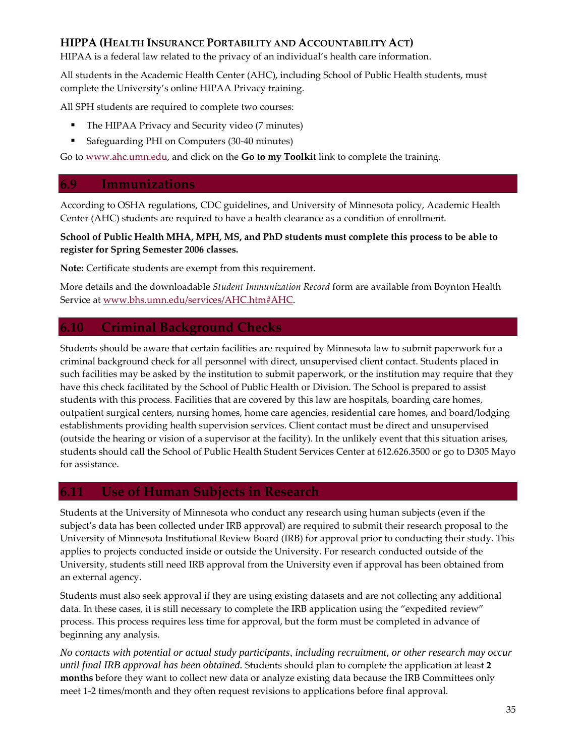### HIPPA (Health Insurance Portability and Accountability Act)

HIPAA is a federal law related to the privacy of an individual's health care information.

All students in the Academic Health Center (AHC), including School of Public Health students, must complete the University's online HIPAA Privacy training.

All SPH students are required to complete two courses:

- The HIPAA Privacy and Security video (7 minutes)
- Safeguarding PHI on Computers (30-40 minutes)

Go to www.ahc.umn.edu, and click on the **Go to my Toolkit** link to complete the training.

## 6.9 Immunizations

According to OSHA regulations, CDC guidelines, and University of Minnesota policy, Academic Health Center (AHC) students are required to have a health clearance as a condition of enrollment.

**School of Public Health MHA, MPH, MS, and PhD students must complete this process to be able to register for Spring Semester 2006 classes.**

**Note:** Certificate students are exempt from this requirement.

More details and the downloadable *Student Immunization Record* form are available from Boynton Health Service at www.bhs.umn.edu/services/AHC.htm#AHC.

## 6.10 Criminal Background Checks

Students should be aware that certain facilities are required by Minnesota law to submit paperwork for a criminal background check for all personnel with direct, unsupervised client contact. Students placed in such facilities may be asked by the institution to submit paperwork, or the institution may require that they have this check facilitated by the School of Public Health or Division. The School is prepared to assist students with this process. Facilities that are covered by this law are hospitals, boarding care homes, outpatient surgical centers, nursing homes, home care agencies, residential care homes, and board/lodging establishments providing health supervision services. Client contact must be direct and unsupervised (outside the hearing or vision of a supervisor at the facility). In the unlikely event that this situation arises, students should call the School of Public Health Student Services Center at 612.626.3500 or go to D305 Mayo for assistance.

## 6.11 Use of Human Subjects in Research

Students at the University of Minnesota who conduct any research using human subjects (even if the subject's data has been collected under IRB approval) are required to submit their research proposal to the University of Minnesota Institutional Review Board (IRB) for approval prior to conducting their study. This applies to projects conducted inside or outside the University. For research conducted outside of the University, students still need IRB approval from the University even if approval has been obtained from an external agency.

Students must also seek approval if they are using existing datasets and are not collecting any additional data. In these cases, it is still necessary to complete the IRB application using the "expedited review" process. This process requires less time for approval, but the form must be completed in advance of beginning any analysis.

*No contacts with potential or actual study participants, including recruitment, or other research may occur until final IRB approval has been obtained.* Students should plan to complete the application at least **2 months** before they want to collect new data or analyze existing data because the IRB Committees only meet 1-2 times/month and they often request revisions to applications before final approval.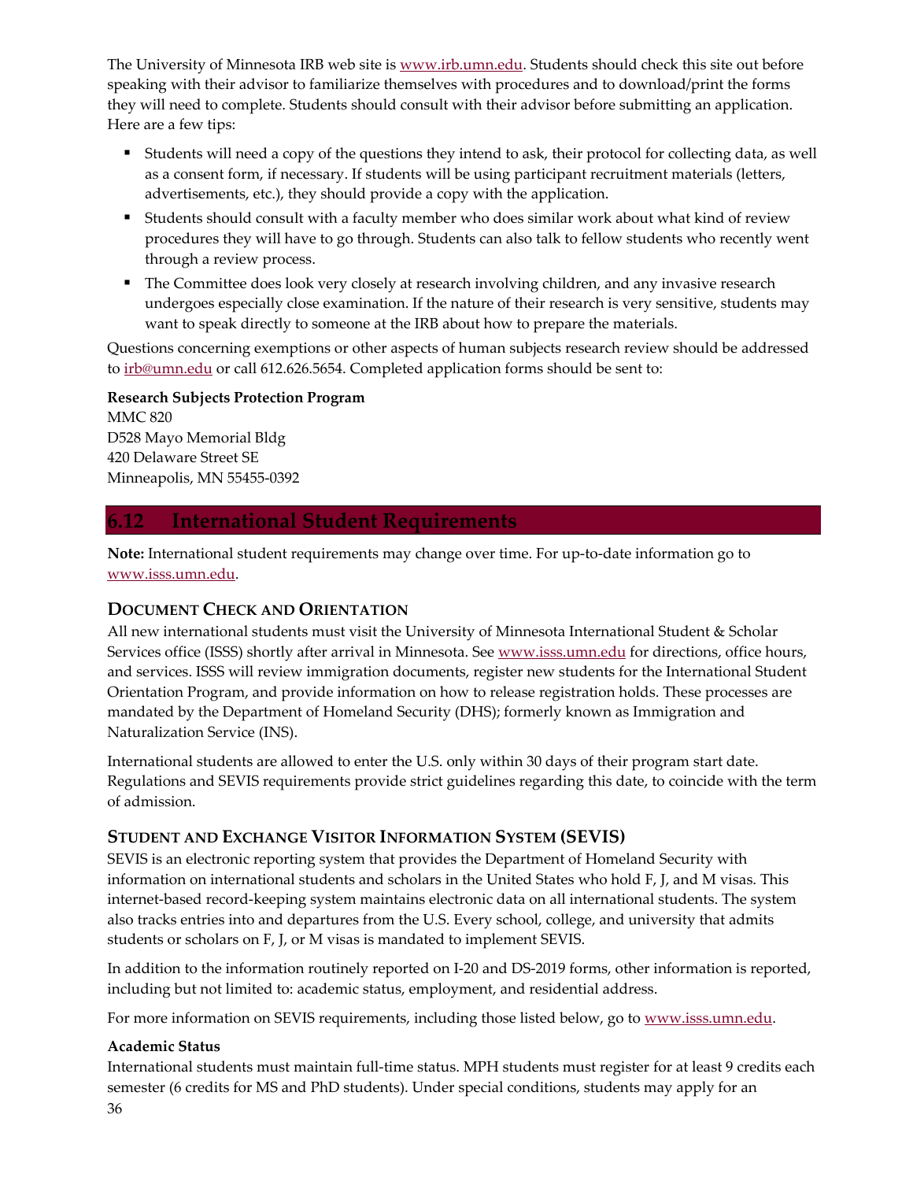The University of Minnesota IRB web site is www.irb.umn.edu. Students should check this site out before speaking with their advisor to familiarize themselves with procedures and to download/print the forms they will need to complete. Students should consult with their advisor before submitting an application. Here are a few tips:

- Students will need a copy of the questions they intend to ask, their protocol for collecting data, as well as a consent form, if necessary. If students will be using participant recruitment materials (letters, advertisements, etc.), they should provide a copy with the application.
- Students should consult with a faculty member who does similar work about what kind of review procedures they will have to go through. Students can also talk to fellow students who recently went through a review process.
- The Committee does look very closely at research involving children, and any invasive research undergoes especially close examination. If the nature of their research is very sensitive, students may want to speak directly to someone at the IRB about how to prepare the materials.

Questions concerning exemptions or other aspects of human subjects research review should be addressed to irb@umn.edu or call 612.626.5654. Completed application forms should be sent to:

**Research Subjects Protection Program**
MMC 820
D528 Mayo Memorial Bldg
420 Delaware Street SE
Minneapolis, MN 55455-0392

## 6.12 International Student Requirements

**Note:** International student requirements may change over time. For up-to-date information go to www.isss.umn.edu.

### Document Check and Orientation

All new international students must visit the University of Minnesota International Student & Scholar Services office (ISSS) shortly after arrival in Minnesota. See www.isss.umn.edu for directions, office hours, and services. ISSS will review immigration documents, register new students for the International Student Orientation Program, and provide information on how to release registration holds. These processes are mandated by the Department of Homeland Security (DHS); formerly known as Immigration and Naturalization Service (INS).

International students are allowed to enter the U.S. only within 30 days of their program start date. Regulations and SEVIS requirements provide strict guidelines regarding this date, to coincide with the term of admission.

### Student and Exchange Visitor Information System (SEVIS)

SEVIS is an electronic reporting system that provides the Department of Homeland Security with information on international students and scholars in the United States who hold F, J, and M visas. This internet-based record-keeping system maintains electronic data on all international students. The system also tracks entries into and departures from the U.S. Every school, college, and university that admits students or scholars on F, J, or M visas is mandated to implement SEVIS.

In addition to the information routinely reported on I-20 and DS-2019 forms, other information is reported, including but not limited to: academic status, employment, and residential address.

For more information on SEVIS requirements, including those listed below, go to www.isss.umn.edu.

**Academic Status**

International students must maintain full-time status. MPH students must register for at least 9 credits each semester (6 credits for MS and PhD students). Under special conditions, students may apply for an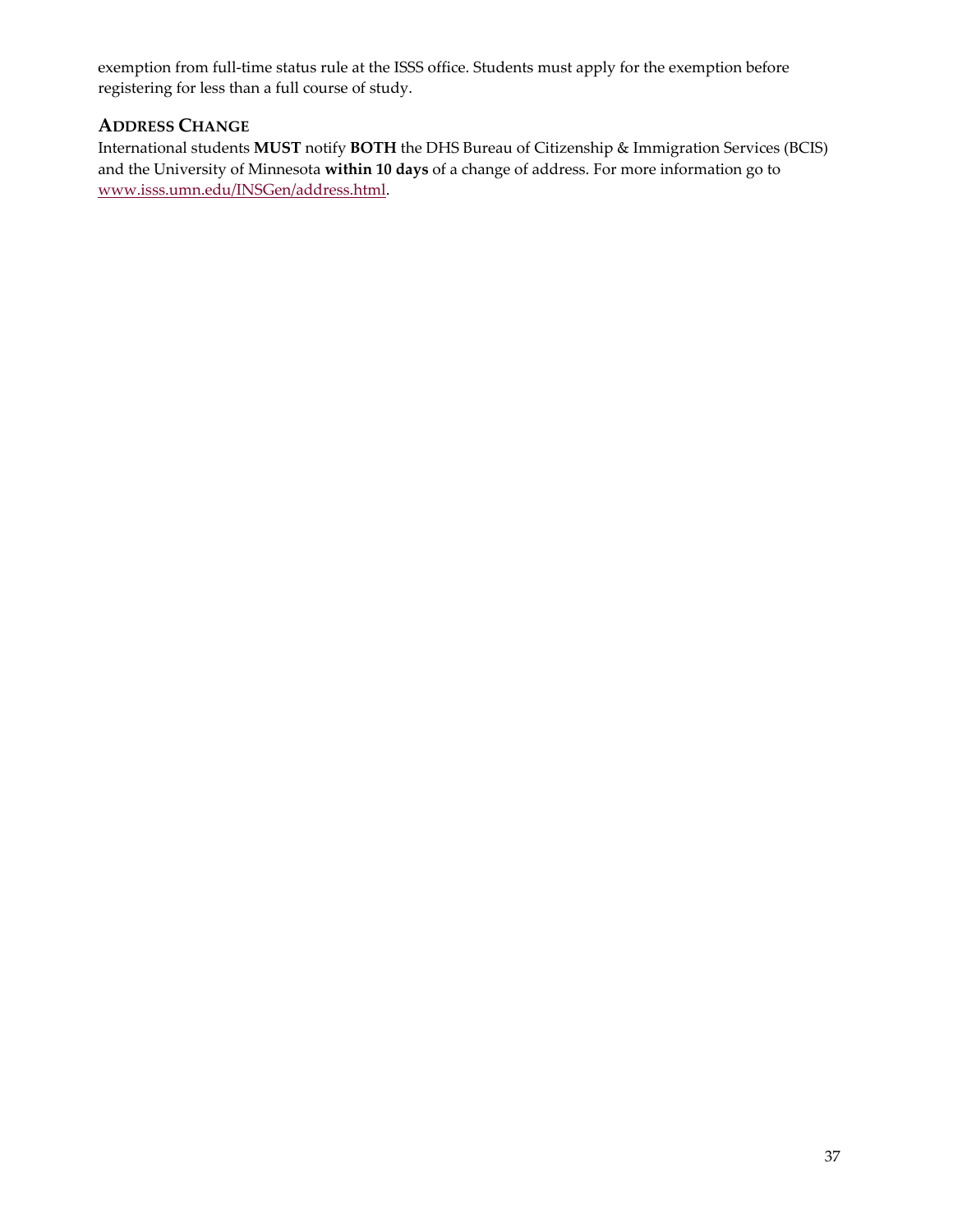exemption from full-time status rule at the ISSS office. Students must apply for the exemption before registering for less than a full course of study.

### ADDRESS CHANGE

International students **MUST** notify **BOTH** the DHS Bureau of Citizenship & Immigration Services (BCIS) and the University of Minnesota **within 10 days** of a change of address. For more information go to [www.isss.umn.edu/INSGen/address.html](www.isss.umn.edu/INSGen/address.html).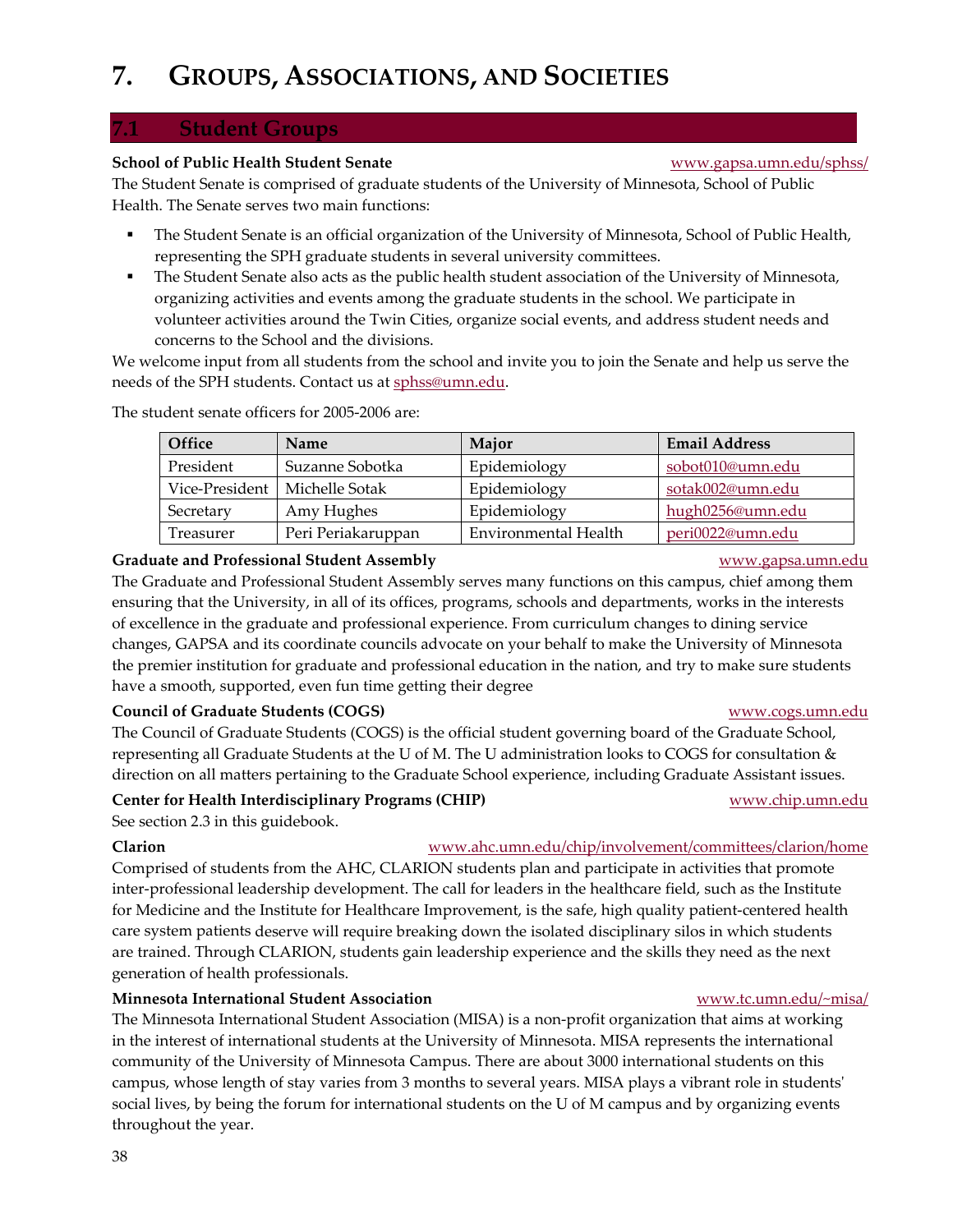# 7. Groups, Associations, and Societies

## 7.1 Student Groups

**School of Public Health Student Senate** www.gapsa.umn.edu/sphss/

The Student Senate is comprised of graduate students of the University of Minnesota, School of Public Health. The Senate serves two main functions:

- The Student Senate is an official organization of the University of Minnesota, School of Public Health, representing the SPH graduate students in several university committees.
- The Student Senate also acts as the public health student association of the University of Minnesota, organizing activities and events among the graduate students in the school. We participate in volunteer activities around the Twin Cities, organize social events, and address student needs and concerns to the School and the divisions.

We welcome input from all students from the school and invite you to join the Senate and help us serve the needs of the SPH students. Contact us at sphss@umn.edu.

The student senate officers for 2005-2006 are:

| Office | Name | Major | Email Address |
|---|---|---|---|
| President | Suzanne Sobotka | Epidemiology | sobot010@umn.edu |
| Vice-President | Michelle Sotak | Epidemiology | sotak002@umn.edu |
| Secretary | Amy Hughes | Epidemiology | hugh0256@umn.edu |
| Treasurer | Peri Periakaruppan | Environmental Health | peri0022@umn.edu |

**Graduate and Professional Student Assembly** www.gapsa.umn.edu

The Graduate and Professional Student Assembly serves many functions on this campus, chief among them ensuring that the University, in all of its offices, programs, schools and departments, works in the interests of excellence in the graduate and professional experience. From curriculum changes to dining service changes, GAPSA and its coordinate councils advocate on your behalf to make the University of Minnesota the premier institution for graduate and professional education in the nation, and try to make sure students have a smooth, supported, even fun time getting their degree

**Council of Graduate Students (COGS)** www.cogs.umn.edu

The Council of Graduate Students (COGS) is the official student governing board of the Graduate School, representing all Graduate Students at the U of M. The U administration looks to COGS for consultation & direction on all matters pertaining to the Graduate School experience, including Graduate Assistant issues.

**Center for Health Interdisciplinary Programs (CHIP)** www.chip.umn.edu

See section 2.3 in this guidebook.

**Clarion** www.ahc.umn.edu/chip/involvement/committees/clarion/home

Comprised of students from the AHC, CLARION students plan and participate in activities that promote inter-professional leadership development. The call for leaders in the healthcare field, such as the Institute for Medicine and the Institute for Healthcare Improvement, is the safe, high quality patient-centered health care system patients deserve will require breaking down the isolated disciplinary silos in which students are trained. Through CLARION, students gain leadership experience and the skills they need as the next generation of health professionals.

**Minnesota International Student Association** www.tc.umn.edu/~misa/

The Minnesota International Student Association (MISA) is a non-profit organization that aims at working in the interest of international students at the University of Minnesota. MISA represents the international community of the University of Minnesota Campus. There are about 3000 international students on this campus, whose length of stay varies from 3 months to several years. MISA plays a vibrant role in students' social lives, by being the forum for international students on the U of M campus and by organizing events throughout the year.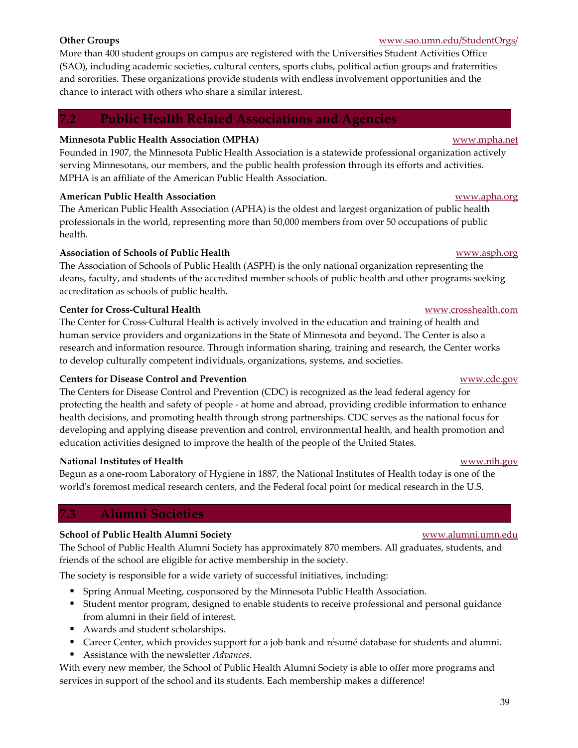**Other Groups** www.sao.umn.edu/StudentOrgs/

More than 400 student groups on campus are registered with the Universities Student Activities Office (SAO), including academic societies, cultural centers, sports clubs, political action groups and fraternities and sororities. These organizations provide students with endless involvement opportunities and the chance to interact with others who share a similar interest.

## 7.2 Public Health Related Associations and Agencies

**Minnesota Public Health Association (MPHA)** www.mpha.net

Founded in 1907, the Minnesota Public Health Association is a statewide professional organization actively serving Minnesotans, our members, and the public health profession through its efforts and activities. MPHA is an affiliate of the American Public Health Association.

**American Public Health Association** www.apha.org

The American Public Health Association (APHA) is the oldest and largest organization of public health professionals in the world, representing more than 50,000 members from over 50 occupations of public health.

**Association of Schools of Public Health** www.asph.org

The Association of Schools of Public Health (ASPH) is the only national organization representing the deans, faculty, and students of the accredited member schools of public health and other programs seeking accreditation as schools of public health.

**Center for Cross-Cultural Health** www.crosshealth.com

The Center for Cross-Cultural Health is actively involved in the education and training of health and human service providers and organizations in the State of Minnesota and beyond. The Center is also a research and information resource. Through information sharing, training and research, the Center works to develop culturally competent individuals, organizations, systems, and societies.

**Centers for Disease Control and Prevention** www.cdc.gov

The Centers for Disease Control and Prevention (CDC) is recognized as the lead federal agency for protecting the health and safety of people - at home and abroad, providing credible information to enhance health decisions, and promoting health through strong partnerships. CDC serves as the national focus for developing and applying disease prevention and control, environmental health, and health promotion and education activities designed to improve the health of the people of the United States.

**National Institutes of Health** www.nih.gov

Begun as a one-room Laboratory of Hygiene in 1887, the National Institutes of Health today is one of the world's foremost medical research centers, and the Federal focal point for medical research in the U.S.

## 7.3 Alumni Societies

**School of Public Health Alumni Society** www.alumni.umn.edu

The School of Public Health Alumni Society has approximately 870 members. All graduates, students, and friends of the school are eligible for active membership in the society.

The society is responsible for a wide variety of successful initiatives, including:

- Spring Annual Meeting, cosponsored by the Minnesota Public Health Association.
- Student mentor program, designed to enable students to receive professional and personal guidance from alumni in their field of interest.
- Awards and student scholarships.
- Career Center, which provides support for a job bank and résumé database for students and alumni.
- Assistance with the newsletter *Advances*.

With every new member, the School of Public Health Alumni Society is able to offer more programs and services in support of the school and its students. Each membership makes a difference!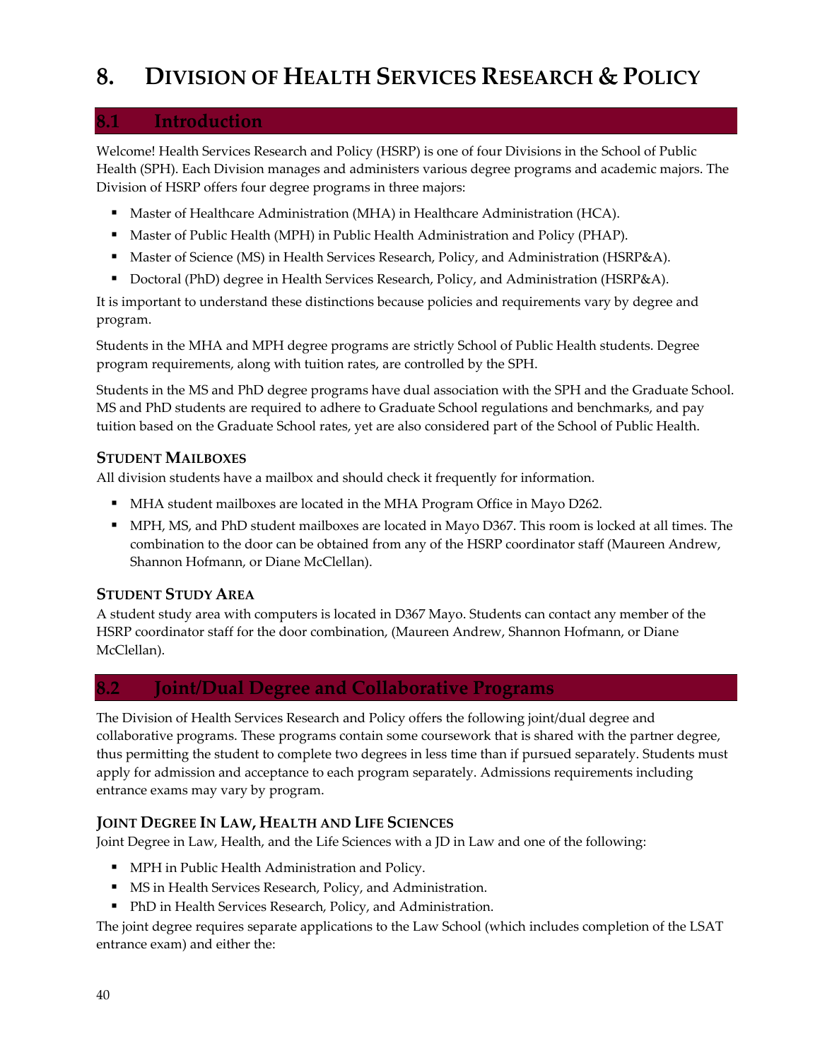# 8. Division of Health Services Research & Policy

## 8.1 Introduction

Welcome! Health Services Research and Policy (HSRP) is one of four Divisions in the School of Public Health (SPH). Each Division manages and administers various degree programs and academic majors. The Division of HSRP offers four degree programs in three majors:

- Master of Healthcare Administration (MHA) in Healthcare Administration (HCA).
- Master of Public Health (MPH) in Public Health Administration and Policy (PHAP).
- Master of Science (MS) in Health Services Research, Policy, and Administration (HSRP&A).
- Doctoral (PhD) degree in Health Services Research, Policy, and Administration (HSRP&A).

It is important to understand these distinctions because policies and requirements vary by degree and program.

Students in the MHA and MPH degree programs are strictly School of Public Health students. Degree program requirements, along with tuition rates, are controlled by the SPH.

Students in the MS and PhD degree programs have dual association with the SPH and the Graduate School. MS and PhD students are required to adhere to Graduate School regulations and benchmarks, and pay tuition based on the Graduate School rates, yet are also considered part of the School of Public Health.

### Student Mailboxes

All division students have a mailbox and should check it frequently for information.

- MHA student mailboxes are located in the MHA Program Office in Mayo D262.
- MPH, MS, and PhD student mailboxes are located in Mayo D367. This room is locked at all times. The combination to the door can be obtained from any of the HSRP coordinator staff (Maureen Andrew, Shannon Hofmann, or Diane McClellan).

### Student Study Area

A student study area with computers is located in D367 Mayo. Students can contact any member of the HSRP coordinator staff for the door combination, (Maureen Andrew, Shannon Hofmann, or Diane McClellan).

## 8.2 Joint/Dual Degree and Collaborative Programs

The Division of Health Services Research and Policy offers the following joint/dual degree and collaborative programs. These programs contain some coursework that is shared with the partner degree, thus permitting the student to complete two degrees in less time than if pursued separately. Students must apply for admission and acceptance to each program separately. Admissions requirements including entrance exams may vary by program.

### Joint Degree In Law, Health and Life Sciences

Joint Degree in Law, Health, and the Life Sciences with a JD in Law and one of the following:

- MPH in Public Health Administration and Policy.
- MS in Health Services Research, Policy, and Administration.
- PhD in Health Services Research, Policy, and Administration.

The joint degree requires separate applications to the Law School (which includes completion of the LSAT entrance exam) and either the: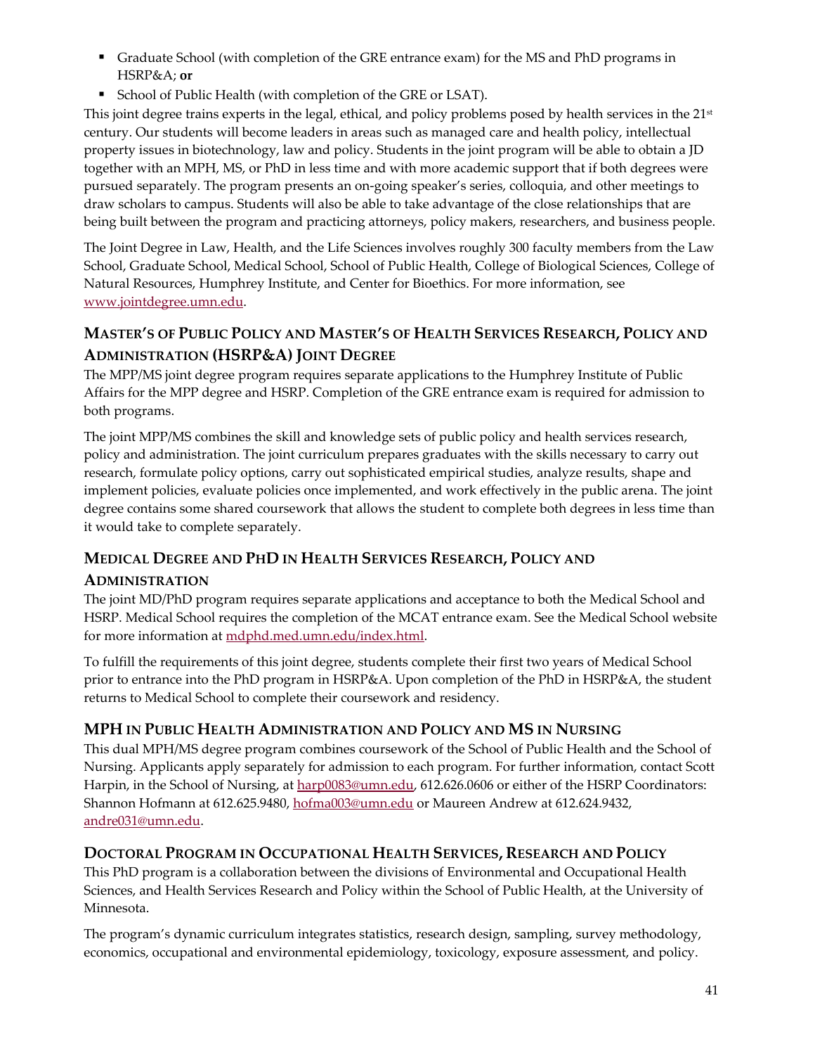- Graduate School (with completion of the GRE entrance exam) for the MS and PhD programs in HSRP&A; **or**
- School of Public Health (with completion of the GRE or LSAT).

This joint degree trains experts in the legal, ethical, and policy problems posed by health services in the 21st century. Our students will become leaders in areas such as managed care and health policy, intellectual property issues in biotechnology, law and policy. Students in the joint program will be able to obtain a JD together with an MPH, MS, or PhD in less time and with more academic support that if both degrees were pursued separately. The program presents an on-going speaker's series, colloquia, and other meetings to draw scholars to campus. Students will also be able to take advantage of the close relationships that are being built between the program and practicing attorneys, policy makers, researchers, and business people.

The Joint Degree in Law, Health, and the Life Sciences involves roughly 300 faculty members from the Law School, Graduate School, Medical School, School of Public Health, College of Biological Sciences, College of Natural Resources, Humphrey Institute, and Center for Bioethics. For more information, see www.jointdegree.umn.edu.

### Master's of Public Policy and Master's of Health Services Research, Policy and Administration (HSRP&A) Joint Degree

The MPP/MS joint degree program requires separate applications to the Humphrey Institute of Public Affairs for the MPP degree and HSRP. Completion of the GRE entrance exam is required for admission to both programs.

The joint MPP/MS combines the skill and knowledge sets of public policy and health services research, policy and administration. The joint curriculum prepares graduates with the skills necessary to carry out research, formulate policy options, carry out sophisticated empirical studies, analyze results, shape and implement policies, evaluate policies once implemented, and work effectively in the public arena. The joint degree contains some shared coursework that allows the student to complete both degrees in less time than it would take to complete separately.

### Medical Degree and PhD in Health Services Research, Policy and Administration

The joint MD/PhD program requires separate applications and acceptance to both the Medical School and HSRP. Medical School requires the completion of the MCAT entrance exam. See the Medical School website for more information at mdphd.med.umn.edu/index.html.

To fulfill the requirements of this joint degree, students complete their first two years of Medical School prior to entrance into the PhD program in HSRP&A. Upon completion of the PhD in HSRP&A, the student returns to Medical School to complete their coursework and residency.

### MPH in Public Health Administration and Policy and MS in Nursing

This dual MPH/MS degree program combines coursework of the School of Public Health and the School of Nursing. Applicants apply separately for admission to each program. For further information, contact Scott Harpin, in the School of Nursing, at harp0083@umn.edu, 612.626.0606 or either of the HSRP Coordinators: Shannon Hofmann at 612.625.9480, hofma003@umn.edu or Maureen Andrew at 612.624.9432, andre031@umn.edu.

### Doctoral Program in Occupational Health Services, Research and Policy

This PhD program is a collaboration between the divisions of Environmental and Occupational Health Sciences, and Health Services Research and Policy within the School of Public Health, at the University of Minnesota.

The program's dynamic curriculum integrates statistics, research design, sampling, survey methodology, economics, occupational and environmental epidemiology, toxicology, exposure assessment, and policy.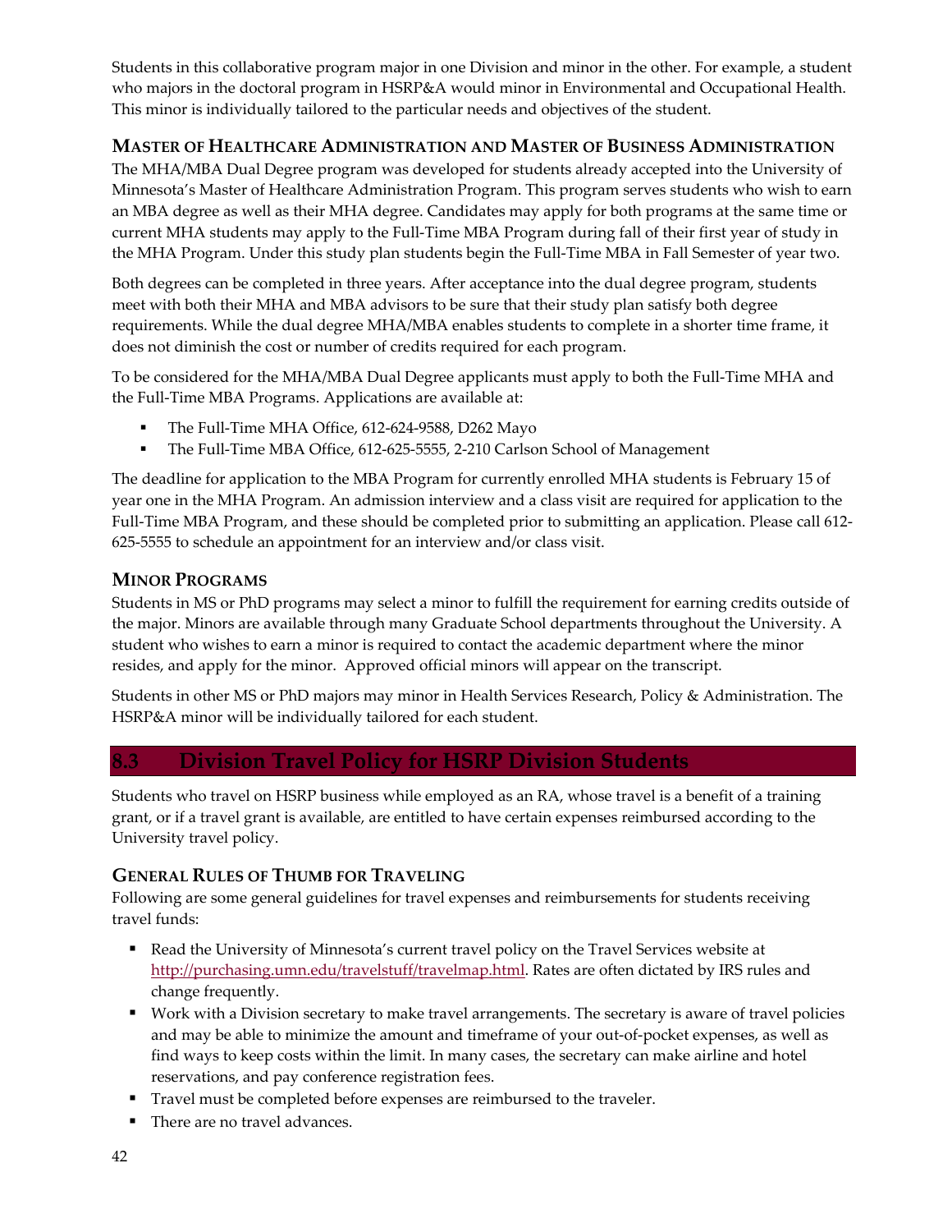Students in this collaborative program major in one Division and minor in the other. For example, a student who majors in the doctoral program in HSRP&A would minor in Environmental and Occupational Health. This minor is individually tailored to the particular needs and objectives of the student.

### MASTER OF HEALTHCARE ADMINISTRATION AND MASTER OF BUSINESS ADMINISTRATION

The MHA/MBA Dual Degree program was developed for students already accepted into the University of Minnesota's Master of Healthcare Administration Program. This program serves students who wish to earn an MBA degree as well as their MHA degree. Candidates may apply for both programs at the same time or current MHA students may apply to the Full-Time MBA Program during fall of their first year of study in the MHA Program. Under this study plan students begin the Full-Time MBA in Fall Semester of year two.

Both degrees can be completed in three years. After acceptance into the dual degree program, students meet with both their MHA and MBA advisors to be sure that their study plan satisfy both degree requirements. While the dual degree MHA/MBA enables students to complete in a shorter time frame, it does not diminish the cost or number of credits required for each program.

To be considered for the MHA/MBA Dual Degree applicants must apply to both the Full-Time MHA and the Full-Time MBA Programs. Applications are available at:

- The Full-Time MHA Office, 612-624-9588, D262 Mayo
- The Full-Time MBA Office, 612-625-5555, 2-210 Carlson School of Management

The deadline for application to the MBA Program for currently enrolled MHA students is February 15 of year one in the MHA Program. An admission interview and a class visit are required for application to the Full-Time MBA Program, and these should be completed prior to submitting an application. Please call 612-625-5555 to schedule an appointment for an interview and/or class visit.

### MINOR PROGRAMS

Students in MS or PhD programs may select a minor to fulfill the requirement for earning credits outside of the major. Minors are available through many Graduate School departments throughout the University. A student who wishes to earn a minor is required to contact the academic department where the minor resides, and apply for the minor. Approved official minors will appear on the transcript.

Students in other MS or PhD majors may minor in Health Services Research, Policy & Administration. The HSRP&A minor will be individually tailored for each student.

## 8.3 Division Travel Policy for HSRP Division Students

Students who travel on HSRP business while employed as an RA, whose travel is a benefit of a training grant, or if a travel grant is available, are entitled to have certain expenses reimbursed according to the University travel policy.

### GENERAL RULES OF THUMB FOR TRAVELING

Following are some general guidelines for travel expenses and reimbursements for students receiving travel funds:

- Read the University of Minnesota's current travel policy on the Travel Services website at http://purchasing.umn.edu/travelstuff/travelmap.html. Rates are often dictated by IRS rules and change frequently.
- Work with a Division secretary to make travel arrangements. The secretary is aware of travel policies and may be able to minimize the amount and timeframe of your out-of-pocket expenses, as well as find ways to keep costs within the limit. In many cases, the secretary can make airline and hotel reservations, and pay conference registration fees.
- Travel must be completed before expenses are reimbursed to the traveler.
- There are no travel advances.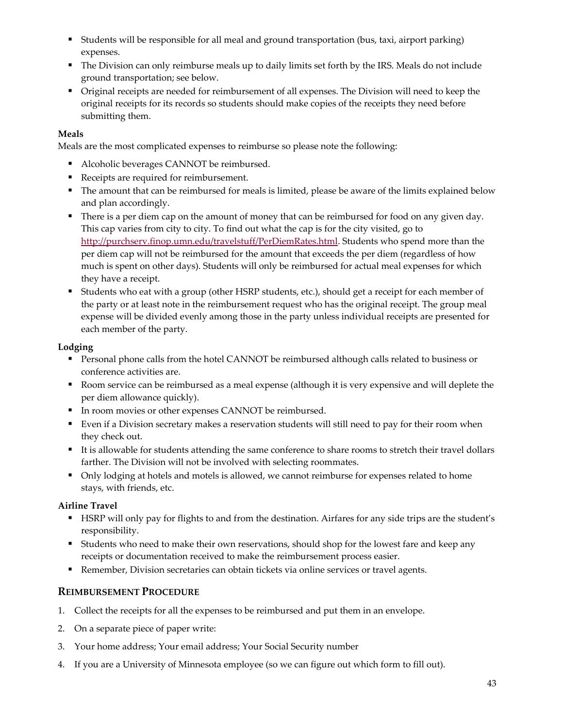- Students will be responsible for all meal and ground transportation (bus, taxi, airport parking) expenses.
- The Division can only reimburse meals up to daily limits set forth by the IRS. Meals do not include ground transportation; see below.
- Original receipts are needed for reimbursement of all expenses. The Division will need to keep the original receipts for its records so students should make copies of the receipts they need before submitting them.

**Meals**

Meals are the most complicated expenses to reimburse so please note the following:

- Alcoholic beverages CANNOT be reimbursed.
- Receipts are required for reimbursement.
- The amount that can be reimbursed for meals is limited, please be aware of the limits explained below and plan accordingly.
- There is a per diem cap on the amount of money that can be reimbursed for food on any given day. This cap varies from city to city. To find out what the cap is for the city visited, go to http://purchserv.finop.umn.edu/travelstuff/PerDiemRates.html. Students who spend more than the per diem cap will not be reimbursed for the amount that exceeds the per diem (regardless of how much is spent on other days). Students will only be reimbursed for actual meal expenses for which they have a receipt.
- Students who eat with a group (other HSRP students, etc.), should get a receipt for each member of the party or at least note in the reimbursement request who has the original receipt. The group meal expense will be divided evenly among those in the party unless individual receipts are presented for each member of the party.

**Lodging**

- Personal phone calls from the hotel CANNOT be reimbursed although calls related to business or conference activities are.
- Room service can be reimbursed as a meal expense (although it is very expensive and will deplete the per diem allowance quickly).
- In room movies or other expenses CANNOT be reimbursed.
- Even if a Division secretary makes a reservation students will still need to pay for their room when they check out.
- It is allowable for students attending the same conference to share rooms to stretch their travel dollars farther. The Division will not be involved with selecting roommates.
- Only lodging at hotels and motels is allowed, we cannot reimburse for expenses related to home stays, with friends, etc.

**Airline Travel**

- HSRP will only pay for flights to and from the destination. Airfares for any side trips are the student's responsibility.
- Students who need to make their own reservations, should shop for the lowest fare and keep any receipts or documentation received to make the reimbursement process easier.
- Remember, Division secretaries can obtain tickets via online services or travel agents.

## Reimbursement Procedure

1. Collect the receipts for all the expenses to be reimbursed and put them in an envelope.
2. On a separate piece of paper write:
3. Your home address; Your email address; Your Social Security number
4. If you are a University of Minnesota employee (so we can figure out which form to fill out).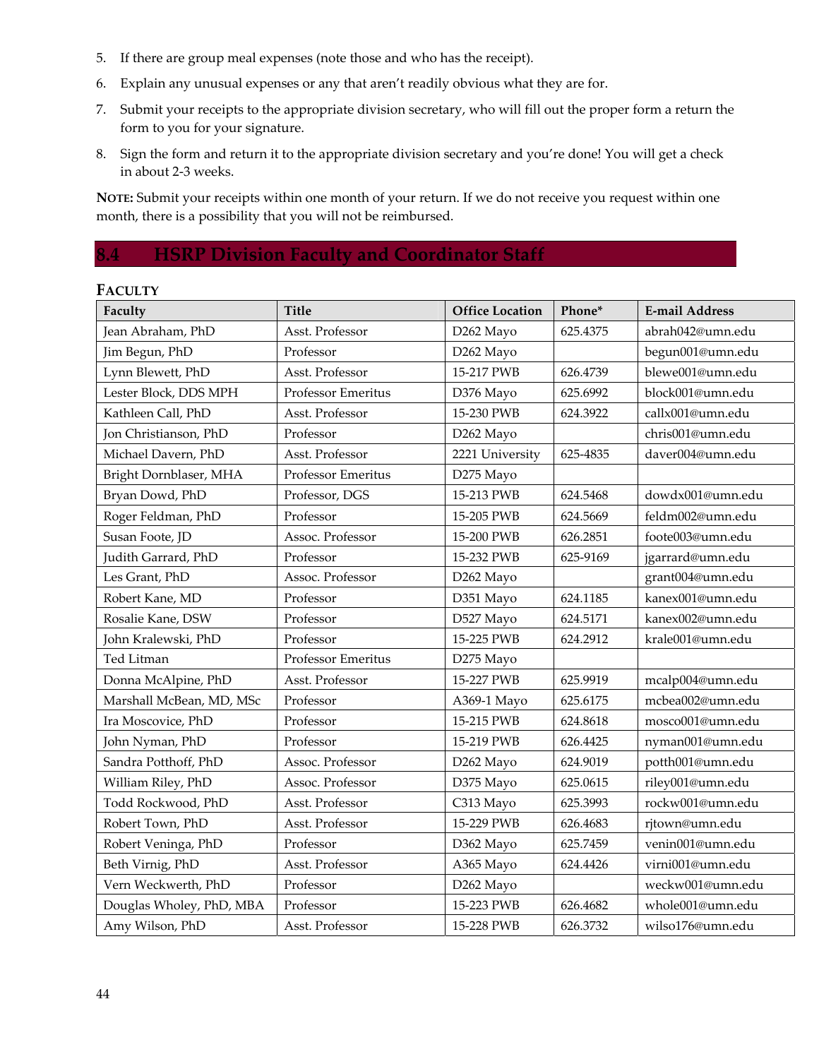5. If there are group meal expenses (note those and who has the receipt).
6. Explain any unusual expenses or any that aren't readily obvious what they are for.
7. Submit your receipts to the appropriate division secretary, who will fill out the proper form a return the form to you for your signature.
8. Sign the form and return it to the appropriate division secretary and you're done! You will get a check in about 2-3 weeks.

**NOTE:** Submit your receipts within one month of your return. If we do not receive you request within one month, there is a possibility that you will not be reimbursed.

## 8.4 HSRP Division Faculty and Coordinator Staff

### FACULTY

| Faculty | Title | Office Location | Phone* | E-mail Address |
|---|---|---|---|---|
| Jean Abraham, PhD | Asst. Professor | D262 Mayo | 625.4375 | abrah042@umn.edu |
| Jim Begun, PhD | Professor | D262 Mayo | | begun001@umn.edu |
| Lynn Blewett, PhD | Asst. Professor | 15-217 PWB | 626.4739 | blewe001@umn.edu |
| Lester Block, DDS MPH | Professor Emeritus | D376 Mayo | 625.6992 | block001@umn.edu |
| Kathleen Call, PhD | Asst. Professor | 15-230 PWB | 624.3922 | callx001@umn.edu |
| Jon Christianson, PhD | Professor | D262 Mayo | | chris001@umn.edu |
| Michael Davern, PhD | Asst. Professor | 2221 University | 625-4835 | daver004@umn.edu |
| Bright Dornblaser, MHA | Professor Emeritus | D275 Mayo | | |
| Bryan Dowd, PhD | Professor, DGS | 15-213 PWB | 624.5468 | dowdx001@umn.edu |
| Roger Feldman, PhD | Professor | 15-205 PWB | 624.5669 | feldm002@umn.edu |
| Susan Foote, JD | Assoc. Professor | 15-200 PWB | 626.2851 | foote003@umn.edu |
| Judith Garrard, PhD | Professor | 15-232 PWB | 625-9169 | jgarrard@umn.edu |
| Les Grant, PhD | Assoc. Professor | D262 Mayo | | grant004@umn.edu |
| Robert Kane, MD | Professor | D351 Mayo | 624.1185 | kanex001@umn.edu |
| Rosalie Kane, DSW | Professor | D527 Mayo | 624.5171 | kanex002@umn.edu |
| John Kralewski, PhD | Professor | 15-225 PWB | 624.2912 | krale001@umn.edu |
| Ted Litman | Professor Emeritus | D275 Mayo | | |
| Donna McAlpine, PhD | Asst. Professor | 15-227 PWB | 625.9919 | mcalp004@umn.edu |
| Marshall McBean, MD, MSc | Professor | A369-1 Mayo | 625.6175 | mcbea002@umn.edu |
| Ira Moscovice, PhD | Professor | 15-215 PWB | 624.8618 | mosco001@umn.edu |
| John Nyman, PhD | Professor | 15-219 PWB | 626.4425 | nyman001@umn.edu |
| Sandra Potthoff, PhD | Assoc. Professor | D262 Mayo | 624.9019 | potth001@umn.edu |
| William Riley, PhD | Assoc. Professor | D375 Mayo | 625.0615 | riley001@umn.edu |
| Todd Rockwood, PhD | Asst. Professor | C313 Mayo | 625.3993 | rockw001@umn.edu |
| Robert Town, PhD | Asst. Professor | 15-229 PWB | 626.4683 | rjtown@umn.edu |
| Robert Veninga, PhD | Professor | D362 Mayo | 625.7459 | venin001@umn.edu |
| Beth Virnig, PhD | Asst. Professor | A365 Mayo | 624.4426 | virni001@umn.edu |
| Vern Weckwerth, PhD | Professor | D262 Mayo | | weckw001@umn.edu |
| Douglas Wholey, PhD, MBA | Professor | 15-223 PWB | 626.4682 | whole001@umn.edu |
| Amy Wilson, PhD | Asst. Professor | 15-228 PWB | 626.3732 | wilso176@umn.edu |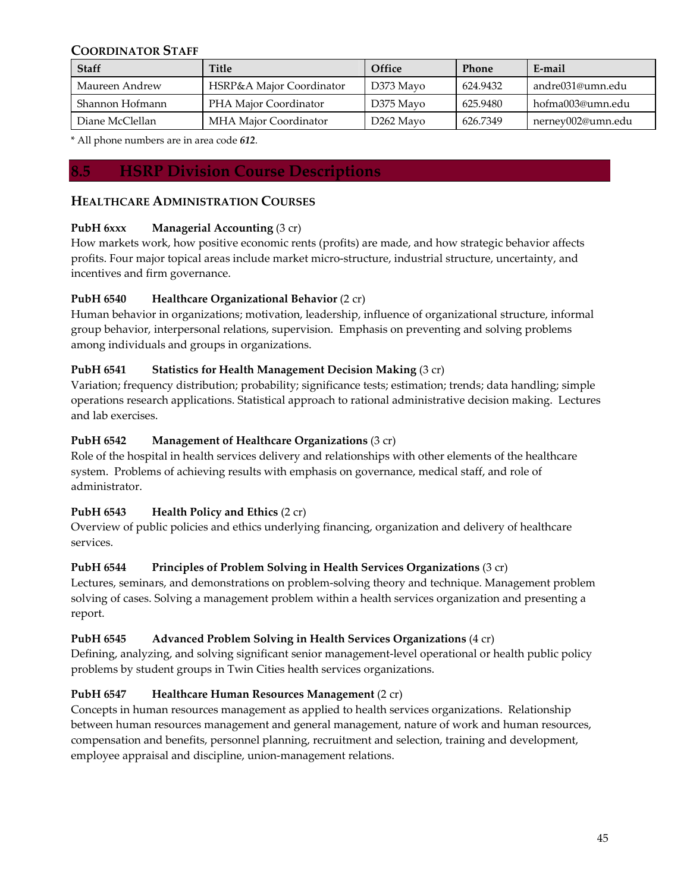### Coordinator Staff

| Staff | Title | Office | Phone | E-mail |
|---|---|---|---|---|
| Maureen Andrew | HSRP&A Major Coordinator | D373 Mayo | 624.9432 | andre031@umn.edu |
| Shannon Hofmann | PHA Major Coordinator | D375 Mayo | 625.9480 | hofma003@umn.edu |
| Diane McClellan | MHA Major Coordinator | D262 Mayo | 626.7349 | nerney002@umn.edu |

\* All phone numbers are in area code ***612***.

## 8.5 HSRP Division Course Descriptions

### Healthcare Administration Courses

**PubH 6xxx Managerial Accounting** (3 cr)
How markets work, how positive economic rents (profits) are made, and how strategic behavior affects profits. Four major topical areas include market micro-structure, industrial structure, uncertainty, and incentives and firm governance.

**PubH 6540 Healthcare Organizational Behavior** (2 cr)
Human behavior in organizations; motivation, leadership, influence of organizational structure, informal group behavior, interpersonal relations, supervision. Emphasis on preventing and solving problems among individuals and groups in organizations.

**PubH 6541 Statistics for Health Management Decision Making** (3 cr)
Variation; frequency distribution; probability; significance tests; estimation; trends; data handling; simple operations research applications. Statistical approach to rational administrative decision making. Lectures and lab exercises.

**PubH 6542 Management of Healthcare Organizations** (3 cr)
Role of the hospital in health services delivery and relationships with other elements of the healthcare system. Problems of achieving results with emphasis on governance, medical staff, and role of administrator.

**PubH 6543 Health Policy and Ethics** (2 cr)
Overview of public policies and ethics underlying financing, organization and delivery of healthcare services.

**PubH 6544 Principles of Problem Solving in Health Services Organizations** (3 cr)
Lectures, seminars, and demonstrations on problem-solving theory and technique. Management problem solving of cases. Solving a management problem within a health services organization and presenting a report.

**PubH 6545 Advanced Problem Solving in Health Services Organizations** (4 cr)
Defining, analyzing, and solving significant senior management-level operational or health public policy problems by student groups in Twin Cities health services organizations.

**PubH 6547 Healthcare Human Resources Management** (2 cr)
Concepts in human resources management as applied to health services organizations. Relationship between human resources management and general management, nature of work and human resources, compensation and benefits, personnel planning, recruitment and selection, training and development, employee appraisal and discipline, union-management relations.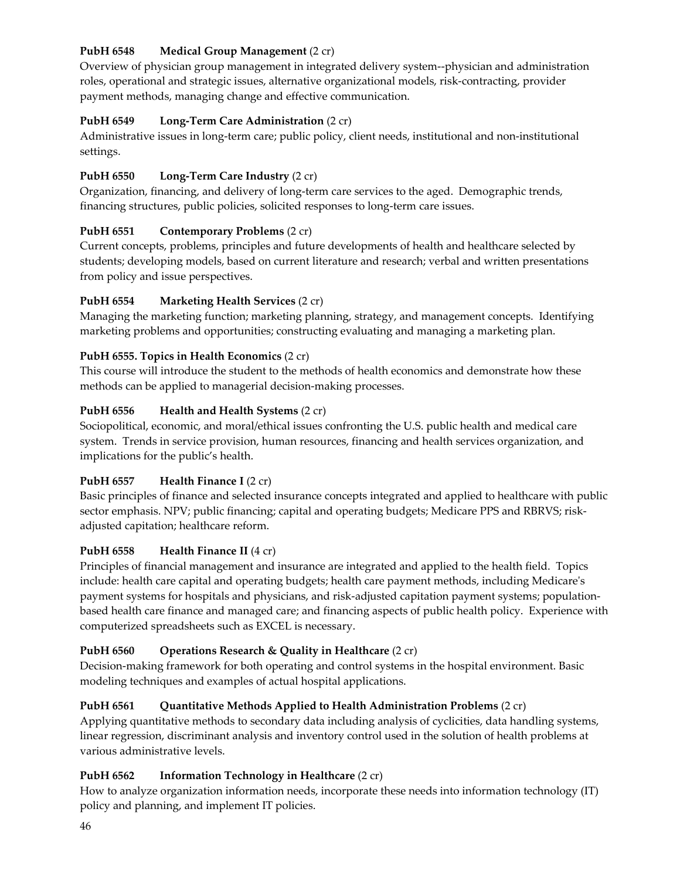**PubH 6548 Medical Group Management** (2 cr)
Overview of physician group management in integrated delivery system--physician and administration roles, operational and strategic issues, alternative organizational models, risk-contracting, provider payment methods, managing change and effective communication.

**PubH 6549 Long-Term Care Administration** (2 cr)
Administrative issues in long-term care; public policy, client needs, institutional and non-institutional settings.

**PubH 6550 Long-Term Care Industry** (2 cr)
Organization, financing, and delivery of long-term care services to the aged. Demographic trends, financing structures, public policies, solicited responses to long-term care issues.

**PubH 6551 Contemporary Problems** (2 cr)
Current concepts, problems, principles and future developments of health and healthcare selected by students; developing models, based on current literature and research; verbal and written presentations from policy and issue perspectives.

**PubH 6554 Marketing Health Services** (2 cr)
Managing the marketing function; marketing planning, strategy, and management concepts. Identifying marketing problems and opportunities; constructing evaluating and managing a marketing plan.

**PubH 6555. Topics in Health Economics** (2 cr)
This course will introduce the student to the methods of health economics and demonstrate how these methods can be applied to managerial decision-making processes.

**PubH 6556 Health and Health Systems** (2 cr)
Sociopolitical, economic, and moral/ethical issues confronting the U.S. public health and medical care system. Trends in service provision, human resources, financing and health services organization, and implications for the public's health.

**PubH 6557 Health Finance I** (2 cr)
Basic principles of finance and selected insurance concepts integrated and applied to healthcare with public sector emphasis. NPV; public financing; capital and operating budgets; Medicare PPS and RBRVS; risk-adjusted capitation; healthcare reform.

**PubH 6558 Health Finance II** (4 cr)
Principles of financial management and insurance are integrated and applied to the health field. Topics include: health care capital and operating budgets; health care payment methods, including Medicare's payment systems for hospitals and physicians, and risk-adjusted capitation payment systems; population-based health care finance and managed care; and financing aspects of public health policy. Experience with computerized spreadsheets such as EXCEL is necessary.

**PubH 6560 Operations Research & Quality in Healthcare** (2 cr)
Decision-making framework for both operating and control systems in the hospital environment. Basic modeling techniques and examples of actual hospital applications.

**PubH 6561 Quantitative Methods Applied to Health Administration Problems** (2 cr)
Applying quantitative methods to secondary data including analysis of cyclicities, data handling systems, linear regression, discriminant analysis and inventory control used in the solution of health problems at various administrative levels.

**PubH 6562 Information Technology in Healthcare** (2 cr)
How to analyze organization information needs, incorporate these needs into information technology (IT) policy and planning, and implement IT policies.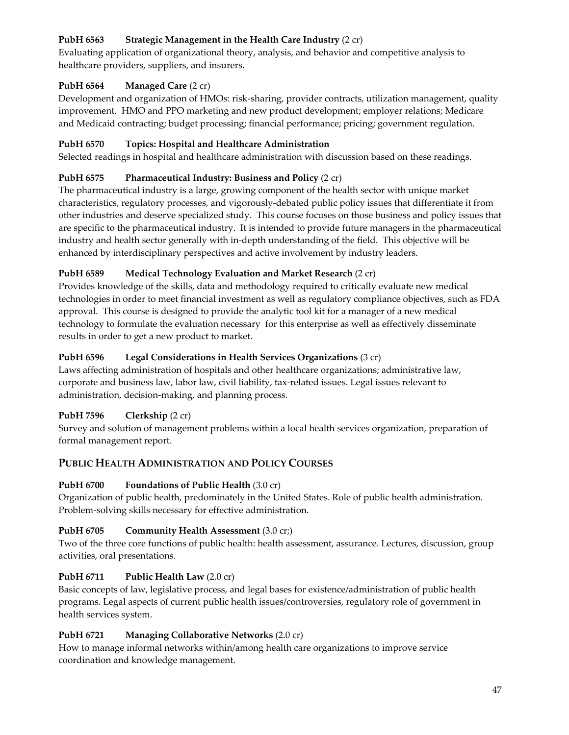**PubH 6563 Strategic Management in the Health Care Industry** (2 cr)
Evaluating application of organizational theory, analysis, and behavior and competitive analysis to healthcare providers, suppliers, and insurers.

**PubH 6564 Managed Care** (2 cr)
Development and organization of HMOs: risk-sharing, provider contracts, utilization management, quality improvement. HMO and PPO marketing and new product development; employer relations; Medicare and Medicaid contracting; budget processing; financial performance; pricing; government regulation.

**PubH 6570 Topics: Hospital and Healthcare Administration**
Selected readings in hospital and healthcare administration with discussion based on these readings.

**PubH 6575 Pharmaceutical Industry: Business and Policy** (2 cr)
The pharmaceutical industry is a large, growing component of the health sector with unique market characteristics, regulatory processes, and vigorously-debated public policy issues that differentiate it from other industries and deserve specialized study. This course focuses on those business and policy issues that are specific to the pharmaceutical industry. It is intended to provide future managers in the pharmaceutical industry and health sector generally with in-depth understanding of the field. This objective will be enhanced by interdisciplinary perspectives and active involvement by industry leaders.

**PubH 6589 Medical Technology Evaluation and Market Research** (2 cr)
Provides knowledge of the skills, data and methodology required to critically evaluate new medical technologies in order to meet financial investment as well as regulatory compliance objectives, such as FDA approval. This course is designed to provide the analytic tool kit for a manager of a new medical technology to formulate the evaluation necessary for this enterprise as well as effectively disseminate results in order to get a new product to market.

**PubH 6596 Legal Considerations in Health Services Organizations** (3 cr)
Laws affecting administration of hospitals and other healthcare organizations; administrative law, corporate and business law, labor law, civil liability, tax-related issues. Legal issues relevant to administration, decision-making, and planning process.

**PubH 7596 Clerkship** (2 cr)
Survey and solution of management problems within a local health services organization, preparation of formal management report.

## PUBLIC HEALTH ADMINISTRATION AND POLICY COURSES

**PubH 6700 Foundations of Public Health** (3.0 cr)
Organization of public health, predominately in the United States. Role of public health administration. Problem-solving skills necessary for effective administration.

**PubH 6705 Community Health Assessment** (3.0 cr;)
Two of the three core functions of public health: health assessment, assurance. Lectures, discussion, group activities, oral presentations.

**PubH 6711 Public Health Law** (2.0 cr)
Basic concepts of law, legislative process, and legal bases for existence/administration of public health programs. Legal aspects of current public health issues/controversies, regulatory role of government in health services system.

**PubH 6721 Managing Collaborative Networks** (2.0 cr)
How to manage informal networks within/among health care organizations to improve service coordination and knowledge management.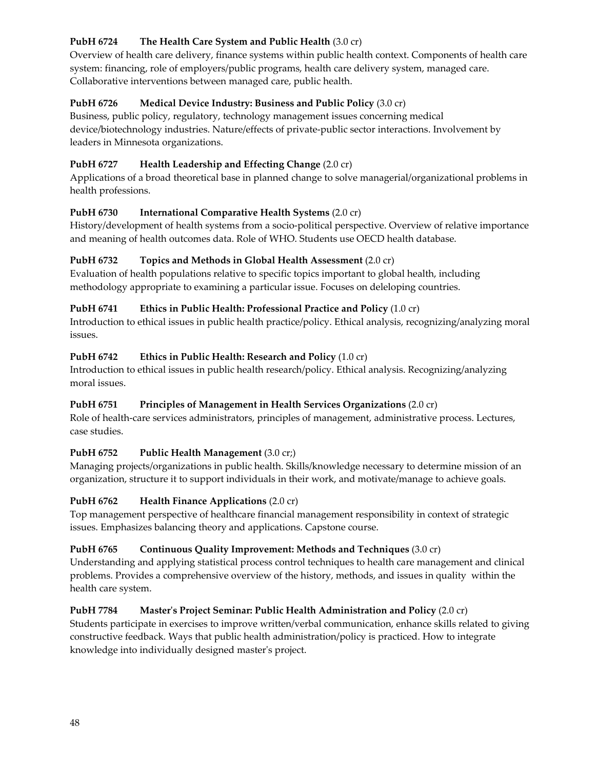**PubH 6724 The Health Care System and Public Health** (3.0 cr)
Overview of health care delivery, finance systems within public health context. Components of health care system: financing, role of employers/public programs, health care delivery system, managed care. Collaborative interventions between managed care, public health.

**PubH 6726 Medical Device Industry: Business and Public Policy** (3.0 cr)
Business, public policy, regulatory, technology management issues concerning medical device/biotechnology industries. Nature/effects of private-public sector interactions. Involvement by leaders in Minnesota organizations.

**PubH 6727 Health Leadership and Effecting Change** (2.0 cr)
Applications of a broad theoretical base in planned change to solve managerial/organizational problems in health professions.

**PubH 6730 International Comparative Health Systems** (2.0 cr)
History/development of health systems from a socio-political perspective. Overview of relative importance and meaning of health outcomes data. Role of WHO. Students use OECD health database.

**PubH 6732 Topics and Methods in Global Health Assessment** (2.0 cr)
Evaluation of health populations relative to specific topics important to global health, including methodology appropriate to examining a particular issue. Focuses on deleloping countries.

**PubH 6741 Ethics in Public Health: Professional Practice and Policy** (1.0 cr)
Introduction to ethical issues in public health practice/policy. Ethical analysis, recognizing/analyzing moral issues.

**PubH 6742 Ethics in Public Health: Research and Policy** (1.0 cr)
Introduction to ethical issues in public health research/policy. Ethical analysis. Recognizing/analyzing moral issues.

**PubH 6751 Principles of Management in Health Services Organizations** (2.0 cr)
Role of health-care services administrators, principles of management, administrative process. Lectures, case studies.

**PubH 6752 Public Health Management** (3.0 cr;)
Managing projects/organizations in public health. Skills/knowledge necessary to determine mission of an organization, structure it to support individuals in their work, and motivate/manage to achieve goals.

**PubH 6762 Health Finance Applications** (2.0 cr)
Top management perspective of healthcare financial management responsibility in context of strategic issues. Emphasizes balancing theory and applications. Capstone course.

**PubH 6765 Continuous Quality Improvement: Methods and Techniques** (3.0 cr)
Understanding and applying statistical process control techniques to health care management and clinical problems. Provides a comprehensive overview of the history, methods, and issues in quality within the health care system.

**PubH 7784 Master's Project Seminar: Public Health Administration and Policy** (2.0 cr)
Students participate in exercises to improve written/verbal communication, enhance skills related to giving constructive feedback. Ways that public health administration/policy is practiced. How to integrate knowledge into individually designed master's project.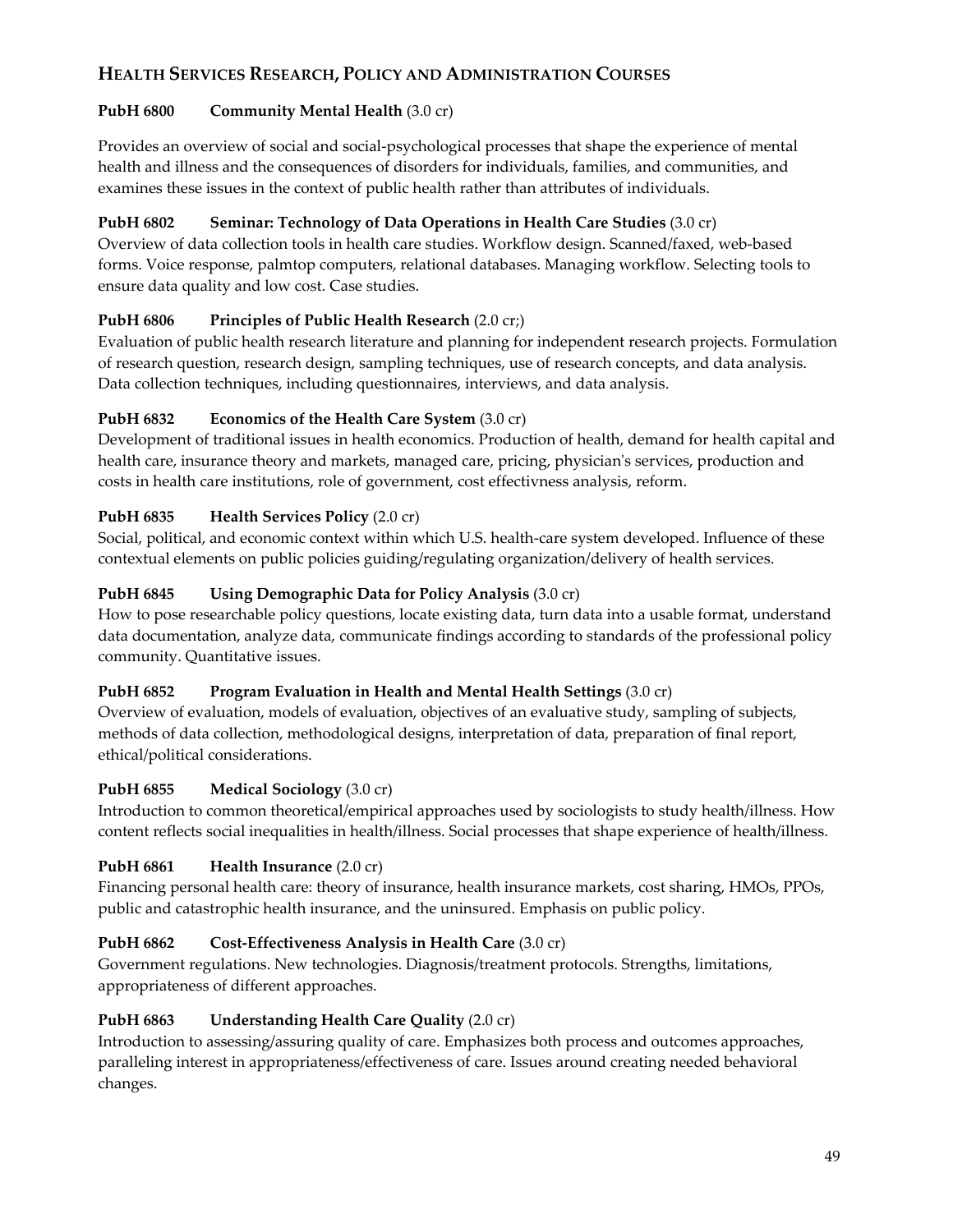## Health Services Research, Policy and Administration Courses

**PubH 6800 Community Mental Health** (3.0 cr)

Provides an overview of social and social-psychological processes that shape the experience of mental health and illness and the consequences of disorders for individuals, families, and communities, and examines these issues in the context of public health rather than attributes of individuals.

**PubH 6802 Seminar: Technology of Data Operations in Health Care Studies** (3.0 cr)

Overview of data collection tools in health care studies. Workflow design. Scanned/faxed, web-based forms. Voice response, palmtop computers, relational databases. Managing workflow. Selecting tools to ensure data quality and low cost. Case studies.

**PubH 6806 Principles of Public Health Research** (2.0 cr;)

Evaluation of public health research literature and planning for independent research projects. Formulation of research question, research design, sampling techniques, use of research concepts, and data analysis. Data collection techniques, including questionnaires, interviews, and data analysis.

**PubH 6832 Economics of the Health Care System** (3.0 cr)

Development of traditional issues in health economics. Production of health, demand for health capital and health care, insurance theory and markets, managed care, pricing, physician's services, production and costs in health care institutions, role of government, cost effectivness analysis, reform.

**PubH 6835 Health Services Policy** (2.0 cr)

Social, political, and economic context within which U.S. health-care system developed. Influence of these contextual elements on public policies guiding/regulating organization/delivery of health services.

**PubH 6845 Using Demographic Data for Policy Analysis** (3.0 cr)

How to pose researchable policy questions, locate existing data, turn data into a usable format, understand data documentation, analyze data, communicate findings according to standards of the professional policy community. Quantitative issues.

**PubH 6852 Program Evaluation in Health and Mental Health Settings** (3.0 cr)

Overview of evaluation, models of evaluation, objectives of an evaluative study, sampling of subjects, methods of data collection, methodological designs, interpretation of data, preparation of final report, ethical/political considerations.

**PubH 6855 Medical Sociology** (3.0 cr)

Introduction to common theoretical/empirical approaches used by sociologists to study health/illness. How content reflects social inequalities in health/illness. Social processes that shape experience of health/illness.

**PubH 6861 Health Insurance** (2.0 cr)

Financing personal health care: theory of insurance, health insurance markets, cost sharing, HMOs, PPOs, public and catastrophic health insurance, and the uninsured. Emphasis on public policy.

**PubH 6862 Cost-Effectiveness Analysis in Health Care** (3.0 cr)

Government regulations. New technologies. Diagnosis/treatment protocols. Strengths, limitations, appropriateness of different approaches.

**PubH 6863 Understanding Health Care Quality** (2.0 cr)

Introduction to assessing/assuring quality of care. Emphasizes both process and outcomes approaches, paralleling interest in appropriateness/effectiveness of care. Issues around creating needed behavioral changes.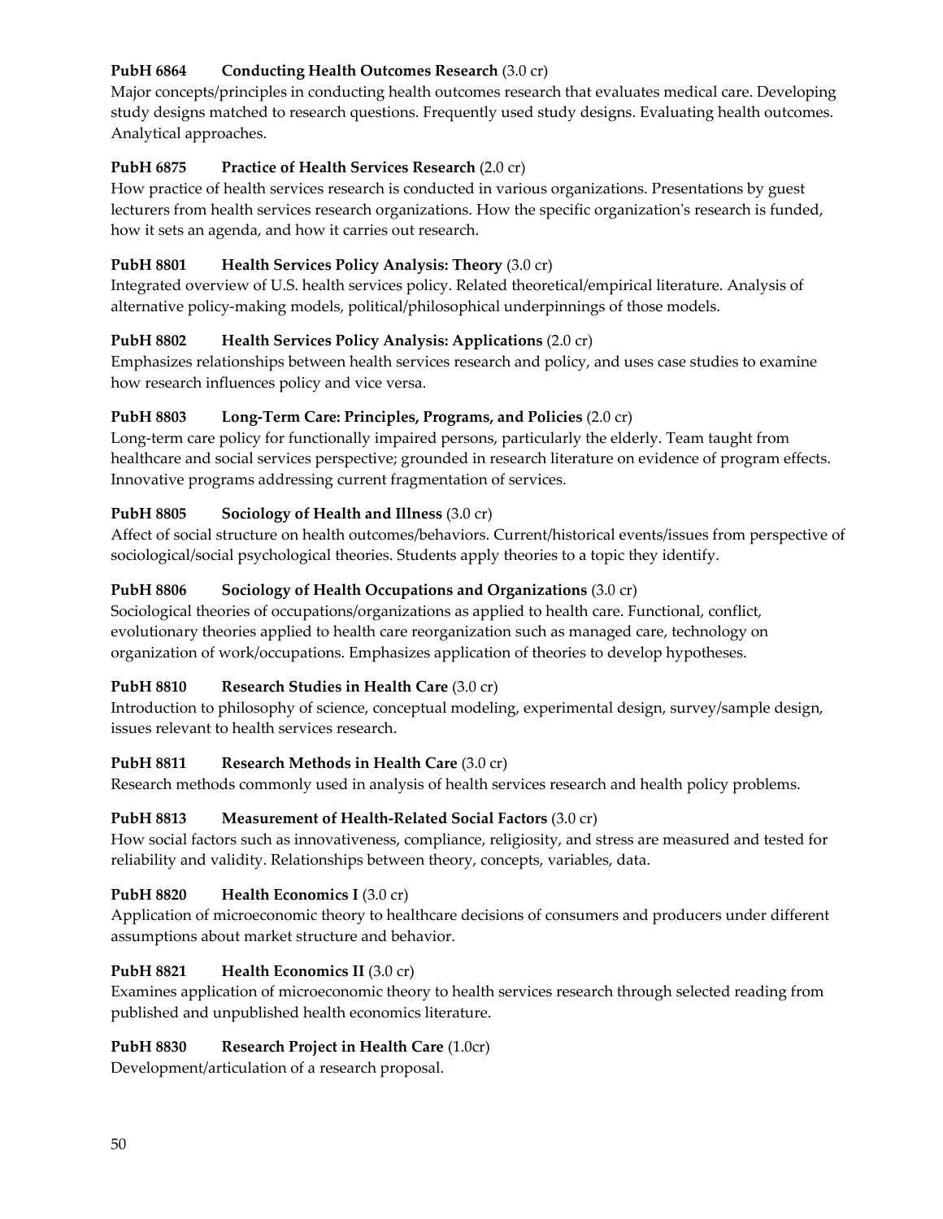**PubH 6864 Conducting Health Outcomes Research** (3.0 cr)
Major concepts/principles in conducting health outcomes research that evaluates medical care. Developing study designs matched to research questions. Frequently used study designs. Evaluating health outcomes. Analytical approaches.

**PubH 6875 Practice of Health Services Research** (2.0 cr)
How practice of health services research is conducted in various organizations. Presentations by guest lecturers from health services research organizations. How the specific organization's research is funded, how it sets an agenda, and how it carries out research.

**PubH 8801 Health Services Policy Analysis: Theory** (3.0 cr)
Integrated overview of U.S. health services policy. Related theoretical/empirical literature. Analysis of alternative policy-making models, political/philosophical underpinnings of those models.

**PubH 8802 Health Services Policy Analysis: Applications** (2.0 cr)
Emphasizes relationships between health services research and policy, and uses case studies to examine how research influences policy and vice versa.

**PubH 8803 Long-Term Care: Principles, Programs, and Policies** (2.0 cr)
Long-term care policy for functionally impaired persons, particularly the elderly. Team taught from healthcare and social services perspective; grounded in research literature on evidence of program effects. Innovative programs addressing current fragmentation of services.

**PubH 8805 Sociology of Health and Illness** (3.0 cr)
Affect of social structure on health outcomes/behaviors. Current/historical events/issues from perspective of sociological/social psychological theories. Students apply theories to a topic they identify.

**PubH 8806 Sociology of Health Occupations and Organizations** (3.0 cr)
Sociological theories of occupations/organizations as applied to health care. Functional, conflict, evolutionary theories applied to health care reorganization such as managed care, technology on organization of work/occupations. Emphasizes application of theories to develop hypotheses.

**PubH 8810 Research Studies in Health Care** (3.0 cr)
Introduction to philosophy of science, conceptual modeling, experimental design, survey/sample design, issues relevant to health services research.

**PubH 8811 Research Methods in Health Care** (3.0 cr)
Research methods commonly used in analysis of health services research and health policy problems.

**PubH 8813 Measurement of Health-Related Social Factors** (3.0 cr)
How social factors such as innovativeness, compliance, religiosity, and stress are measured and tested for reliability and validity. Relationships between theory, concepts, variables, data.

**PubH 8820 Health Economics I** (3.0 cr)
Application of microeconomic theory to healthcare decisions of consumers and producers under different assumptions about market structure and behavior.

**PubH 8821 Health Economics II** (3.0 cr)
Examines application of microeconomic theory to health services research through selected reading from published and unpublished health economics literature.

**PubH 8830 Research Project in Health Care** (1.0cr)
Development/articulation of a research proposal.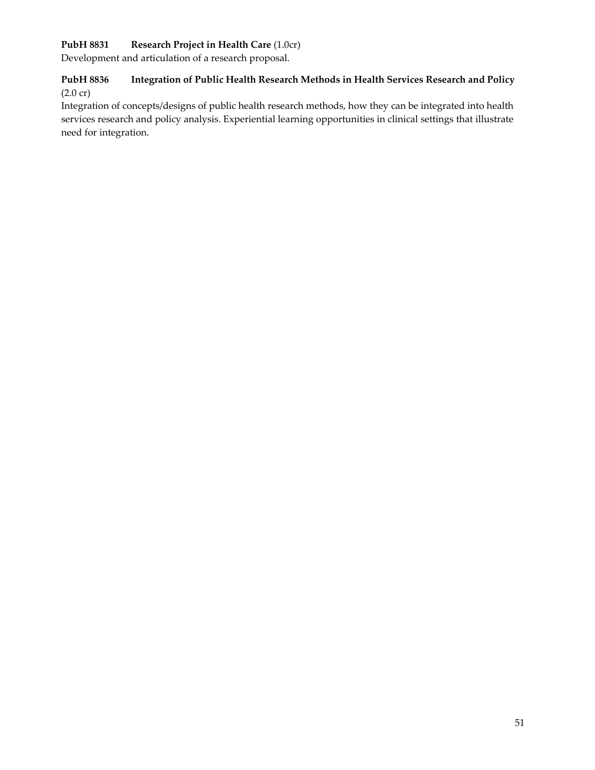**PubH 8831 Research Project in Health Care** (1.0cr)
Development and articulation of a research proposal.

**PubH 8836 Integration of Public Health Research Methods in Health Services Research and Policy** (2.0 cr)
Integration of concepts/designs of public health research methods, how they can be integrated into health services research and policy analysis. Experiential learning opportunities in clinical settings that illustrate need for integration.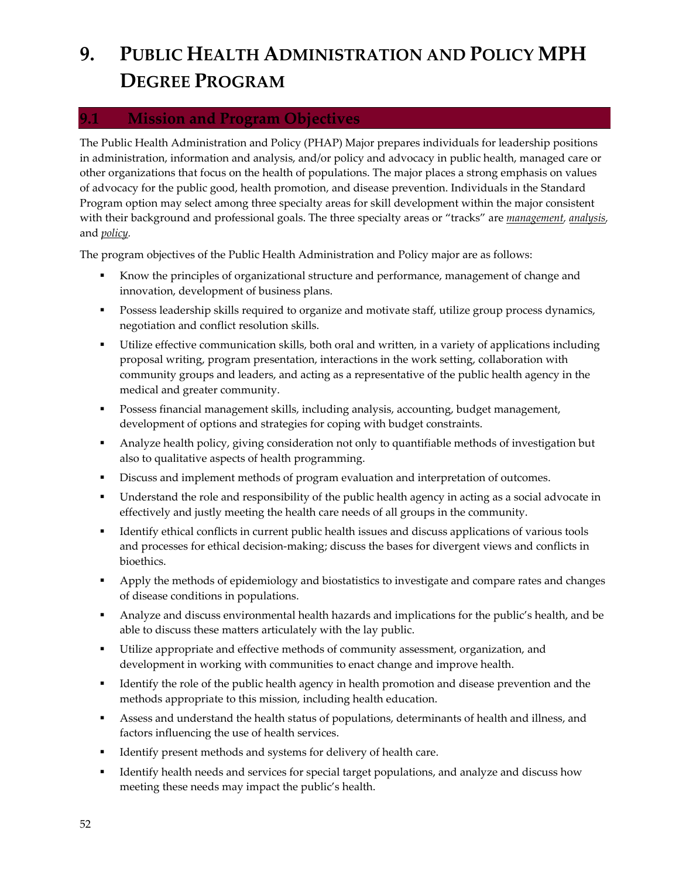# 9. PUBLIC HEALTH ADMINISTRATION AND POLICY MPH DEGREE PROGRAM

## 9.1 Mission and Program Objectives

The Public Health Administration and Policy (PHAP) Major prepares individuals for leadership positions in administration, information and analysis, and/or policy and advocacy in public health, managed care or other organizations that focus on the health of populations. The major places a strong emphasis on values of advocacy for the public good, health promotion, and disease prevention. Individuals in the Standard Program option may select among three specialty areas for skill development within the major consistent with their background and professional goals. The three specialty areas or "tracks" are *management*, *analysis*, and *policy*.

The program objectives of the Public Health Administration and Policy major are as follows:

- Know the principles of organizational structure and performance, management of change and innovation, development of business plans.
- Possess leadership skills required to organize and motivate staff, utilize group process dynamics, negotiation and conflict resolution skills.
- Utilize effective communication skills, both oral and written, in a variety of applications including proposal writing, program presentation, interactions in the work setting, collaboration with community groups and leaders, and acting as a representative of the public health agency in the medical and greater community.
- Possess financial management skills, including analysis, accounting, budget management, development of options and strategies for coping with budget constraints.
- Analyze health policy, giving consideration not only to quantifiable methods of investigation but also to qualitative aspects of health programming.
- Discuss and implement methods of program evaluation and interpretation of outcomes.
- Understand the role and responsibility of the public health agency in acting as a social advocate in effectively and justly meeting the health care needs of all groups in the community.
- Identify ethical conflicts in current public health issues and discuss applications of various tools and processes for ethical decision-making; discuss the bases for divergent views and conflicts in bioethics.
- Apply the methods of epidemiology and biostatistics to investigate and compare rates and changes of disease conditions in populations.
- Analyze and discuss environmental health hazards and implications for the public's health, and be able to discuss these matters articulately with the lay public.
- Utilize appropriate and effective methods of community assessment, organization, and development in working with communities to enact change and improve health.
- Identify the role of the public health agency in health promotion and disease prevention and the methods appropriate to this mission, including health education.
- Assess and understand the health status of populations, determinants of health and illness, and factors influencing the use of health services.
- Identify present methods and systems for delivery of health care.
- Identify health needs and services for special target populations, and analyze and discuss how meeting these needs may impact the public's health.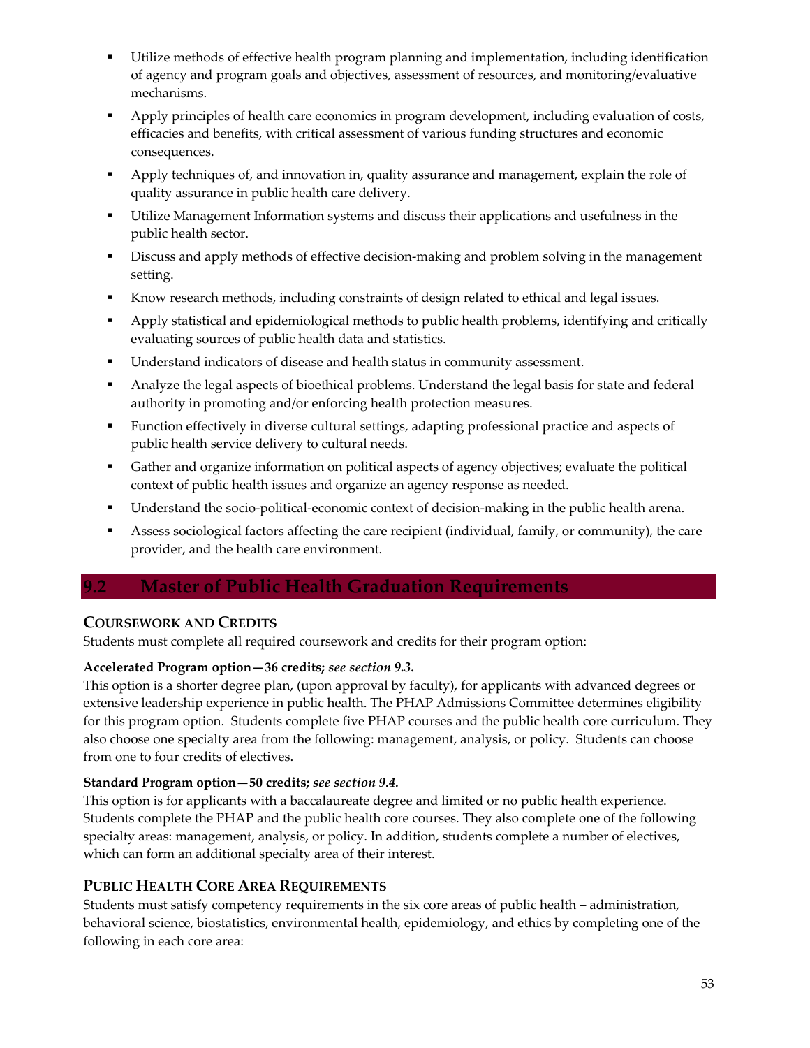- Utilize methods of effective health program planning and implementation, including identification of agency and program goals and objectives, assessment of resources, and monitoring/evaluative mechanisms.
- Apply principles of health care economics in program development, including evaluation of costs, efficacies and benefits, with critical assessment of various funding structures and economic consequences.
- Apply techniques of, and innovation in, quality assurance and management, explain the role of quality assurance in public health care delivery.
- Utilize Management Information systems and discuss their applications and usefulness in the public health sector.
- Discuss and apply methods of effective decision-making and problem solving in the management setting.
- Know research methods, including constraints of design related to ethical and legal issues.
- Apply statistical and epidemiological methods to public health problems, identifying and critically evaluating sources of public health data and statistics.
- Understand indicators of disease and health status in community assessment.
- Analyze the legal aspects of bioethical problems. Understand the legal basis for state and federal authority in promoting and/or enforcing health protection measures.
- Function effectively in diverse cultural settings, adapting professional practice and aspects of public health service delivery to cultural needs.
- Gather and organize information on political aspects of agency objectives; evaluate the political context of public health issues and organize an agency response as needed.
- Understand the socio-political-economic context of decision-making in the public health arena.
- Assess sociological factors affecting the care recipient (individual, family, or community), the care provider, and the health care environment.

## 9.2 Master of Public Health Graduation Requirements

### Coursework and Credits

Students must complete all required coursework and credits for their program option:

**Accelerated Program option—36 credits;** ***see section 9.3.***

This option is a shorter degree plan, (upon approval by faculty), for applicants with advanced degrees or extensive leadership experience in public health. The PHAP Admissions Committee determines eligibility for this program option. Students complete five PHAP courses and the public health core curriculum. They also choose one specialty area from the following: management, analysis, or policy. Students can choose from one to four credits of electives.

**Standard Program option—50 credits;** ***see section 9.4.***

This option is for applicants with a baccalaureate degree and limited or no public health experience. Students complete the PHAP and the public health core courses. They also complete one of the following specialty areas: management, analysis, or policy. In addition, students complete a number of electives, which can form an additional specialty area of their interest.

### Public Health Core Area Requirements

Students must satisfy competency requirements in the six core areas of public health – administration, behavioral science, biostatistics, environmental health, epidemiology, and ethics by completing one of the following in each core area: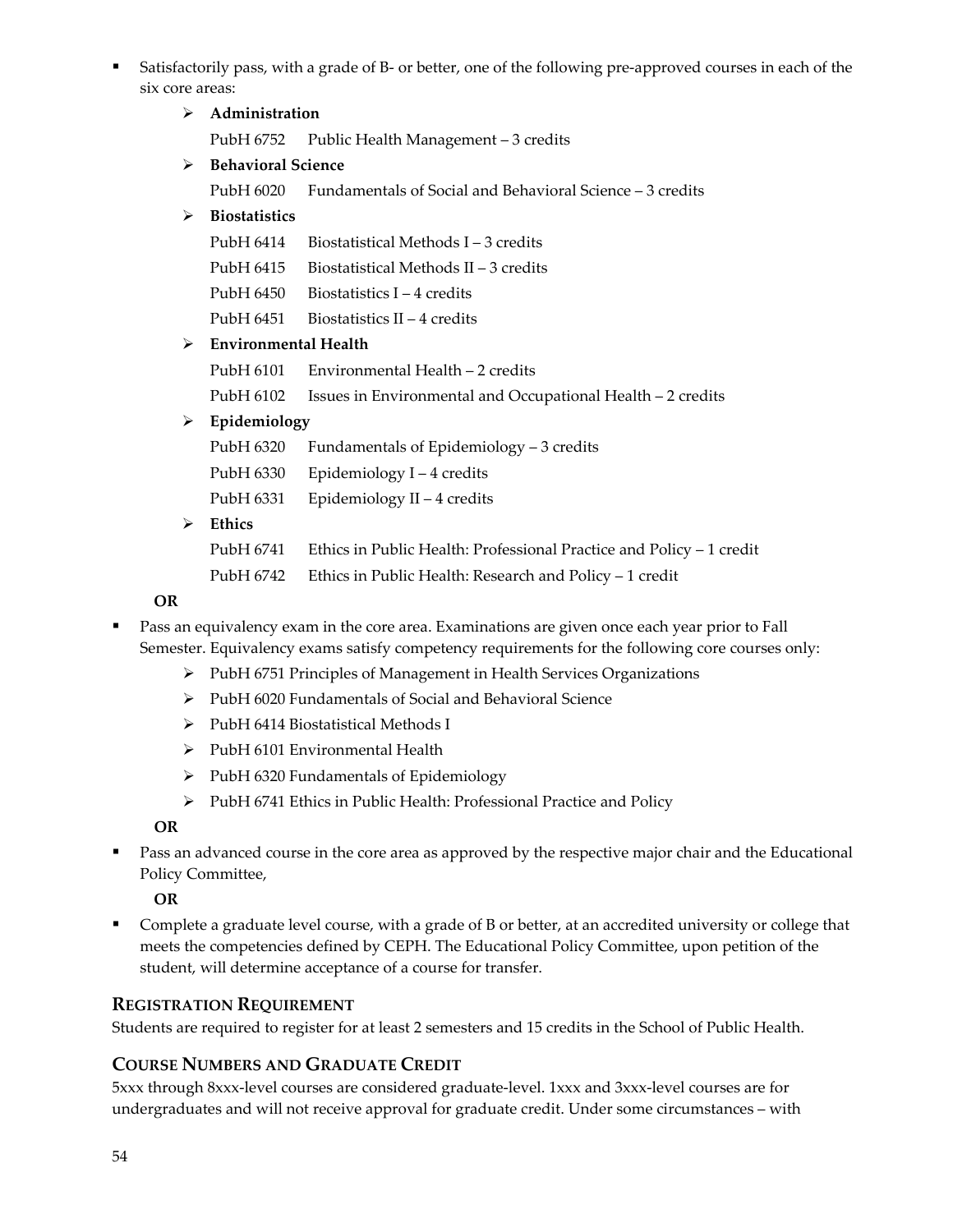- Satisfactorily pass, with a grade of B- or better, one of the following pre-approved courses in each of the six core areas:
  - **Administration**

    PubH 6752 Public Health Management – 3 credits
  - **Behavioral Science**

    PubH 6020 Fundamentals of Social and Behavioral Science – 3 credits
  - **Biostatistics**

    PubH 6414 Biostatistical Methods I – 3 credits

    PubH 6415 Biostatistical Methods II – 3 credits

    PubH 6450 Biostatistics I – 4 credits

    PubH 6451 Biostatistics II – 4 credits
  - **Environmental Health**

    PubH 6101 Environmental Health – 2 credits

    PubH 6102 Issues in Environmental and Occupational Health – 2 credits
  - **Epidemiology**

    PubH 6320 Fundamentals of Epidemiology – 3 credits

    PubH 6330 Epidemiology I – 4 credits

    PubH 6331 Epidemiology II – 4 credits
  - **Ethics**

    PubH 6741 Ethics in Public Health: Professional Practice and Policy – 1 credit

    PubH 6742 Ethics in Public Health: Research and Policy – 1 credit

**OR**

- Pass an equivalency exam in the core area. Examinations are given once each year prior to Fall Semester. Equivalency exams satisfy competency requirements for the following core courses only:
  - PubH 6751 Principles of Management in Health Services Organizations
  - PubH 6020 Fundamentals of Social and Behavioral Science
  - PubH 6414 Biostatistical Methods I
  - PubH 6101 Environmental Health
  - PubH 6320 Fundamentals of Epidemiology
  - PubH 6741 Ethics in Public Health: Professional Practice and Policy

**OR**

- Pass an advanced course in the core area as approved by the respective major chair and the Educational Policy Committee,

  **OR**
- Complete a graduate level course, with a grade of B or better, at an accredited university or college that meets the competencies defined by CEPH. The Educational Policy Committee, upon petition of the student, will determine acceptance of a course for transfer.

## REGISTRATION REQUIREMENT

Students are required to register for at least 2 semesters and 15 credits in the School of Public Health.

## COURSE NUMBERS AND GRADUATE CREDIT

5xxx through 8xxx-level courses are considered graduate-level. 1xxx and 3xxx-level courses are for undergraduates and will not receive approval for graduate credit. Under some circumstances – with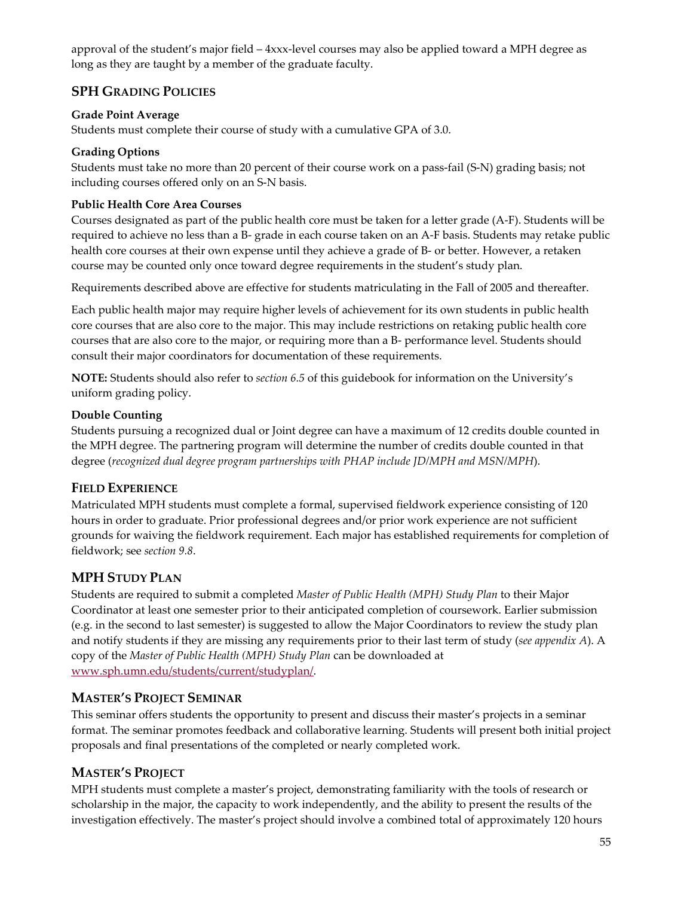approval of the student's major field – 4xxx-level courses may also be applied toward a MPH degree as long as they are taught by a member of the graduate faculty.

## SPH Grading Policies

**Grade Point Average**

Students must complete their course of study with a cumulative GPA of 3.0.

**Grading Options**

Students must take no more than 20 percent of their course work on a pass-fail (S-N) grading basis; not including courses offered only on an S-N basis.

**Public Health Core Area Courses**

Courses designated as part of the public health core must be taken for a letter grade (A-F). Students will be required to achieve no less than a B- grade in each course taken on an A-F basis. Students may retake public health core courses at their own expense until they achieve a grade of B- or better. However, a retaken course may be counted only once toward degree requirements in the student's study plan.

Requirements described above are effective for students matriculating in the Fall of 2005 and thereafter.

Each public health major may require higher levels of achievement for its own students in public health core courses that are also core to the major. This may include restrictions on retaking public health core courses that are also core to the major, or requiring more than a B- performance level. Students should consult their major coordinators for documentation of these requirements.

**NOTE:** Students should also refer to *section 6.5* of this guidebook for information on the University's uniform grading policy.

**Double Counting**

Students pursuing a recognized dual or Joint degree can have a maximum of 12 credits double counted in the MPH degree. The partnering program will determine the number of credits double counted in that degree (*recognized dual degree program partnerships with PHAP include JD/MPH and MSN/MPH*).

## Field Experience

Matriculated MPH students must complete a formal, supervised fieldwork experience consisting of 120 hours in order to graduate. Prior professional degrees and/or prior work experience are not sufficient grounds for waiving the fieldwork requirement. Each major has established requirements for completion of fieldwork; see *section 9.8*.

## MPH Study Plan

Students are required to submit a completed *Master of Public Health (MPH) Study Plan* to their Major Coordinator at least one semester prior to their anticipated completion of coursework. Earlier submission (e.g. in the second to last semester) is suggested to allow the Major Coordinators to review the study plan and notify students if they are missing any requirements prior to their last term of study (*see appendix A*). A copy of the *Master of Public Health (MPH) Study Plan* can be downloaded at www.sph.umn.edu/students/current/studyplan/.

## Master's Project Seminar

This seminar offers students the opportunity to present and discuss their master's projects in a seminar format. The seminar promotes feedback and collaborative learning. Students will present both initial project proposals and final presentations of the completed or nearly completed work.

## Master's Project

MPH students must complete a master's project, demonstrating familiarity with the tools of research or scholarship in the major, the capacity to work independently, and the ability to present the results of the investigation effectively. The master's project should involve a combined total of approximately 120 hours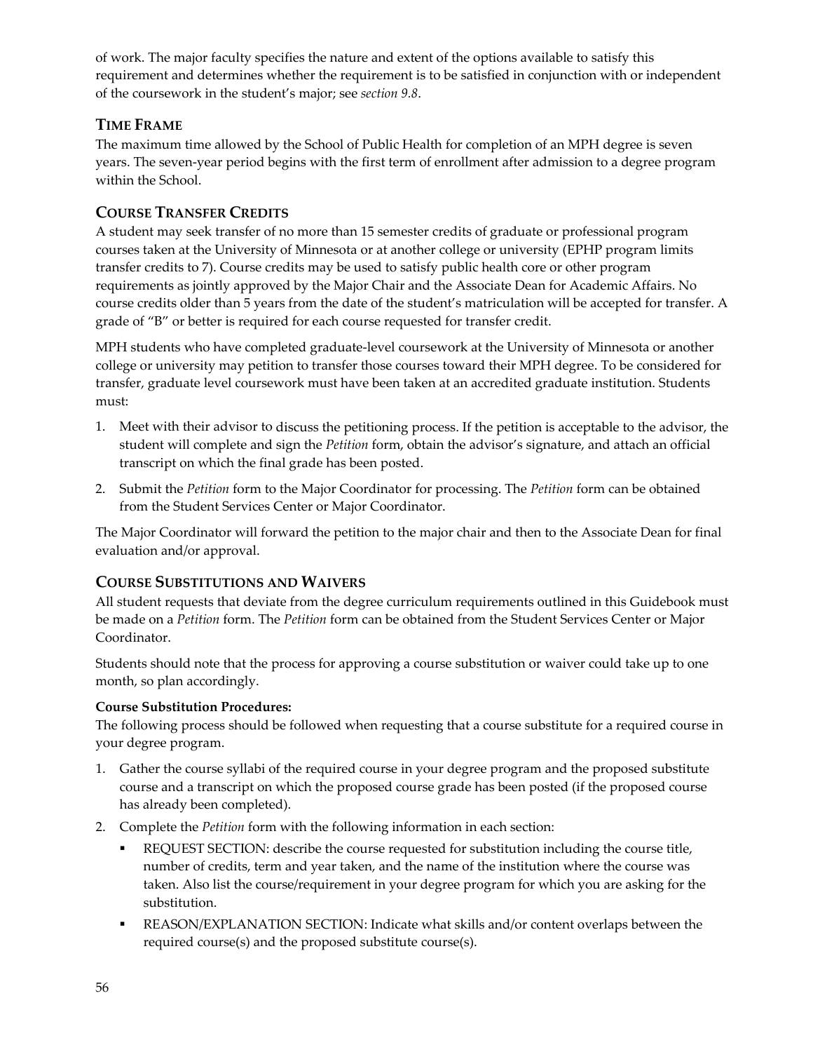of work. The major faculty specifies the nature and extent of the options available to satisfy this requirement and determines whether the requirement is to be satisfied in conjunction with or independent of the coursework in the student's major; see *section 9.8*.

## TIME FRAME

The maximum time allowed by the School of Public Health for completion of an MPH degree is seven years. The seven-year period begins with the first term of enrollment after admission to a degree program within the School.

## COURSE TRANSFER CREDITS

A student may seek transfer of no more than 15 semester credits of graduate or professional program courses taken at the University of Minnesota or at another college or university (EPHP program limits transfer credits to 7). Course credits may be used to satisfy public health core or other program requirements as jointly approved by the Major Chair and the Associate Dean for Academic Affairs. No course credits older than 5 years from the date of the student's matriculation will be accepted for transfer. A grade of "B" or better is required for each course requested for transfer credit.

MPH students who have completed graduate-level coursework at the University of Minnesota or another college or university may petition to transfer those courses toward their MPH degree. To be considered for transfer, graduate level coursework must have been taken at an accredited graduate institution. Students must:

1. Meet with their advisor to discuss the petitioning process. If the petition is acceptable to the advisor, the student will complete and sign the *Petition* form, obtain the advisor's signature, and attach an official transcript on which the final grade has been posted.
2. Submit the *Petition* form to the Major Coordinator for processing. The *Petition* form can be obtained from the Student Services Center or Major Coordinator.

The Major Coordinator will forward the petition to the major chair and then to the Associate Dean for final evaluation and/or approval.

## COURSE SUBSTITUTIONS AND WAIVERS

All student requests that deviate from the degree curriculum requirements outlined in this Guidebook must be made on a *Petition* form. The *Petition* form can be obtained from the Student Services Center or Major Coordinator.

Students should note that the process for approving a course substitution or waiver could take up to one month, so plan accordingly.

**Course Substitution Procedures:**

The following process should be followed when requesting that a course substitute for a required course in your degree program.

1. Gather the course syllabi of the required course in your degree program and the proposed substitute course and a transcript on which the proposed course grade has been posted (if the proposed course has already been completed).
2. Complete the *Petition* form with the following information in each section:
   - REQUEST SECTION: describe the course requested for substitution including the course title, number of credits, term and year taken, and the name of the institution where the course was taken. Also list the course/requirement in your degree program for which you are asking for the substitution.
   - REASON/EXPLANATION SECTION: Indicate what skills and/or content overlaps between the required course(s) and the proposed substitute course(s).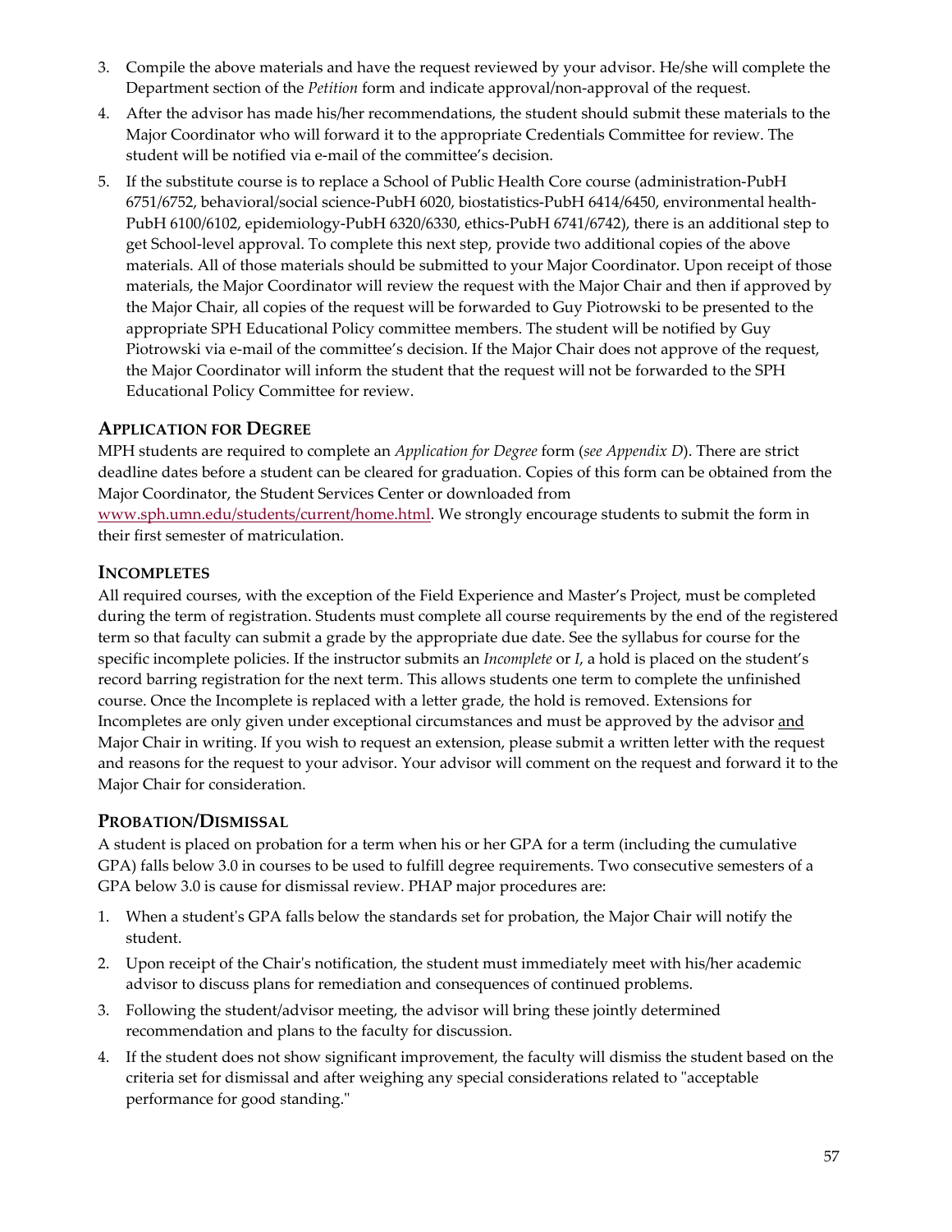3. Compile the above materials and have the request reviewed by your advisor. He/she will complete the Department section of the *Petition* form and indicate approval/non-approval of the request.
4. After the advisor has made his/her recommendations, the student should submit these materials to the Major Coordinator who will forward it to the appropriate Credentials Committee for review. The student will be notified via e-mail of the committee's decision.
5. If the substitute course is to replace a School of Public Health Core course (administration-PubH 6751/6752, behavioral/social science-PubH 6020, biostatistics-PubH 6414/6450, environmental health-PubH 6100/6102, epidemiology-PubH 6320/6330, ethics-PubH 6741/6742), there is an additional step to get School-level approval. To complete this next step, provide two additional copies of the above materials. All of those materials should be submitted to your Major Coordinator. Upon receipt of those materials, the Major Coordinator will review the request with the Major Chair and then if approved by the Major Chair, all copies of the request will be forwarded to Guy Piotrowski to be presented to the appropriate SPH Educational Policy committee members. The student will be notified by Guy Piotrowski via e-mail of the committee's decision. If the Major Chair does not approve of the request, the Major Coordinator will inform the student that the request will not be forwarded to the SPH Educational Policy Committee for review.

## Application for Degree

MPH students are required to complete an *Application for Degree* form (*see Appendix D*). There are strict deadline dates before a student can be cleared for graduation. Copies of this form can be obtained from the Major Coordinator, the Student Services Center or downloaded from www.sph.umn.edu/students/current/home.html. We strongly encourage students to submit the form in their first semester of matriculation.

## Incompletes

All required courses, with the exception of the Field Experience and Master's Project, must be completed during the term of registration. Students must complete all course requirements by the end of the registered term so that faculty can submit a grade by the appropriate due date. See the syllabus for course for the specific incomplete policies. If the instructor submits an *Incomplete* or *I*, a hold is placed on the student's record barring registration for the next term. This allows students one term to complete the unfinished course. Once the Incomplete is replaced with a letter grade, the hold is removed. Extensions for Incompletes are only given under exceptional circumstances and must be approved by the advisor and Major Chair in writing. If you wish to request an extension, please submit a written letter with the request and reasons for the request to your advisor. Your advisor will comment on the request and forward it to the Major Chair for consideration.

## Probation/Dismissal

A student is placed on probation for a term when his or her GPA for a term (including the cumulative GPA) falls below 3.0 in courses to be used to fulfill degree requirements. Two consecutive semesters of a GPA below 3.0 is cause for dismissal review. PHAP major procedures are:

1. When a student's GPA falls below the standards set for probation, the Major Chair will notify the student.
2. Upon receipt of the Chair's notification, the student must immediately meet with his/her academic advisor to discuss plans for remediation and consequences of continued problems.
3. Following the student/advisor meeting, the advisor will bring these jointly determined recommendation and plans to the faculty for discussion.
4. If the student does not show significant improvement, the faculty will dismiss the student based on the criteria set for dismissal and after weighing any special considerations related to "acceptable performance for good standing."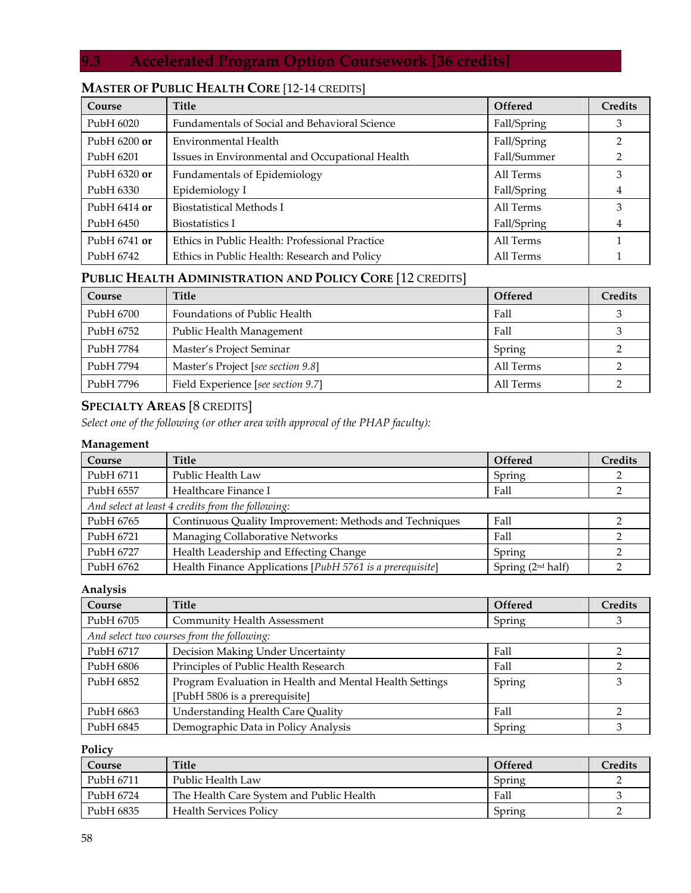## 9.3 Accelerated Program Option Coursework [36 credits]

### Master of Public Health Core [12-14 credits]

| Course | Title | Offered | Credits |
|---|---|---|---|
| PubH 6020 | Fundamentals of Social and Behavioral Science | Fall/Spring | 3 |
| PubH 6200 **or** | Environmental Health | Fall/Spring | 2 |
| PubH 6201 | Issues in Environmental and Occupational Health | Fall/Summer | 2 |
| PubH 6320 **or** | Fundamentals of Epidemiology | All Terms | 3 |
| PubH 6330 | Epidemiology I | Fall/Spring | 4 |
| PubH 6414 **or** | Biostatistical Methods I | All Terms | 3 |
| PubH 6450 | Biostatistics I | Fall/Spring | 4 |
| PubH 6741 **or** | Ethics in Public Health: Professional Practice | All Terms | 1 |
| PubH 6742 | Ethics in Public Health: Research and Policy | All Terms | 1 |

### Public Health Administration and Policy Core [12 credits]

| Course | Title | Offered | Credits |
|---|---|---|---|
| PubH 6700 | Foundations of Public Health | Fall | 3 |
| PubH 6752 | Public Health Management | Fall | 3 |
| PubH 7784 | Master's Project Seminar | Spring | 2 |
| PubH 7794 | Master's Project [*see section 9.8*] | All Terms | 2 |
| PubH 7796 | Field Experience [*see section 9.7*] | All Terms | 2 |

### Specialty Areas [8 credits]

*Select one of the following (or other area with approval of the PHAP faculty):*

**Management**

| Course | Title | Offered | Credits |
|---|---|---|---|
| PubH 6711 | Public Health Law | Spring | 2 |
| PubH 6557 | Healthcare Finance I | Fall | 2 |
| *And select at least 4 credits from the following:* | | | |
| PubH 6765 | Continuous Quality Improvement: Methods and Techniques | Fall | 2 |
| PubH 6721 | Managing Collaborative Networks | Fall | 2 |
| PubH 6727 | Health Leadership and Effecting Change | Spring | 2 |
| PubH 6762 | Health Finance Applications [*PubH 5761 is a prerequisite*] | Spring (2nd half) | 2 |

**Analysis**

| Course | Title | Offered | Credits |
|---|---|---|---|
| PubH 6705 | Community Health Assessment | Spring | 3 |
| *And select two courses from the following:* | | | |
| PubH 6717 | Decision Making Under Uncertainty | Fall | 2 |
| PubH 6806 | Principles of Public Health Research | Fall | 2 |
| PubH 6852 | Program Evaluation in Health and Mental Health Settings [PubH 5806 is a prerequisite] | Spring | 3 |
| PubH 6863 | Understanding Health Care Quality | Fall | 2 |
| PubH 6845 | Demographic Data in Policy Analysis | Spring | 3 |

**Policy**

| Course | Title | Offered | Credits |
|---|---|---|---|
| PubH 6711 | Public Health Law | Spring | 2 |
| PubH 6724 | The Health Care System and Public Health | Fall | 3 |
| PubH 6835 | Health Services Policy | Spring | 2 |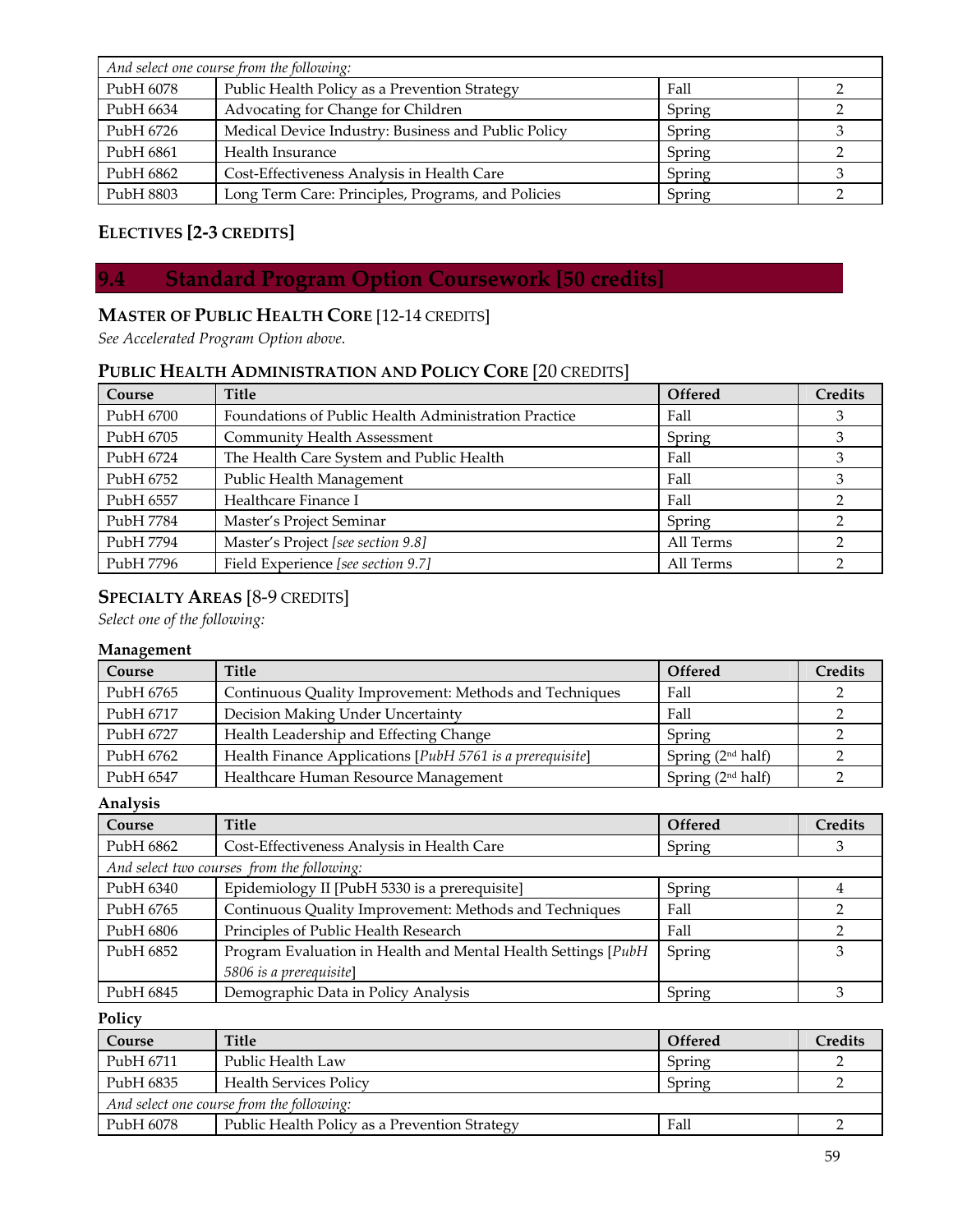| | | | |
|---|---|---|---|
| *And select one course from the following:* | | | |
| PubH 6078 | Public Health Policy as a Prevention Strategy | Fall | 2 |
| PubH 6634 | Advocating for Change for Children | Spring | 2 |
| PubH 6726 | Medical Device Industry: Business and Public Policy | Spring | 3 |
| PubH 6861 | Health Insurance | Spring | 2 |
| PubH 6862 | Cost-Effectiveness Analysis in Health Care | Spring | 3 |
| PubH 8803 | Long Term Care: Principles, Programs, and Policies | Spring | 2 |

**ELECTIVES [2-3 CREDITS]**

## 9.4 Standard Program Option Coursework [50 credits]

**MASTER OF PUBLIC HEALTH CORE** [12-14 CREDITS]

*See Accelerated Program Option above.*

**PUBLIC HEALTH ADMINISTRATION AND POLICY CORE** [20 CREDITS]

| Course | Title | Offered | Credits |
|---|---|---|---|
| PubH 6700 | Foundations of Public Health Administration Practice | Fall | 3 |
| PubH 6705 | Community Health Assessment | Spring | 3 |
| PubH 6724 | The Health Care System and Public Health | Fall | 3 |
| PubH 6752 | Public Health Management | Fall | 3 |
| PubH 6557 | Healthcare Finance I | Fall | 2 |
| PubH 7784 | Master's Project Seminar | Spring | 2 |
| PubH 7794 | Master's Project *[see section 9.8]* | All Terms | 2 |
| PubH 7796 | Field Experience *[see section 9.7]* | All Terms | 2 |

**SPECIALTY AREAS** [8-9 CREDITS]

*Select one of the following:*

**Management**

| Course | Title | Offered | Credits |
|---|---|---|---|
| PubH 6765 | Continuous Quality Improvement: Methods and Techniques | Fall | 2 |
| PubH 6717 | Decision Making Under Uncertainty | Fall | 2 |
| PubH 6727 | Health Leadership and Effecting Change | Spring | 2 |
| PubH 6762 | Health Finance Applications [*PubH 5761 is a prerequisite*] | Spring (2nd half) | 2 |
| PubH 6547 | Healthcare Human Resource Management | Spring (2nd half) | 2 |

**Analysis**

| Course | Title | Offered | Credits |
|---|---|---|---|
| PubH 6862 | Cost-Effectiveness Analysis in Health Care | Spring | 3 |
| *And select two courses from the following:* | | | |
| PubH 6340 | Epidemiology II [PubH 5330 is a prerequisite] | Spring | 4 |
| PubH 6765 | Continuous Quality Improvement: Methods and Techniques | Fall | 2 |
| PubH 6806 | Principles of Public Health Research | Fall | 2 |
| PubH 6852 | Program Evaluation in Health and Mental Health Settings [*PubH 5806 is a prerequisite*] | Spring | 3 |
| PubH 6845 | Demographic Data in Policy Analysis | Spring | 3 |

**Policy**

| Course | Title | Offered | Credits |
|---|---|---|---|
| PubH 6711 | Public Health Law | Spring | 2 |
| PubH 6835 | Health Services Policy | Spring | 2 |
| *And select one course from the following:* | | | |
| PubH 6078 | Public Health Policy as a Prevention Strategy | Fall | 2 |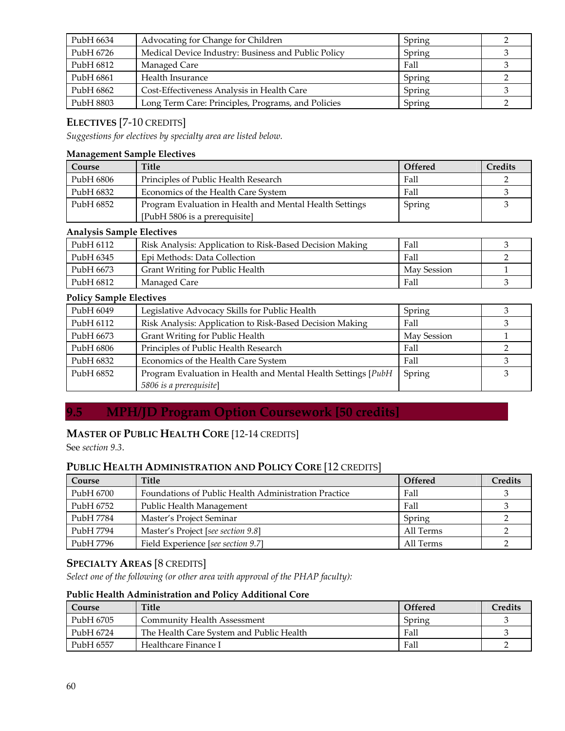| PubH 6634 | Advocating for Change for Children | Spring | 2 |
|---|---|---|---|
| PubH 6726 | Medical Device Industry: Business and Public Policy | Spring | 3 |
| PubH 6812 | Managed Care | Fall | 3 |
| PubH 6861 | Health Insurance | Spring | 2 |
| PubH 6862 | Cost-Effectiveness Analysis in Health Care | Spring | 3 |
| PubH 8803 | Long Term Care: Principles, Programs, and Policies | Spring | 2 |

### ELECTIVES [7-10 CREDITS]

*Suggestions for electives by specialty area are listed below.*

**Management Sample Electives**

| Course | Title | Offered | Credits |
|---|---|---|---|
| PubH 6806 | Principles of Public Health Research | Fall | 2 |
| PubH 6832 | Economics of the Health Care System | Fall | 3 |
| PubH 6852 | Program Evaluation in Health and Mental Health Settings [PubH 5806 is a prerequisite] | Spring | 3 |

**Analysis Sample Electives**

| PubH 6112 | Risk Analysis: Application to Risk-Based Decision Making | Fall | 3 |
|---|---|---|---|
| PubH 6345 | Epi Methods: Data Collection | Fall | 2 |
| PubH 6673 | Grant Writing for Public Health | May Session | 1 |
| PubH 6812 | Managed Care | Fall | 3 |

**Policy Sample Electives**

| PubH 6049 | Legislative Advocacy Skills for Public Health | Spring | 3 |
|---|---|---|---|
| PubH 6112 | Risk Analysis: Application to Risk-Based Decision Making | Fall | 3 |
| PubH 6673 | Grant Writing for Public Health | May Session | 1 |
| PubH 6806 | Principles of Public Health Research | Fall | 2 |
| PubH 6832 | Economics of the Health Care System | Fall | 3 |
| PubH 6852 | Program Evaluation in Health and Mental Health Settings [*PubH 5806 is a prerequisite*] | Spring | 3 |

## 9.5 MPH/JD Program Option Coursework [50 credits]

### MASTER OF PUBLIC HEALTH CORE [12-14 CREDITS]

See *section 9.3*.

### PUBLIC HEALTH ADMINISTRATION AND POLICY CORE [12 CREDITS]

| Course | Title | Offered | Credits |
|---|---|---|---|
| PubH 6700 | Foundations of Public Health Administration Practice | Fall | 3 |
| PubH 6752 | Public Health Management | Fall | 3 |
| PubH 7784 | Master's Project Seminar | Spring | 2 |
| PubH 7794 | Master's Project [*see section 9.8*] | All Terms | 2 |
| PubH 7796 | Field Experience [*see section 9.7*] | All Terms | 2 |

### SPECIALTY AREAS [8 CREDITS]

*Select one of the following (or other area with approval of the PHAP faculty):*

**Public Health Administration and Policy Additional Core**

| Course | Title | Offered | Credits |
|---|---|---|---|
| PubH 6705 | Community Health Assessment | Spring | 3 |
| PubH 6724 | The Health Care System and Public Health | Fall | 3 |
| PubH 6557 | Healthcare Finance I | Fall | 2 |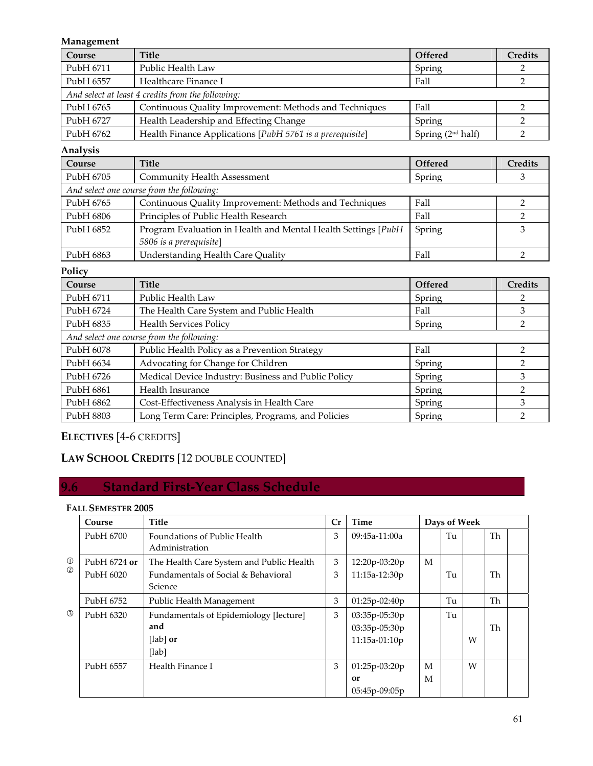**Management**

| Course | Title | Offered | Credits |
|---|---|---|---|
| PubH 6711 | Public Health Law | Spring | 2 |
| PubH 6557 | Healthcare Finance I | Fall | 2 |
| *And select at least 4 credits from the following:* | | | |
| PubH 6765 | Continuous Quality Improvement: Methods and Techniques | Fall | 2 |
| PubH 6727 | Health Leadership and Effecting Change | Spring | 2 |
| PubH 6762 | Health Finance Applications [*PubH 5761 is a prerequisite*] | Spring (2nd half) | 2 |

**Analysis**

| Course | Title | Offered | Credits |
|---|---|---|---|
| PubH 6705 | Community Health Assessment | Spring | 3 |
| *And select one course from the following:* | | | |
| PubH 6765 | Continuous Quality Improvement: Methods and Techniques | Fall | 2 |
| PubH 6806 | Principles of Public Health Research | Fall | 2 |
| PubH 6852 | Program Evaluation in Health and Mental Health Settings [*PubH 5806 is a prerequisite*] | Spring | 3 |
| PubH 6863 | Understanding Health Care Quality | Fall | 2 |

**Policy**

| Course | Title | Offered | Credits |
|---|---|---|---|
| PubH 6711 | Public Health Law | Spring | 2 |
| PubH 6724 | The Health Care System and Public Health | Fall | 3 |
| PubH 6835 | Health Services Policy | Spring | 2 |
| *And select one course from the following:* | | | |
| PubH 6078 | Public Health Policy as a Prevention Strategy | Fall | 2 |
| PubH 6634 | Advocating for Change for Children | Spring | 2 |
| PubH 6726 | Medical Device Industry: Business and Public Policy | Spring | 3 |
| PubH 6861 | Health Insurance | Spring | 2 |
| PubH 6862 | Cost-Effectiveness Analysis in Health Care | Spring | 3 |
| PubH 8803 | Long Term Care: Principles, Programs, and Policies | Spring | 2 |

**ELECTIVES** [4-6 CREDITS]

**LAW SCHOOL CREDITS** [12 DOUBLE COUNTED]

## 9.6 Standard First-Year Class Schedule

**FALL SEMESTER 2005**

| | Course | Title | Cr | Time | M | Tu | W | Th | F |
|---|---|---|---|---|---|---|---|---|---|
| | PubH 6700 | Foundations of Public Health Administration | 3 | 09:45a-11:00a | | Tu | | Th | |
| ① | PubH 6724 **or** | The Health Care System and Public Health | 3 | 12:20p-03:20p | M | | | | |
| ② | PubH 6020 | Fundamentals of Social & Behavioral Science | 3 | 11:15a-12:30p | | Tu | | Th | |
| | PubH 6752 | Public Health Management | 3 | 01:25p-02:40p | | Tu | | Th | |
| ③ | PubH 6320 | Fundamentals of Epidemiology [lecture] **and** | 3 | 03:35p-05:30p | | Tu | | | |
| | | [lab] **or** | | 03:35p-05:30p | | | | Th | |
| | | [lab] | | 11:15a-01:10p | | | W | | |
| | PubH 6557 | Health Finance I | 3 | 01:25p-03:20p | M | | W | | |
| | | | | **or** 05:45p-09:05p | M | | | | |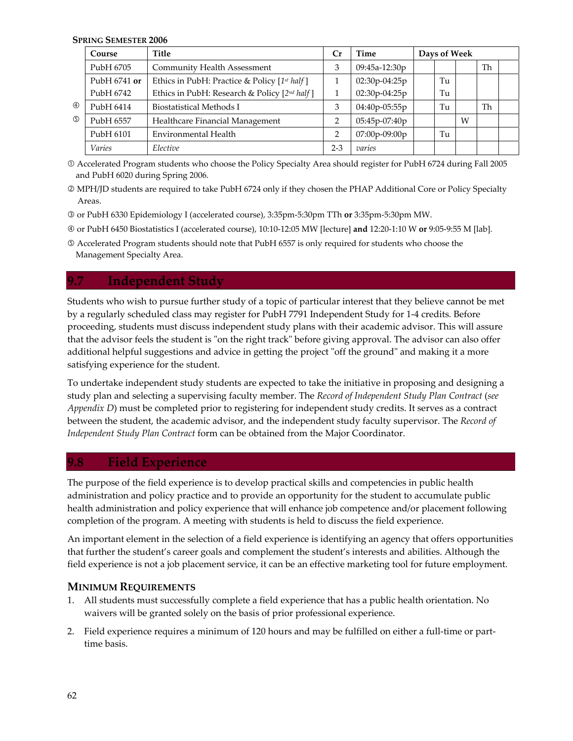**SPRING SEMESTER 2006**

| | Course | Title | Cr | Time | Days of Week | | | | |
|---|---|---|---|---|---|---|---|---|---|
| | PubH 6705 | Community Health Assessment | 3 | 09:45a-12:30p | | | | Th | |
| | PubH 6741 **or** | Ethics in PubH: Practice & Policy [*1st half*] | 1 | 02:30p-04:25p | | Tu | | | |
| | PubH 6742 | Ethics in PubH: Research & Policy [*2nd half*] | 1 | 02:30p-04:25p | | Tu | | | |
| ④ | PubH 6414 | Biostatistical Methods I | 3 | 04:40p-05:55p | | Tu | | Th | |
| ⑤ | PubH 6557 | Healthcare Financial Management | 2 | 05:45p-07:40p | | | W | | |
| | PubH 6101 | Environmental Health | 2 | 07:00p-09:00p | | Tu | | | |
| | *Varies* | *Elective* | 2-3 | *varies* | | | | | |

① Accelerated Program students who choose the Policy Specialty Area should register for PubH 6724 during Fall 2005 and PubH 6020 during Spring 2006.

② MPH/JD students are required to take PubH 6724 only if they chosen the PHAP Additional Core or Policy Specialty Areas.

③ or PubH 6330 Epidemiology I (accelerated course), 3:35pm-5:30pm TTh **or** 3:35pm-5:30pm MW.

④ or PubH 6450 Biostatistics I (accelerated course), 10:10-12:05 MW [lecture] **and** 12:20-1:10 W **or** 9:05-9:55 M [lab].

⑤ Accelerated Program students should note that PubH 6557 is only required for students who choose the Management Specialty Area.

## 9.7 Independent Study

Students who wish to pursue further study of a topic of particular interest that they believe cannot be met by a regularly scheduled class may register for PubH 7791 Independent Study for 1-4 credits. Before proceeding, students must discuss independent study plans with their academic advisor. This will assure that the advisor feels the student is "on the right track" before giving approval. The advisor can also offer additional helpful suggestions and advice in getting the project "off the ground" and making it a more satisfying experience for the student.

To undertake independent study students are expected to take the initiative in proposing and designing a study plan and selecting a supervising faculty member. The *Record of Independent Study Plan Contract* (*see Appendix D*) must be completed prior to registering for independent study credits. It serves as a contract between the student, the academic advisor, and the independent study faculty supervisor. The *Record of Independent Study Plan Contract* form can be obtained from the Major Coordinator.

## 9.8 Field Experience

The purpose of the field experience is to develop practical skills and competencies in public health administration and policy practice and to provide an opportunity for the student to accumulate public health administration and policy experience that will enhance job competence and/or placement following completion of the program. A meeting with students is held to discuss the field experience.

An important element in the selection of a field experience is identifying an agency that offers opportunities that further the student's career goals and complement the student's interests and abilities. Although the field experience is not a job placement service, it can be an effective marketing tool for future employment.

### MINIMUM REQUIREMENTS

1. All students must successfully complete a field experience that has a public health orientation. No waivers will be granted solely on the basis of prior professional experience.
2. Field experience requires a minimum of 120 hours and may be fulfilled on either a full-time or part-time basis.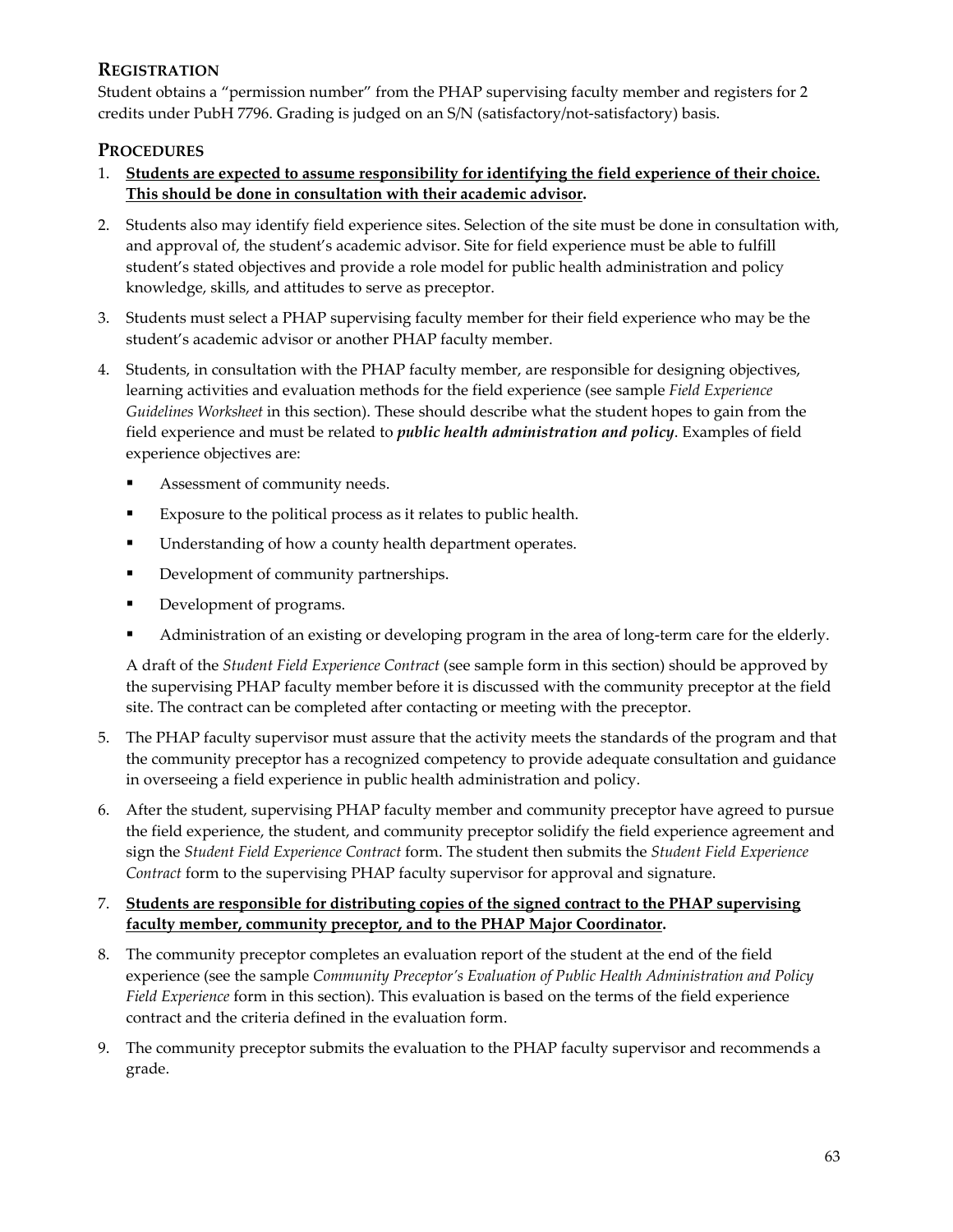## Registration

Student obtains a "permission number" from the PHAP supervising faculty member and registers for 2 credits under PubH 7796. Grading is judged on an S/N (satisfactory/not-satisfactory) basis.

## Procedures

1. **Students are expected to assume responsibility for identifying the field experience of their choice. This should be done in consultation with their academic advisor.**

2. Students also may identify field experience sites. Selection of the site must be done in consultation with, and approval of, the student's academic advisor. Site for field experience must be able to fulfill student's stated objectives and provide a role model for public health administration and policy knowledge, skills, and attitudes to serve as preceptor.

3. Students must select a PHAP supervising faculty member for their field experience who may be the student's academic advisor or another PHAP faculty member.

4. Students, in consultation with the PHAP faculty member, are responsible for designing objectives, learning activities and evaluation methods for the field experience (see sample *Field Experience Guidelines Worksheet* in this section). These should describe what the student hopes to gain from the field experience and must be related to ***public health administration and policy***. Examples of field experience objectives are:

   - Assessment of community needs.
   - Exposure to the political process as it relates to public health.
   - Understanding of how a county health department operates.
   - Development of community partnerships.
   - Development of programs.
   - Administration of an existing or developing program in the area of long-term care for the elderly.

   A draft of the *Student Field Experience Contract* (see sample form in this section) should be approved by the supervising PHAP faculty member before it is discussed with the community preceptor at the field site. The contract can be completed after contacting or meeting with the preceptor.

5. The PHAP faculty supervisor must assure that the activity meets the standards of the program and that the community preceptor has a recognized competency to provide adequate consultation and guidance in overseeing a field experience in public health administration and policy.

6. After the student, supervising PHAP faculty member and community preceptor have agreed to pursue the field experience, the student, and community preceptor solidify the field experience agreement and sign the *Student Field Experience Contract* form. The student then submits the *Student Field Experience Contract* form to the supervising PHAP faculty supervisor for approval and signature.

7. **Students are responsible for distributing copies of the signed contract to the PHAP supervising faculty member, community preceptor, and to the PHAP Major Coordinator.**

8. The community preceptor completes an evaluation report of the student at the end of the field experience (see the sample *Community Preceptor's Evaluation of Public Health Administration and Policy Field Experience* form in this section). This evaluation is based on the terms of the field experience contract and the criteria defined in the evaluation form.

9. The community preceptor submits the evaluation to the PHAP faculty supervisor and recommends a grade.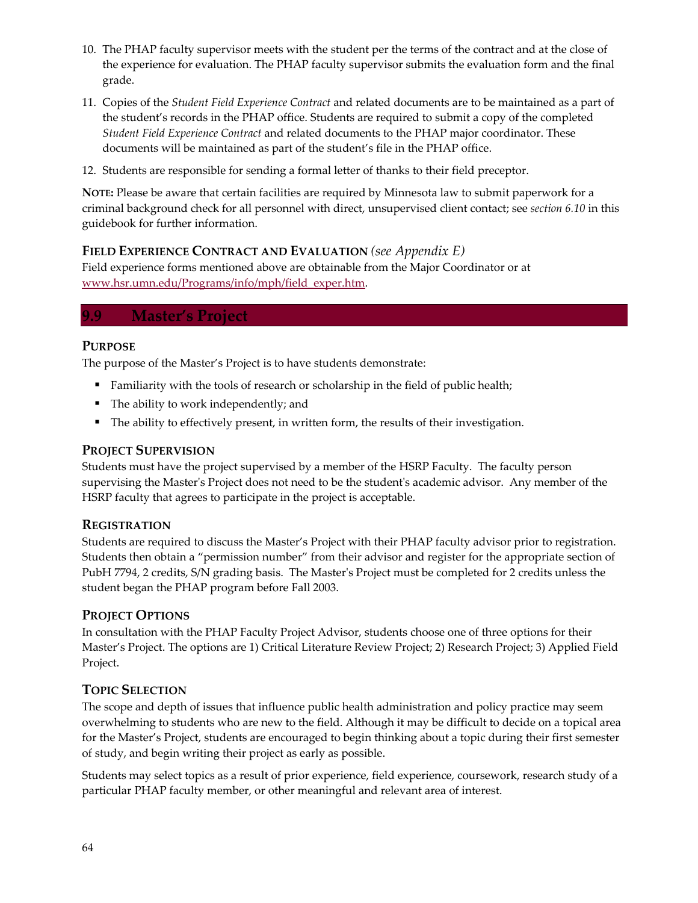10. The PHAP faculty supervisor meets with the student per the terms of the contract and at the close of the experience for evaluation. The PHAP faculty supervisor submits the evaluation form and the final grade.

11. Copies of the *Student Field Experience Contract* and related documents are to be maintained as a part of the student's records in the PHAP office. Students are required to submit a copy of the completed *Student Field Experience Contract* and related documents to the PHAP major coordinator. These documents will be maintained as part of the student's file in the PHAP office.

12. Students are responsible for sending a formal letter of thanks to their field preceptor.

**NOTE:** Please be aware that certain facilities are required by Minnesota law to submit paperwork for a criminal background check for all personnel with direct, unsupervised client contact; see *section 6.10* in this guidebook for further information.

### FIELD EXPERIENCE CONTRACT AND EVALUATION *(see Appendix E)*

Field experience forms mentioned above are obtainable from the Major Coordinator or at www.hsr.umn.edu/Programs/info/mph/field_exper.htm.

## 9.9 Master's Project

### PURPOSE

The purpose of the Master's Project is to have students demonstrate:

- Familiarity with the tools of research or scholarship in the field of public health;
- The ability to work independently; and
- The ability to effectively present, in written form, the results of their investigation.

### PROJECT SUPERVISION

Students must have the project supervised by a member of the HSRP Faculty. The faculty person supervising the Master's Project does not need to be the student's academic advisor. Any member of the HSRP faculty that agrees to participate in the project is acceptable.

### REGISTRATION

Students are required to discuss the Master's Project with their PHAP faculty advisor prior to registration. Students then obtain a "permission number" from their advisor and register for the appropriate section of PubH 7794, 2 credits, S/N grading basis. The Master's Project must be completed for 2 credits unless the student began the PHAP program before Fall 2003.

### PROJECT OPTIONS

In consultation with the PHAP Faculty Project Advisor, students choose one of three options for their Master's Project. The options are 1) Critical Literature Review Project; 2) Research Project; 3) Applied Field Project.

### TOPIC SELECTION

The scope and depth of issues that influence public health administration and policy practice may seem overwhelming to students who are new to the field. Although it may be difficult to decide on a topical area for the Master's Project, students are encouraged to begin thinking about a topic during their first semester of study, and begin writing their project as early as possible.

Students may select topics as a result of prior experience, field experience, coursework, research study of a particular PHAP faculty member, or other meaningful and relevant area of interest.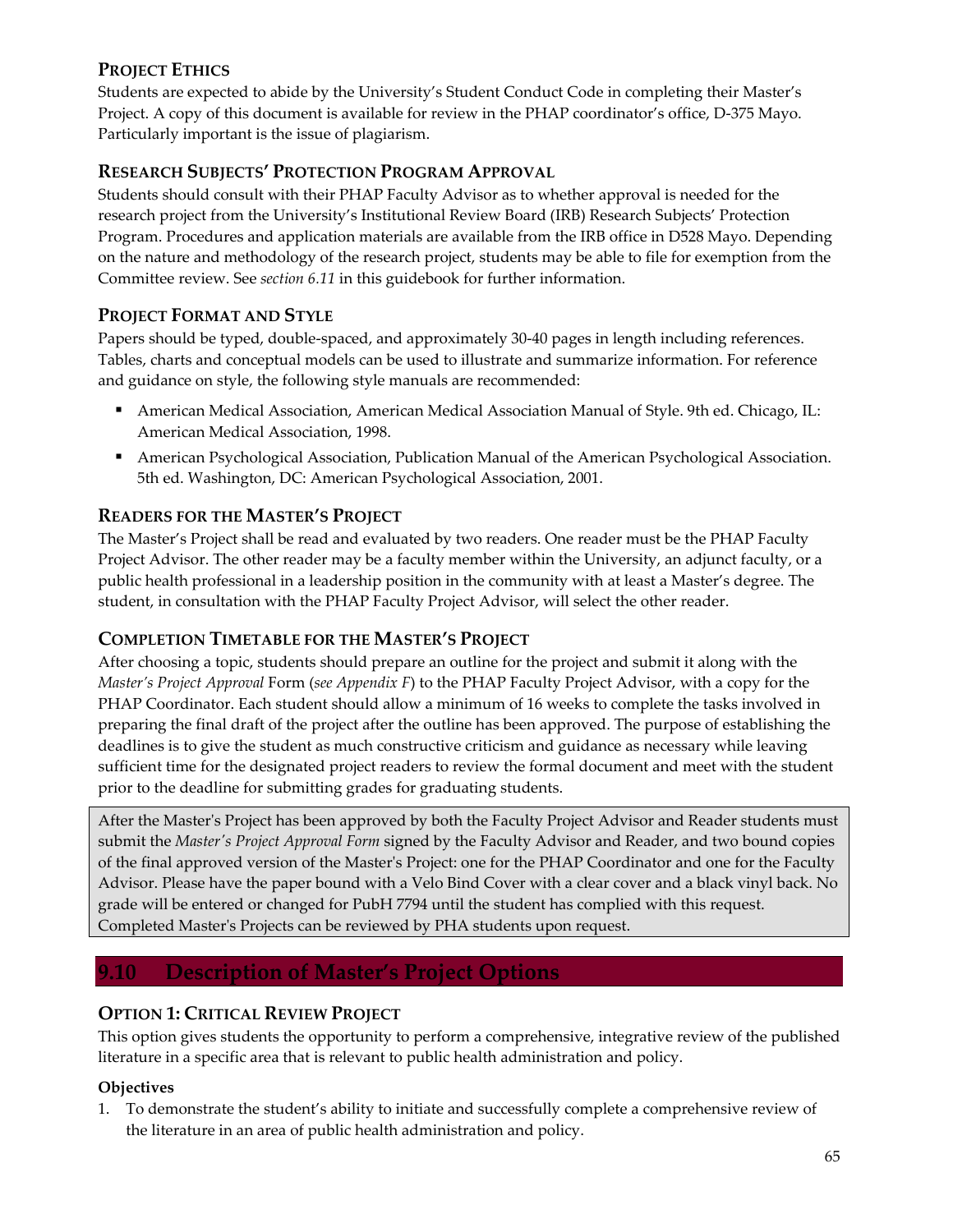### Project Ethics

Students are expected to abide by the University's Student Conduct Code in completing their Master's Project. A copy of this document is available for review in the PHAP coordinator's office, D-375 Mayo. Particularly important is the issue of plagiarism.

### Research Subjects' Protection Program Approval

Students should consult with their PHAP Faculty Advisor as to whether approval is needed for the research project from the University's Institutional Review Board (IRB) Research Subjects' Protection Program. Procedures and application materials are available from the IRB office in D528 Mayo. Depending on the nature and methodology of the research project, students may be able to file for exemption from the Committee review. See *section 6.11* in this guidebook for further information.

### Project Format and Style

Papers should be typed, double-spaced, and approximately 30-40 pages in length including references. Tables, charts and conceptual models can be used to illustrate and summarize information. For reference and guidance on style, the following style manuals are recommended:

- American Medical Association, American Medical Association Manual of Style. 9th ed. Chicago, IL: American Medical Association, 1998.
- American Psychological Association, Publication Manual of the American Psychological Association. 5th ed. Washington, DC: American Psychological Association, 2001.

### Readers for the Master's Project

The Master's Project shall be read and evaluated by two readers. One reader must be the PHAP Faculty Project Advisor. The other reader may be a faculty member within the University, an adjunct faculty, or a public health professional in a leadership position in the community with at least a Master's degree. The student, in consultation with the PHAP Faculty Project Advisor, will select the other reader.

### Completion Timetable for the Master's Project

After choosing a topic, students should prepare an outline for the project and submit it along with the *Master's Project Approval* Form (*see Appendix F*) to the PHAP Faculty Project Advisor, with a copy for the PHAP Coordinator. Each student should allow a minimum of 16 weeks to complete the tasks involved in preparing the final draft of the project after the outline has been approved. The purpose of establishing the deadlines is to give the student as much constructive criticism and guidance as necessary while leaving sufficient time for the designated project readers to review the formal document and meet with the student prior to the deadline for submitting grades for graduating students.

After the Master's Project has been approved by both the Faculty Project Advisor and Reader students must submit the *Master's Project Approval Form* signed by the Faculty Advisor and Reader, and two bound copies of the final approved version of the Master's Project: one for the PHAP Coordinator and one for the Faculty Advisor. Please have the paper bound with a Velo Bind Cover with a clear cover and a black vinyl back. No grade will be entered or changed for PubH 7794 until the student has complied with this request. Completed Master's Projects can be reviewed by PHA students upon request.

## 9.10 Description of Master's Project Options

### Option 1: Critical Review Project

This option gives students the opportunity to perform a comprehensive, integrative review of the published literature in a specific area that is relevant to public health administration and policy.

**Objectives**

1. To demonstrate the student's ability to initiate and successfully complete a comprehensive review of the literature in an area of public health administration and policy.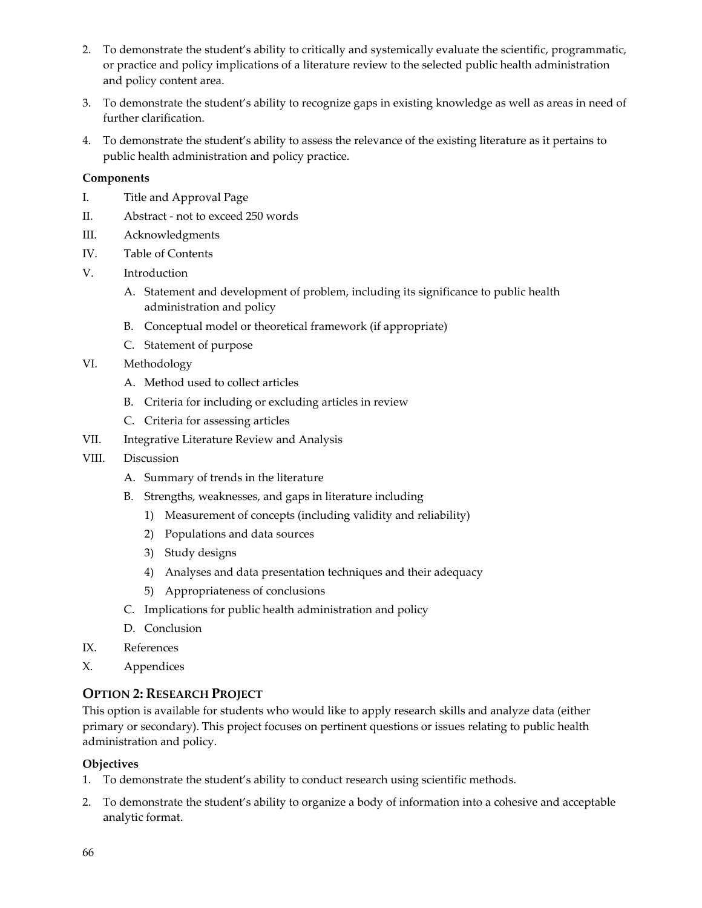2. To demonstrate the student's ability to critically and systemically evaluate the scientific, programmatic, or practice and policy implications of a literature review to the selected public health administration and policy content area.
3. To demonstrate the student's ability to recognize gaps in existing knowledge as well as areas in need of further clarification.
4. To demonstrate the student's ability to assess the relevance of the existing literature as it pertains to public health administration and policy practice.

**Components**

I. Title and Approval Page

II. Abstract - not to exceed 250 words

III. Acknowledgments

IV. Table of Contents

V. Introduction

- A. Statement and development of problem, including its significance to public health administration and policy
- B. Conceptual model or theoretical framework (if appropriate)
- C. Statement of purpose

VI. Methodology

- A. Method used to collect articles
- B. Criteria for including or excluding articles in review
- C. Criteria for assessing articles

VII. Integrative Literature Review and Analysis

VIII. Discussion

- A. Summary of trends in the literature
- B. Strengths, weaknesses, and gaps in literature including
  - 1) Measurement of concepts (including validity and reliability)
  - 2) Populations and data sources
  - 3) Study designs
  - 4) Analyses and data presentation techniques and their adequacy
  - 5) Appropriateness of conclusions
- C. Implications for public health administration and policy
- D. Conclusion

IX. References

X. Appendices

## OPTION 2: RESEARCH PROJECT

This option is available for students who would like to apply research skills and analyze data (either primary or secondary). This project focuses on pertinent questions or issues relating to public health administration and policy.

**Objectives**

1. To demonstrate the student's ability to conduct research using scientific methods.
2. To demonstrate the student's ability to organize a body of information into a cohesive and acceptable analytic format.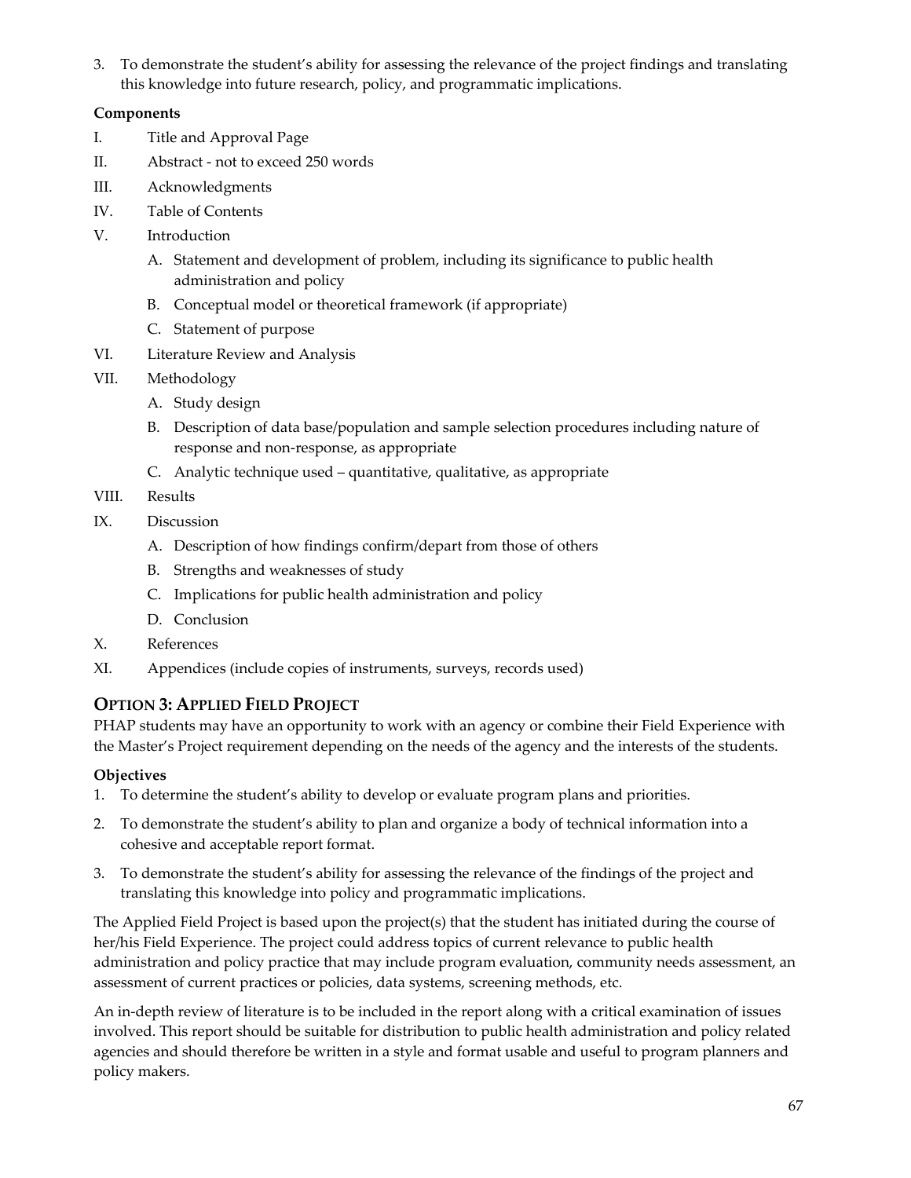3. To demonstrate the student's ability for assessing the relevance of the project findings and translating this knowledge into future research, policy, and programmatic implications.

**Components**

I. Title and Approval Page

II. Abstract - not to exceed 250 words

III. Acknowledgments

IV. Table of Contents

V. Introduction

   A. Statement and development of problem, including its significance to public health administration and policy

   B. Conceptual model or theoretical framework (if appropriate)

   C. Statement of purpose

VI. Literature Review and Analysis

VII. Methodology

   A. Study design

   B. Description of data base/population and sample selection procedures including nature of response and non-response, as appropriate

   C. Analytic technique used – quantitative, qualitative, as appropriate

VIII. Results

IX. Discussion

   A. Description of how findings confirm/depart from those of others

   B. Strengths and weaknesses of study

   C. Implications for public health administration and policy

   D. Conclusion

X. References

XI. Appendices (include copies of instruments, surveys, records used)

## OPTION 3: APPLIED FIELD PROJECT

PHAP students may have an opportunity to work with an agency or combine their Field Experience with the Master's Project requirement depending on the needs of the agency and the interests of the students.

**Objectives**

1. To determine the student's ability to develop or evaluate program plans and priorities.
2. To demonstrate the student's ability to plan and organize a body of technical information into a cohesive and acceptable report format.
3. To demonstrate the student's ability for assessing the relevance of the findings of the project and translating this knowledge into policy and programmatic implications.

The Applied Field Project is based upon the project(s) that the student has initiated during the course of her/his Field Experience. The project could address topics of current relevance to public health administration and policy practice that may include program evaluation, community needs assessment, an assessment of current practices or policies, data systems, screening methods, etc.

An in-depth review of literature is to be included in the report along with a critical examination of issues involved. This report should be suitable for distribution to public health administration and policy related agencies and should therefore be written in a style and format usable and useful to program planners and policy makers.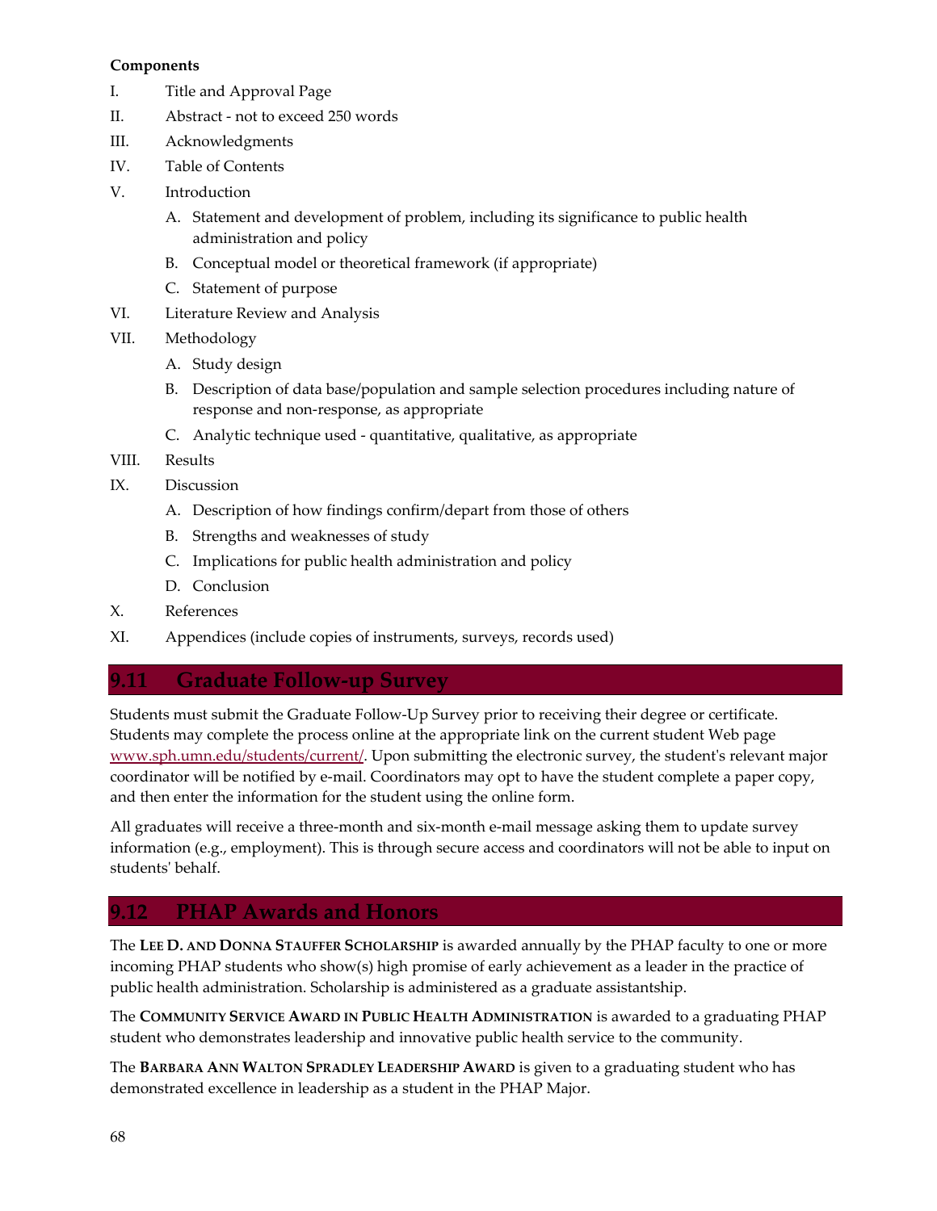**Components**

I. Title and Approval Page

II. Abstract - not to exceed 250 words

III. Acknowledgments

IV. Table of Contents

V. Introduction

   A. Statement and development of problem, including its significance to public health administration and policy

   B. Conceptual model or theoretical framework (if appropriate)

   C. Statement of purpose

VI. Literature Review and Analysis

VII. Methodology

   A. Study design

   B. Description of data base/population and sample selection procedures including nature of response and non-response, as appropriate

   C. Analytic technique used - quantitative, qualitative, as appropriate

VIII. Results

IX. Discussion

   A. Description of how findings confirm/depart from those of others

   B. Strengths and weaknesses of study

   C. Implications for public health administration and policy

   D. Conclusion

X. References

XI. Appendices (include copies of instruments, surveys, records used)

## 9.11 Graduate Follow-up Survey

Students must submit the Graduate Follow-Up Survey prior to receiving their degree or certificate. Students may complete the process online at the appropriate link on the current student Web page www.sph.umn.edu/students/current/. Upon submitting the electronic survey, the student's relevant major coordinator will be notified by e-mail. Coordinators may opt to have the student complete a paper copy, and then enter the information for the student using the online form.

All graduates will receive a three-month and six-month e-mail message asking them to update survey information (e.g., employment). This is through secure access and coordinators will not be able to input on students' behalf.

## 9.12 PHAP Awards and Honors

The **LEE D. AND DONNA STAUFFER SCHOLARSHIP** is awarded annually by the PHAP faculty to one or more incoming PHAP students who show(s) high promise of early achievement as a leader in the practice of public health administration. Scholarship is administered as a graduate assistantship.

The **COMMUNITY SERVICE AWARD IN PUBLIC HEALTH ADMINISTRATION** is awarded to a graduating PHAP student who demonstrates leadership and innovative public health service to the community.

The **BARBARA ANN WALTON SPRADLEY LEADERSHIP AWARD** is given to a graduating student who has demonstrated excellence in leadership as a student in the PHAP Major.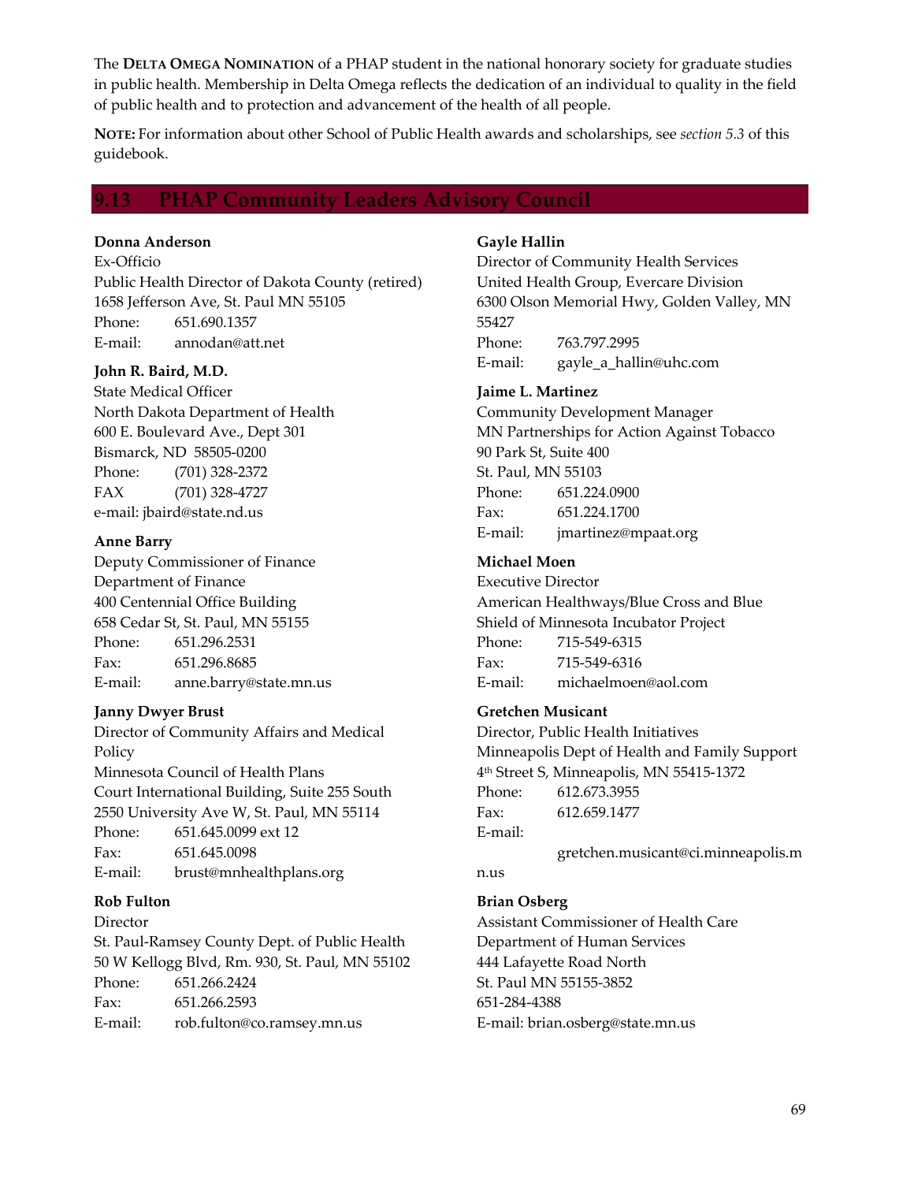The **DELTA OMEGA NOMINATION** of a PHAP student in the national honorary society for graduate studies in public health. Membership in Delta Omega reflects the dedication of an individual to quality in the field of public health and to protection and advancement of the health of all people.

**NOTE:** For information about other School of Public Health awards and scholarships, see *section 5.3* of this guidebook.

## 9.13 PHAP Community Leaders Advisory Council

**Donna Anderson**
Ex-Officio
Public Health Director of Dakota County (retired)
1658 Jefferson Ave, St. Paul MN 55105
Phone: 651.690.1357
E-mail: annodan@att.net

**John R. Baird, M.D.**
State Medical Officer
North Dakota Department of Health
600 E. Boulevard Ave., Dept 301
Bismarck, ND 58505-0200
Phone: (701) 328-2372
FAX (701) 328-4727
e-mail: jbaird@state.nd.us

**Anne Barry**
Deputy Commissioner of Finance
Department of Finance
400 Centennial Office Building
658 Cedar St, St. Paul, MN 55155
Phone: 651.296.2531
Fax: 651.296.8685
E-mail: anne.barry@state.mn.us

**Janny Dwyer Brust**
Director of Community Affairs and Medical Policy
Minnesota Council of Health Plans
Court International Building, Suite 255 South
2550 University Ave W, St. Paul, MN 55114
Phone: 651.645.0099 ext 12
Fax: 651.645.0098
E-mail: brust@mnhealthplans.org

**Rob Fulton**
Director
St. Paul-Ramsey County Dept. of Public Health
50 W Kellogg Blvd, Rm. 930, St. Paul, MN 55102
Phone: 651.266.2424
Fax: 651.266.2593
E-mail: rob.fulton@co.ramsey.mn.us

**Gayle Hallin**
Director of Community Health Services
United Health Group, Evercare Division
6300 Olson Memorial Hwy, Golden Valley, MN 55427
Phone: 763.797.2995
E-mail: gayle_a_hallin@uhc.com

**Jaime L. Martinez**
Community Development Manager
MN Partnerships for Action Against Tobacco
90 Park St, Suite 400
St. Paul, MN 55103
Phone: 651.224.0900
Fax: 651.224.1700
E-mail: jmartinez@mpaat.org

**Michael Moen**
Executive Director
American Healthways/Blue Cross and Blue Shield of Minnesota Incubator Project
Phone: 715-549-6315
Fax: 715-549-6316
E-mail: michaelmoen@aol.com

**Gretchen Musicant**
Director, Public Health Initiatives
Minneapolis Dept of Health and Family Support
4th Street S, Minneapolis, MN 55415-1372
Phone: 612.673.3955
Fax: 612.659.1477
E-mail: gretchen.musicant@ci.minneapolis.mn.us

**Brian Osberg**
Assistant Commissioner of Health Care
Department of Human Services
444 Lafayette Road North
St. Paul MN 55155-3852
651-284-4388
E-mail: brian.osberg@state.mn.us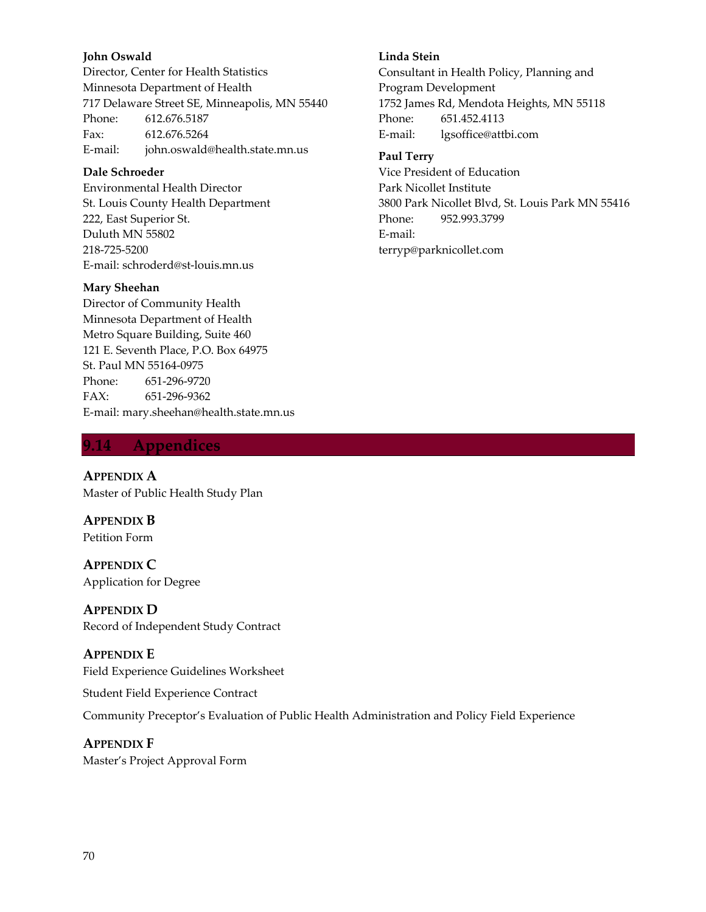**John Oswald**
Director, Center for Health Statistics
Minnesota Department of Health
717 Delaware Street SE, Minneapolis, MN 55440
Phone: 612.676.5187
Fax: 612.676.5264
E-mail: john.oswald@health.state.mn.us

**Dale Schroeder**
Environmental Health Director
St. Louis County Health Department
222, East Superior St.
Duluth MN 55802
218-725-5200
E-mail: schroderd@st-louis.mn.us

**Mary Sheehan**
Director of Community Health
Minnesota Department of Health
Metro Square Building, Suite 460
121 E. Seventh Place, P.O. Box 64975
St. Paul MN 55164-0975
Phone: 651-296-9720
FAX: 651-296-9362
E-mail: mary.sheehan@health.state.mn.us

**Linda Stein**
Consultant in Health Policy, Planning and Program Development
1752 James Rd, Mendota Heights, MN 55118
Phone: 651.452.4113
E-mail: lgsoffice@attbi.com

**Paul Terry**
Vice President of Education
Park Nicollet Institute
3800 Park Nicollet Blvd, St. Louis Park MN 55416
Phone: 952.993.3799
E-mail:
terryp@parknicollet.com

## 9.14 Appendices

**APPENDIX A**
Master of Public Health Study Plan

**APPENDIX B**
Petition Form

**APPENDIX C**
Application for Degree

**APPENDIX D**
Record of Independent Study Contract

**APPENDIX E**
Field Experience Guidelines Worksheet

Student Field Experience Contract

Community Preceptor's Evaluation of Public Health Administration and Policy Field Experience

**APPENDIX F**
Master's Project Approval Form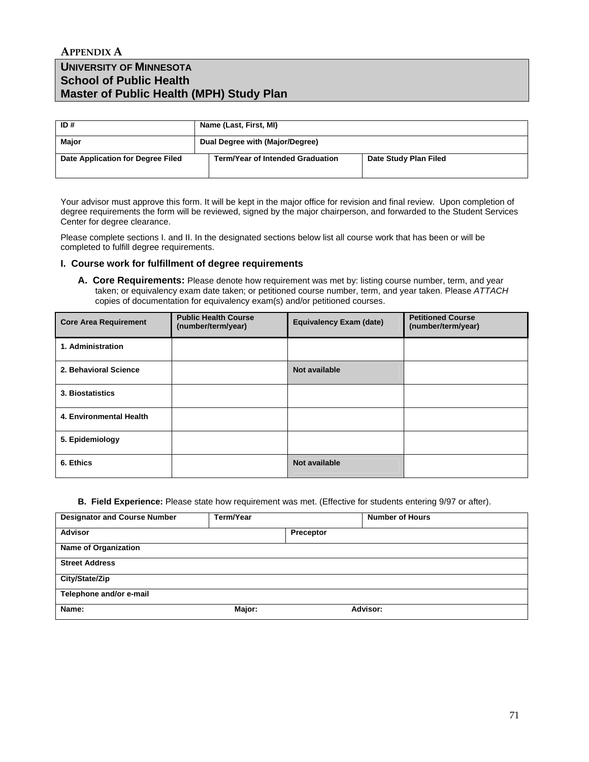# APPENDIX A

## UNIVERSITY OF MINNESOTA
## School of Public Health
## Master of Public Health (MPH) Study Plan

| ID # | Name (Last, First, MI) | |
|---|---|---|
| Major | Dual Degree with (Major/Degree) | |
| Date Application for Degree Filed | Term/Year of Intended Graduation | Date Study Plan Filed |

Your advisor must approve this form. It will be kept in the major office for revision and final review. Upon completion of degree requirements the form will be reviewed, signed by the major chairperson, and forwarded to the Student Services Center for degree clearance.

Please complete sections I. and II. In the designated sections below list all course work that has been or will be completed to fulfill degree requirements.

### I. Course work for fulfillment of degree requirements

**A. Core Requirements:** Please denote how requirement was met by: listing course number, term, and year taken; or equivalency exam date taken; or petitioned course number, term, and year taken. Please *ATTACH* copies of documentation for equivalency exam(s) and/or petitioned courses.

| Core Area Requirement | Public Health Course (number/term/year) | Equivalency Exam (date) | Petitioned Course (number/term/year) |
|---|---|---|---|
| 1. Administration | | | |
| 2. Behavioral Science | | Not available | |
| 3. Biostatistics | | | |
| 4. Environmental Health | | | |
| 5. Epidemiology | | | |
| 6. Ethics | | Not available | |

**B. Field Experience:** Please state how requirement was met. (Effective for students entering 9/97 or after).

| Designator and Course Number | Term/Year | Number of Hours |
|---|---|---|
| Advisor | Preceptor | |
| Name of Organization | | |
| Street Address | | |
| City/State/Zip | | |
| Telephone and/or e-mail | | |
| Name: | Major: | Advisor: |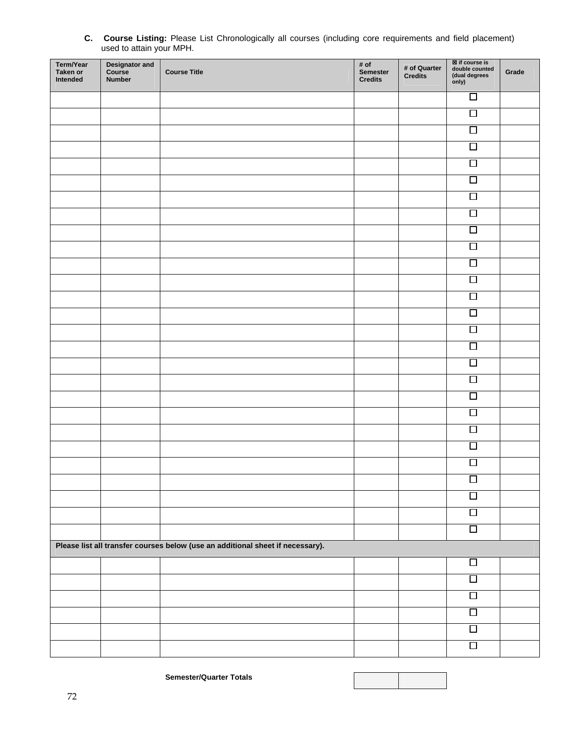**C. Course Listing:** Please List Chronologically all courses (including core requirements and field placement) used to attain your MPH.

| Term/Year Taken or Intended | Designator and Course Number | Course Title | # of Semester Credits | # of Quarter Credits | ☒ if course is double counted (dual degrees only) | Grade |
|---|---|---|---|---|---|---|
| | | | | | ☐ | |
| | | | | | ☐ | |
| | | | | | ☐ | |
| | | | | | ☐ | |
| | | | | | ☐ | |
| | | | | | ☐ | |
| | | | | | ☐ | |
| | | | | | ☐ | |
| | | | | | ☐ | |
| | | | | | ☐ | |
| | | | | | ☐ | |
| | | | | | ☐ | |
| | | | | | ☐ | |
| | | | | | ☐ | |
| | | | | | ☐ | |
| | | | | | ☐ | |
| | | | | | ☐ | |
| | | | | | ☐ | |
| | | | | | ☐ | |
| | | | | | ☐ | |
| | | | | | ☐ | |
| | | | | | ☐ | |
| | | | | | ☐ | |
| | | | | | ☐ | |
| | | | | | ☐ | |
| | | | | | ☐ | |
| | | | | | ☐ | |
| **Please list all transfer courses below (use an additional sheet if necessary).** | | | | | | |
| | | | | | ☐ | |
| | | | | | ☐ | |
| | | | | | ☐ | |
| | | | | | ☐ | |
| | | | | | ☐ | |
| | | | | | ☐ | |
| | | **Semester/Quarter Totals** | | | | |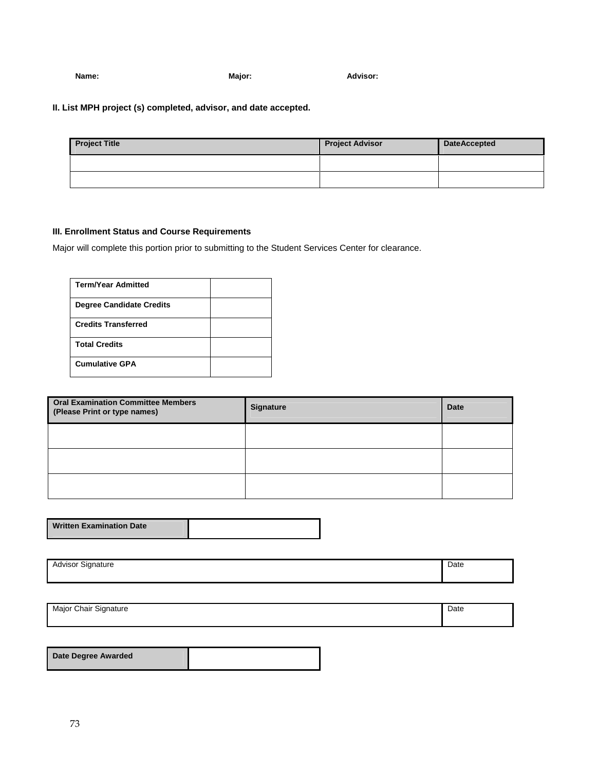**Name:** **Major:** **Advisor:**

**II. List MPH project (s) completed, advisor, and date accepted.**

| Project Title | Project Advisor | DateAccepted |
|---|---|---|
| | | |
| | | |

**III. Enrollment Status and Course Requirements**

Major will complete this portion prior to submitting to the Student Services Center for clearance.

| | |
|---|---|
| **Term/Year Admitted** | |
| **Degree Candidate Credits** | |
| **Credits Transferred** | |
| **Total Credits** | |
| **Cumulative GPA** | |

| Oral Examination Committee Members (Please Print or type names) | Signature | Date |
|---|---|---|
| | | |
| | | |
| | | |

| | |
|---|---|
| **Written Examination Date** | |

| Advisor Signature | Date |
|---|---|
| | |

| Major Chair Signature | Date |
|---|---|
| | |

| | |
|---|---|
| **Date Degree Awarded** | |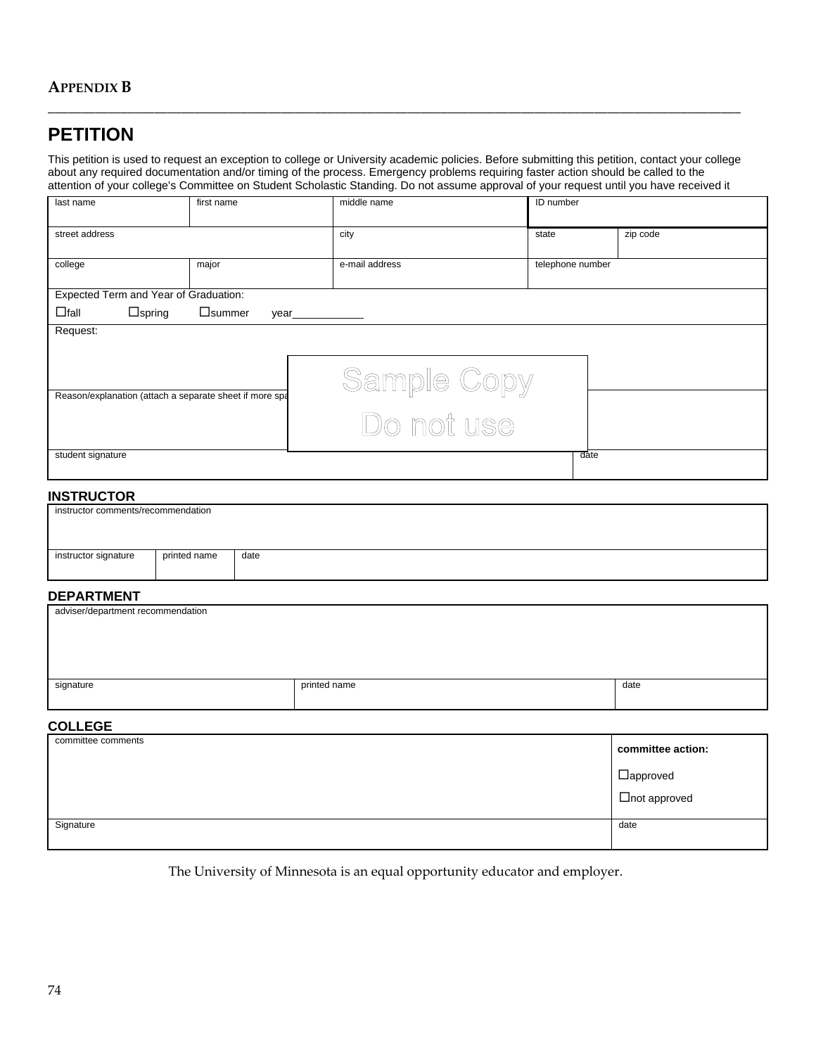**APPENDIX B**

# PETITION

This petition is used to request an exception to college or University academic policies. Before submitting this petition, contact your college about any required documentation and/or timing of the process. Emergency problems requiring faster action should be called to the attention of your college's Committee on Student Scholastic Standing. Do not assume approval of your request until you have received it

| last name | first name | middle name | ID number | |
|---|---|---|---|---|
| street address | | city | state | zip code |
| college | major | e-mail address | telephone number | |

Expected Term and Year of Graduation:

☐fall ☐spring ☐summer year____________

Request:

Sample Copy
Do not use

Reason/explanation (attach a separate sheet if more spa

| student signature | date |
|---|---|

## INSTRUCTOR

instructor comments/recommendation

| instructor signature | printed name | date |
|---|---|---|

## DEPARTMENT

adviser/department recommendation

| signature | printed name | date |
|---|---|---|

## COLLEGE

| committee comments | **committee action:** ☐approved ☐not approved |
|---|---|
| Signature | date |

The University of Minnesota is an equal opportunity educator and employer.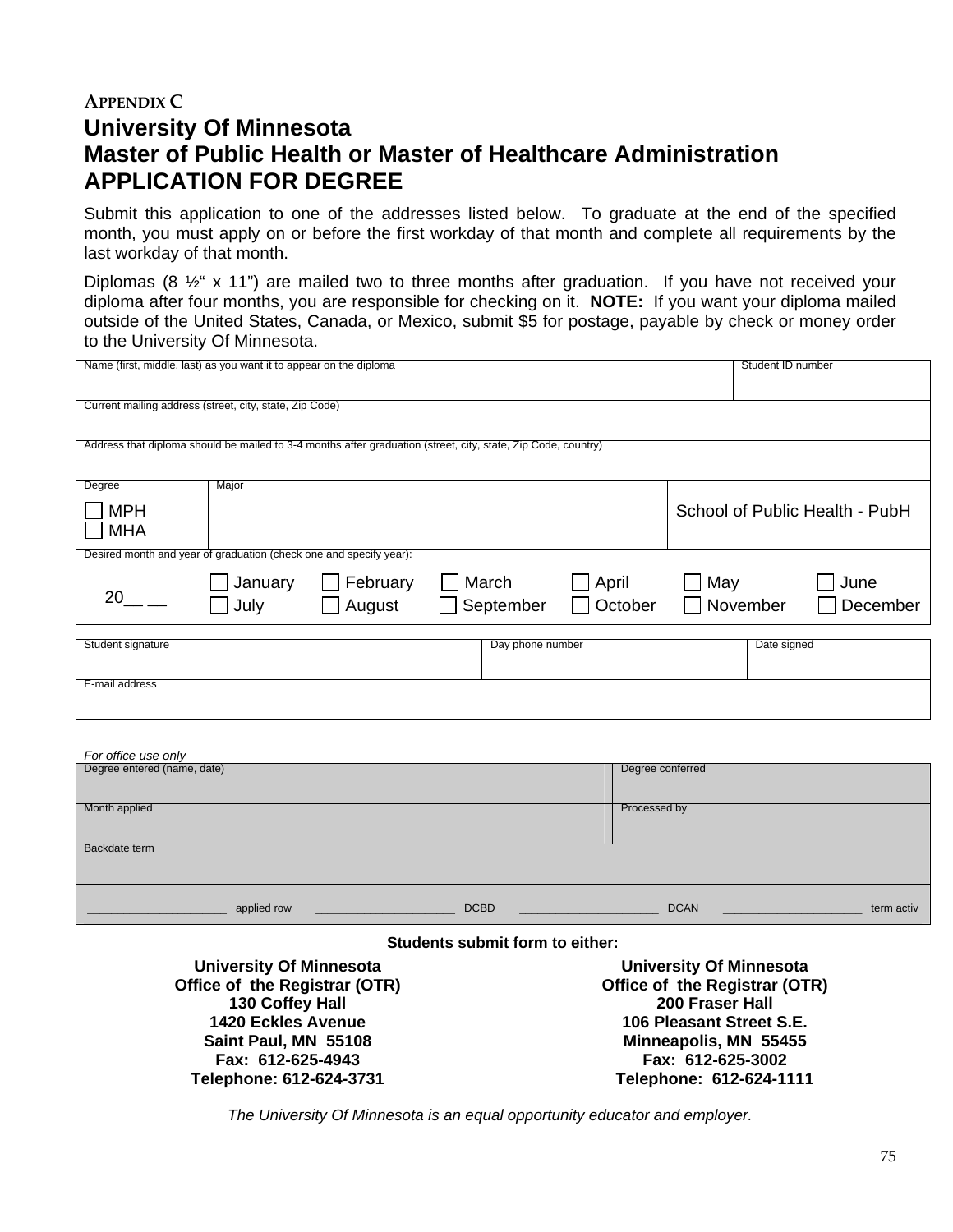**APPENDIX C**

# University Of Minnesota
# Master of Public Health or Master of Healthcare Administration
# APPLICATION FOR DEGREE

Submit this application to one of the addresses listed below. To graduate at the end of the specified month, you must apply on or before the first workday of that month and complete all requirements by the last workday of that month.

Diplomas (8 ½" x 11") are mailed two to three months after graduation. If you have not received your diploma after four months, you are responsible for checking on it. **NOTE:** If you want your diploma mailed outside of the United States, Canada, or Mexico, submit $5 for postage, payable by check or money order to the University Of Minnesota.

| Name (first, middle, last) as you want it to appear on the diploma | | | | | Student ID number |
|---|---|---|---|---|---|
| Current mailing address (street, city, state, Zip Code) | | | | | |
| Address that diploma should be mailed to 3-4 months after graduation (street, city, state, Zip Code, country) | | | | | |
| Degree<br>☐ MPH<br>☐ MHA | Major | | | School of Public Health - PubH | |
| Desired month and year of graduation (check one and specify year): | | | | | |
| 20__ __ | ☐ January<br>☐ July | ☐ February<br>☐ August | ☐ March<br>☐ September | ☐ April<br>☐ October | ☐ May ☐ June<br>☐ November ☐ December |

| Student signature | Day phone number | Date signed |
|---|---|---|
| E-mail address | | |

*For office use only*

| Degree entered (name, date) | Degree conferred |
|---|---|
| Month applied | Processed by |
| Backdate term | |
| ____________________ applied row ____________________ DCBD ____________________ DCAN ____________________ term activ | |

**Students submit form to either:**

**University Of Minnesota**
**Office of the Registrar (OTR)**
**130 Coffey Hall**
**1420 Eckles Avenue**
**Saint Paul, MN 55108**
**Fax: 612-625-4943**
**Telephone: 612-624-3731**

**University Of Minnesota**
**Office of the Registrar (OTR)**
**200 Fraser Hall**
**106 Pleasant Street S.E.**
**Minneapolis, MN 55455**
**Fax: 612-625-3002**
**Telephone: 612-624-1111**

*The University Of Minnesota is an equal opportunity educator and employer.*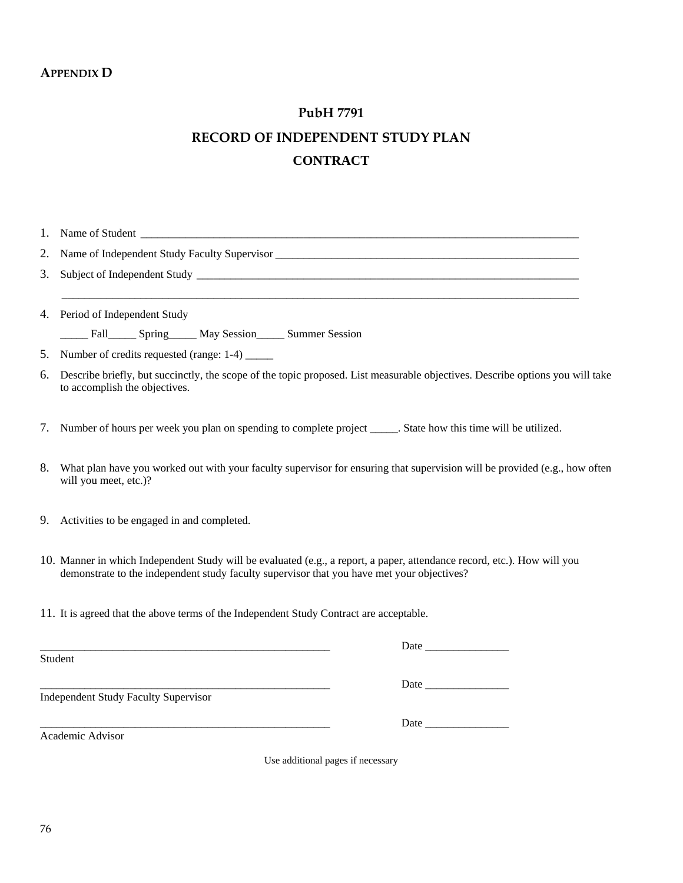**APPENDIX D**

# PubH 7791

## RECORD OF INDEPENDENT STUDY PLAN

## CONTRACT

1. Name of Student ____________________________________________________________________________
2. Name of Independent Study Faculty Supervisor _______________________________________________________
3. Subject of Independent Study ___________________________________________________________________

   ____________________________________________________________________________________________
4. Period of Independent Study

   _____ Fall_____ Spring_____ May Session_____ Summer Session
5. Number of credits requested (range: 1-4) _____
6. Describe briefly, but succinctly, the scope of the topic proposed. List measurable objectives. Describe options you will take to accomplish the objectives.
7. Number of hours per week you plan on spending to complete project _____. State how this time will be utilized.
8. What plan have you worked out with your faculty supervisor for ensuring that supervision will be provided (e.g., how often will you meet, etc.)?
9. Activities to be engaged in and completed.
10. Manner in which Independent Study will be evaluated (e.g., a report, a paper, attendance record, etc.). How will you demonstrate to the independent study faculty supervisor that you have met your objectives?
11. It is agreed that the above terms of the Independent Study Contract are acceptable.

_____________________________________________________ Date _______________
Student

_____________________________________________________ Date _______________
Independent Study Faculty Supervisor

_____________________________________________________ Date _______________
Academic Advisor

Use additional pages if necessary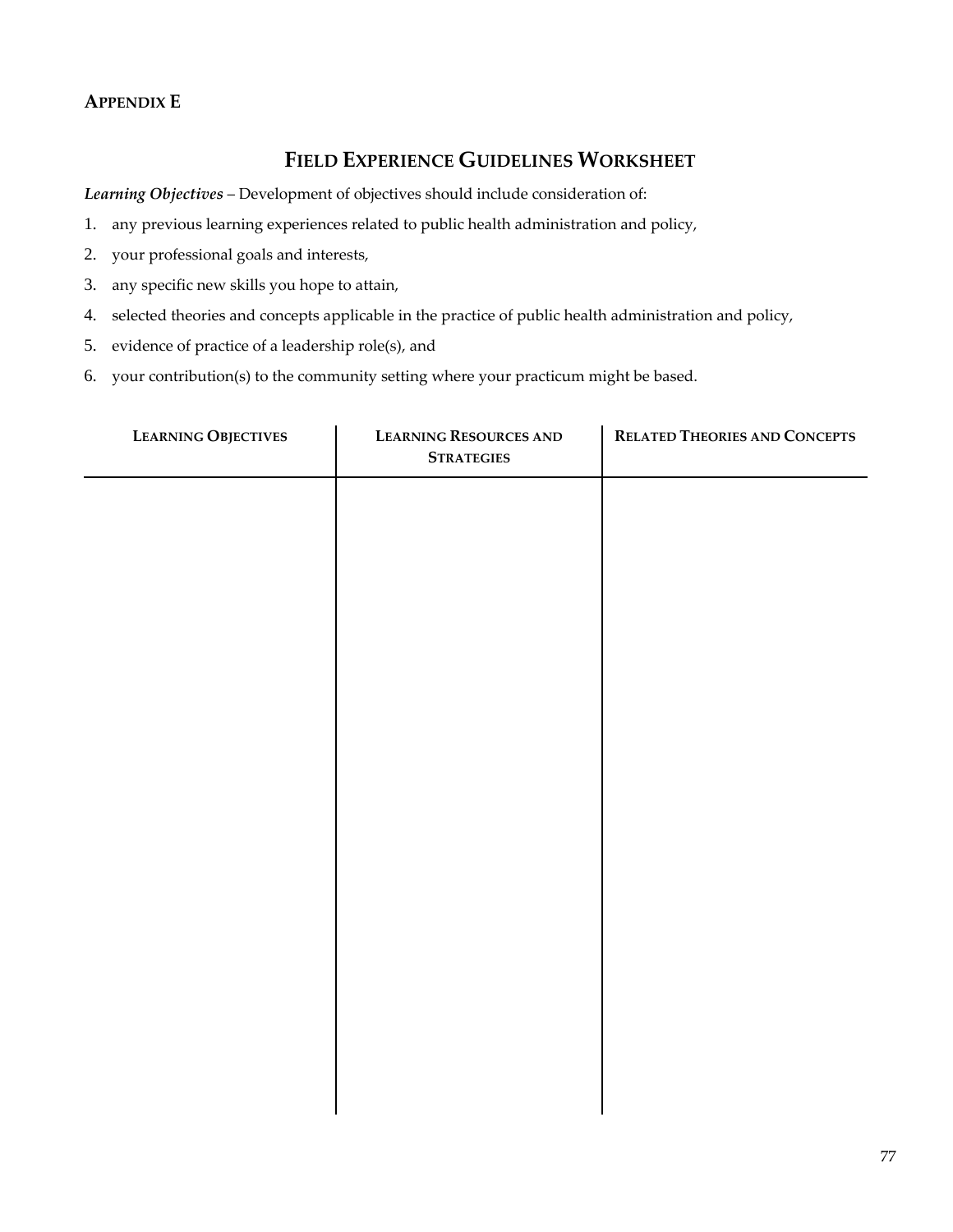**APPENDIX E**

# FIELD EXPERIENCE GUIDELINES WORKSHEET

***Learning Objectives*** – Development of objectives should include consideration of:

1. any previous learning experiences related to public health administration and policy,
2. your professional goals and interests,
3. any specific new skills you hope to attain,
4. selected theories and concepts applicable in the practice of public health administration and policy,
5. evidence of practice of a leadership role(s), and
6. your contribution(s) to the community setting where your practicum might be based.

| LEARNING OBJECTIVES | LEARNING RESOURCES AND STRATEGIES | RELATED THEORIES AND CONCEPTS |
|---|---|---|
| | | |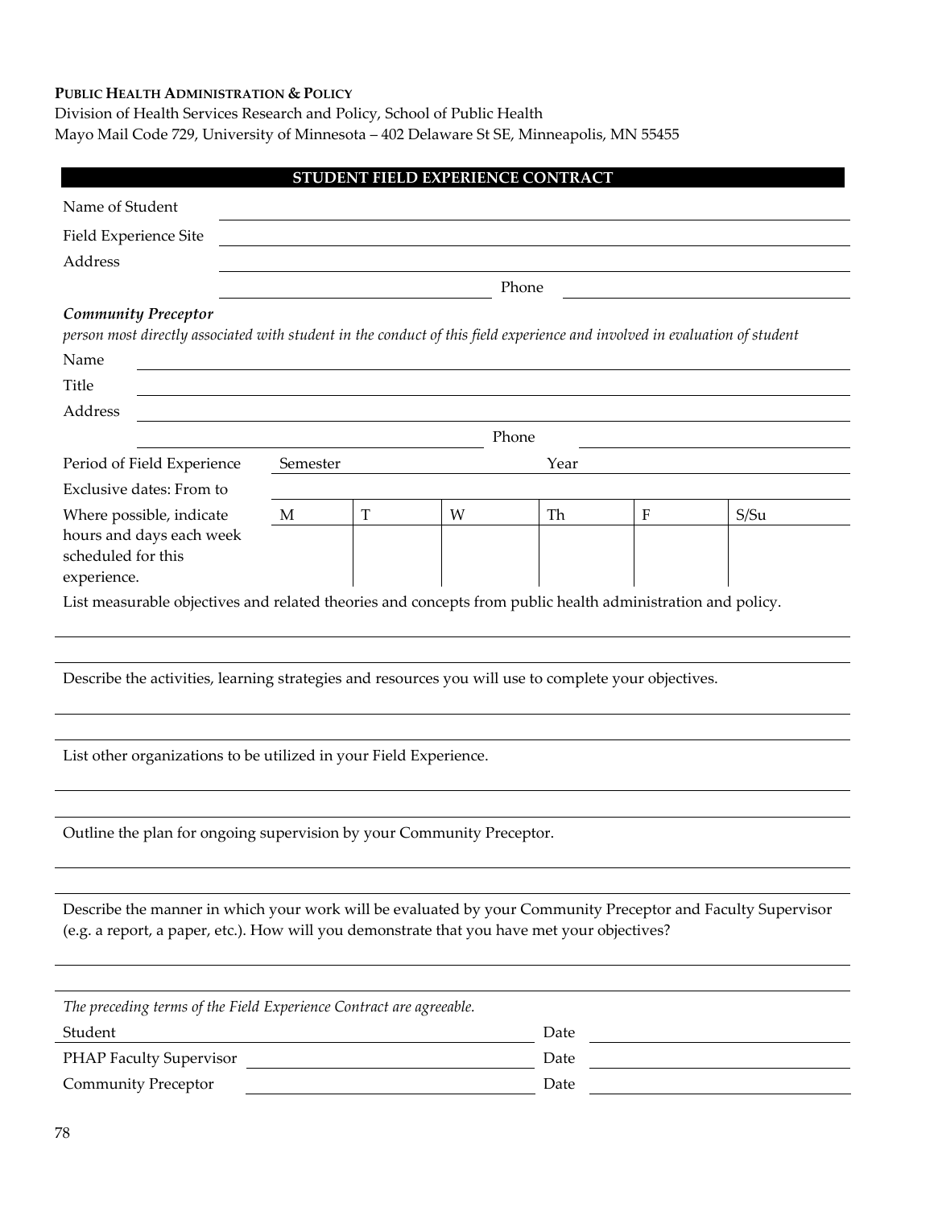**PUBLIC HEALTH ADMINISTRATION & POLICY**

Division of Health Services Research and Policy, School of Public Health

Mayo Mail Code 729, University of Minnesota – 402 Delaware St SE, Minneapolis, MN 55455

## STUDENT FIELD EXPERIENCE CONTRACT

Name of Student ______________________________

Field Experience Site ______________________________

Address ______________________________

______________________________ Phone ______________________________

***Community Preceptor***

*person most directly associated with student in the conduct of this field experience and involved in evaluation of student*

Name ______________________________

Title ______________________________

Address ______________________________

______________________________ Phone ______________________________

Period of Field Experience Semester ______________ Year ______________

Exclusive dates: From to ______________________________

| Where possible, indicate hours and days each week scheduled for this experience. | M | T | W | Th | F | S/Su |
|---|---|---|---|---|---|---|
| | | | | | | |

List measurable objectives and related theories and concepts from public health administration and policy.

______________________________

______________________________

Describe the activities, learning strategies and resources you will use to complete your objectives.

______________________________

______________________________

List other organizations to be utilized in your Field Experience.

______________________________

______________________________

Outline the plan for ongoing supervision by your Community Preceptor.

______________________________

______________________________

Describe the manner in which your work will be evaluated by your Community Preceptor and Faculty Supervisor (e.g. a report, a paper, etc.). How will you demonstrate that you have met your objectives?

______________________________

______________________________

*The preceding terms of the Field Experience Contract are agreeable.*

Student ______________________________ Date ______________

PHAP Faculty Supervisor ______________________________ Date ______________

Community Preceptor ______________________________ Date ______________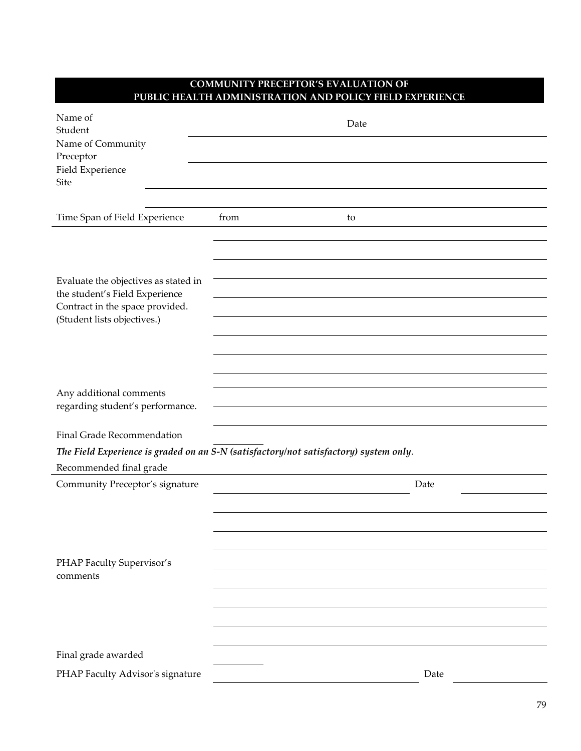## COMMUNITY PRECEPTOR'S EVALUATION OF PUBLIC HEALTH ADMINISTRATION AND POLICY FIELD EXPERIENCE

Name of Student ____________________ Date ____________________

Name of Community Preceptor ____________________

Field Experience Site ____________________

____________________

Time Span of Field Experience from ____________________ to ____________________

Evaluate the objectives as stated in the student's Field Experience Contract in the space provided. (Student lists objectives.)

____________________

____________________

____________________

____________________

____________________

____________________

____________________

____________________

Any additional comments regarding student's performance.

____________________

____________________

____________________

Final Grade Recommendation ____________________

***The Field Experience is graded on an S-N (satisfactory/not satisfactory) system only***.

Recommended final grade

Community Preceptor's signature ____________________ Date ____________________

PHAP Faculty Supervisor's comments

____________________

____________________

____________________

____________________

____________________

____________________

____________________

____________________

Final grade awarded ____________________

PHAP Faculty Advisor's signature ____________________ Date ____________________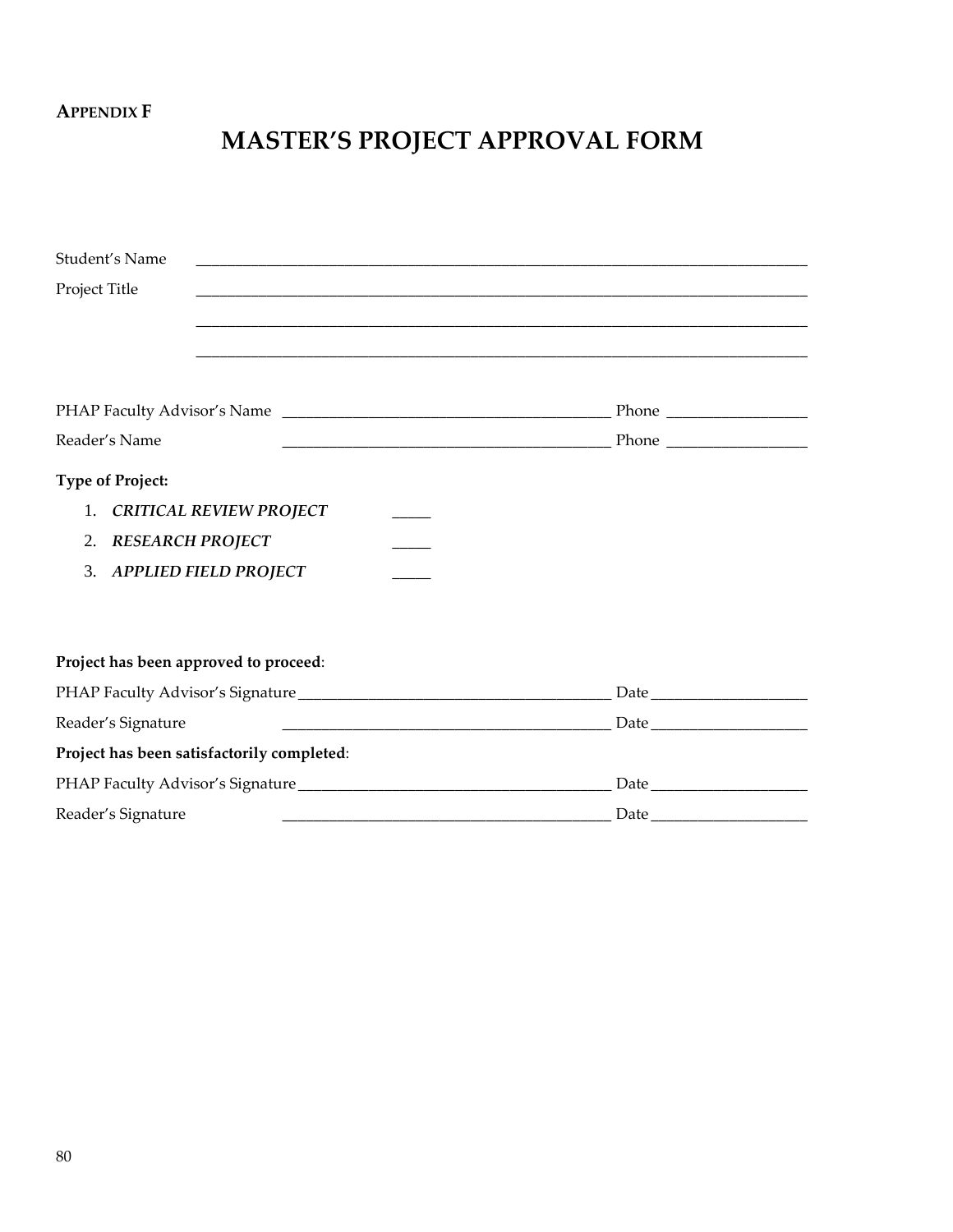**APPENDIX F**

# MASTER'S PROJECT APPROVAL FORM

Student's Name ______________________________________________________________________________

Project Title ______________________________________________________________________________

______________________________________________________________________________

______________________________________________________________________________

PHAP Faculty Advisor's Name __________________________________________ Phone __________________

Reader's Name __________________________________________ Phone __________________

**Type of Project:**

1. ***CRITICAL REVIEW PROJECT*** _____
2. ***RESEARCH PROJECT*** _____
3. ***APPLIED FIELD PROJECT*** _____

**Project has been approved to proceed**:

PHAP Faculty Advisor's Signature __________________________________________ Date ____________________

Reader's Signature __________________________________________ Date ____________________

**Project has been satisfactorily completed**:

PHAP Faculty Advisor's Signature __________________________________________ Date ____________________

Reader's Signature __________________________________________ Date ____________________